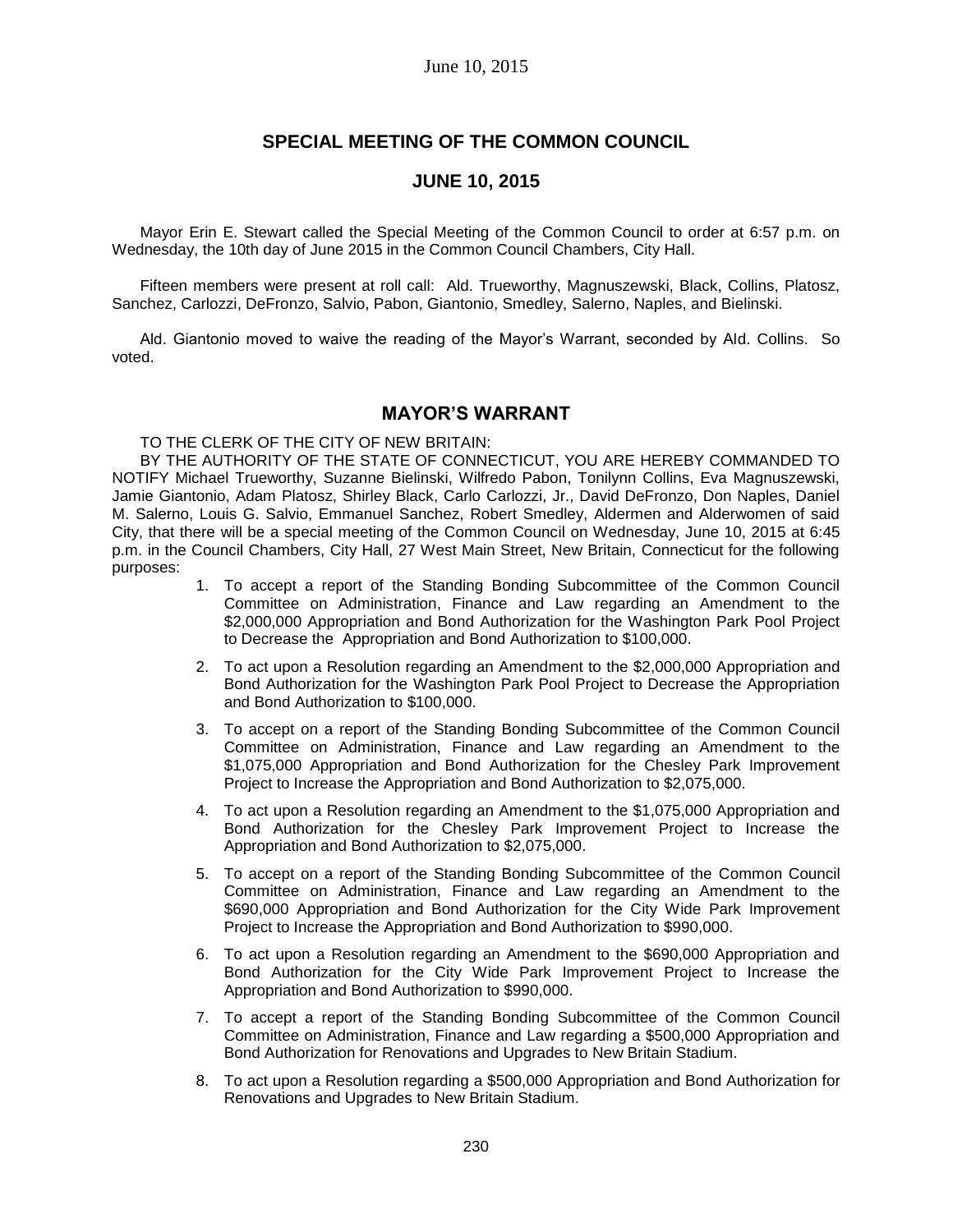# SPECIAL MEETING OF THE COMMON COUNCIL

## JUNE 10, 2015

Mayor Erin E. Stewart called the Special Meeting of the Common Council to order at 6:57 p.m. on Wednesday, the 10th day of June 2015 in the Common Council Chambers, City Hall.

Fifteen members were present at roll call: Ald. Trueworthy, Magnuszewski, Black, Collins, Platosz, Sanchez, Carlozzi, DeFronzo, Salvio, Pabon, Giantonio, Smedley, Salerno, Naples, and Bielinski.

Ald. Giantonio moved to waive the reading of the Mayor's Warrant, seconded by Ald. Collins. So voted.

## MAYOR'S WARRANT

TO THE CLERK OF THE CITY OF NEW BRITAIN:

BY THE AUTHORITY OF THE STATE OF CONNECTICUT, YOU ARE HEREBY COMMANDED TO NOTIFY Michael Trueworthy, Suzanne Bielinski, Wilfredo Pabon, Tonilynn Collins, Eva Magnuszewski, Jamie Giantonio, Adam Platosz, Shirley Black, Carlo Carlozzi, Jr., David DeFronzo, Don Naples, Daniel M. Salerno, Louis G. Salvio, Emmanuel Sanchez, Robert Smedley, Aldermen and Alderwomen of said City, that there will be a special meeting of the Common Council on Wednesday, June 10, 2015 at 6:45 p.m. in the Council Chambers, City Hall, 27 West Main Street, New Britain, Connecticut for the following purposes:

1. To accept a report of the Standing Bonding Subcommittee of the Common Council Committee on Administration, Finance and Law regarding an Amendment to the \$2,000,000 Appropriation and Bond Authorization for the Washington Park Pool Project to Decrease the Appropriation and Bond Authorization to \$100,000.
2. To act upon a Resolution regarding an Amendment to the \$2,000,000 Appropriation and Bond Authorization for the Washington Park Pool Project to Decrease the Appropriation and Bond Authorization to \$100,000.
3. To accept on a report of the Standing Bonding Subcommittee of the Common Council Committee on Administration, Finance and Law regarding an Amendment to the \$1,075,000 Appropriation and Bond Authorization for the Chesley Park Improvement Project to Increase the Appropriation and Bond Authorization to \$2,075,000.
4. To act upon a Resolution regarding an Amendment to the \$1,075,000 Appropriation and Bond Authorization for the Chesley Park Improvement Project to Increase the Appropriation and Bond Authorization to \$2,075,000.
5. To accept on a report of the Standing Bonding Subcommittee of the Common Council Committee on Administration, Finance and Law regarding an Amendment to the \$690,000 Appropriation and Bond Authorization for the City Wide Park Improvement Project to Increase the Appropriation and Bond Authorization to \$990,000.
6. To act upon a Resolution regarding an Amendment to the \$690,000 Appropriation and Bond Authorization for the City Wide Park Improvement Project to Increase the Appropriation and Bond Authorization to \$990,000.
7. To accept a report of the Standing Bonding Subcommittee of the Common Council Committee on Administration, Finance and Law regarding a \$500,000 Appropriation and Bond Authorization for Renovations and Upgrades to New Britain Stadium.
8. To act upon a Resolution regarding a \$500,000 Appropriation and Bond Authorization for Renovations and Upgrades to New Britain Stadium.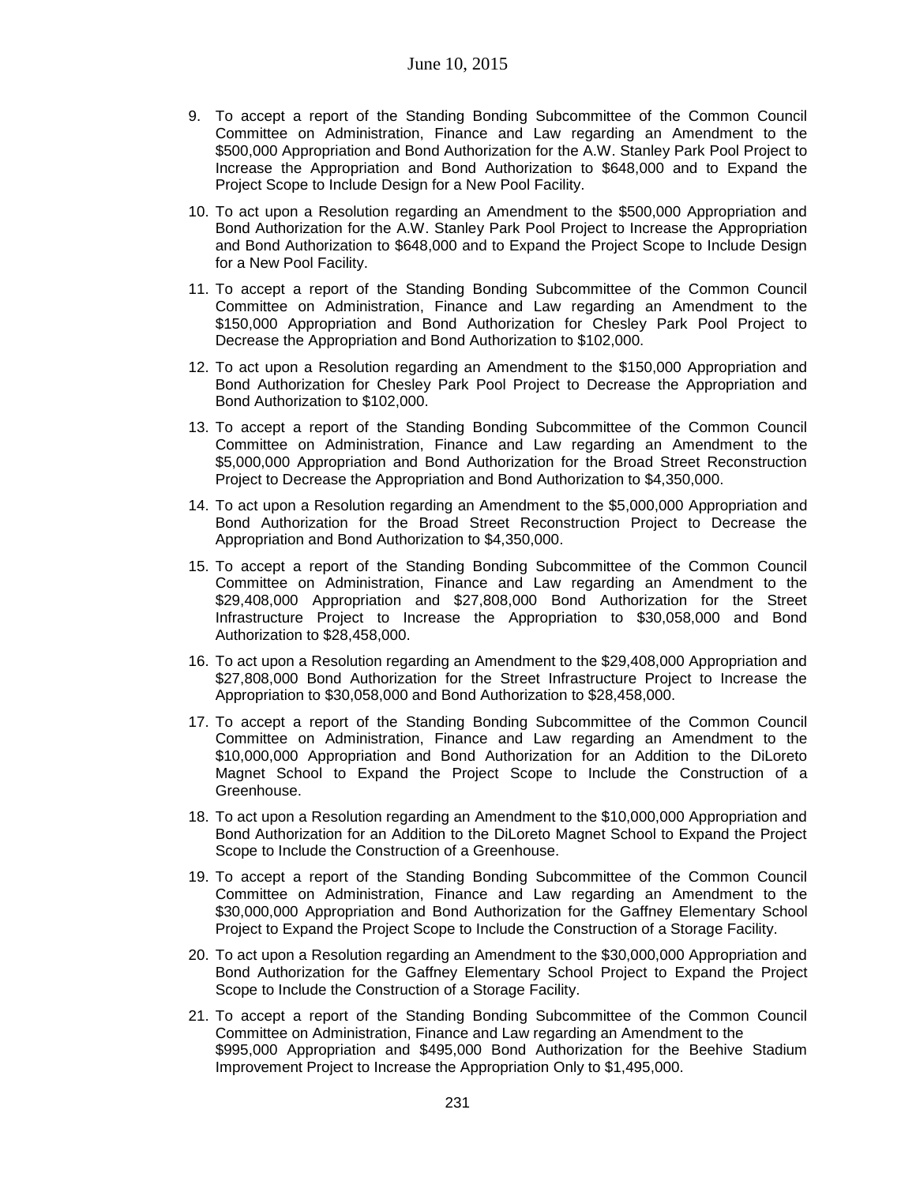9. To accept a report of the Standing Bonding Subcommittee of the Common Council Committee on Administration, Finance and Law regarding an Amendment to the $500,000 Appropriation and Bond Authorization for the A.W. Stanley Park Pool Project to Increase the Appropriation and Bond Authorization to $648,000 and to Expand the Project Scope to Include Design for a New Pool Facility.

10. To act upon a Resolution regarding an Amendment to the $500,000 Appropriation and Bond Authorization for the A.W. Stanley Park Pool Project to Increase the Appropriation and Bond Authorization to $648,000 and to Expand the Project Scope to Include Design for a New Pool Facility.

11. To accept a report of the Standing Bonding Subcommittee of the Common Council Committee on Administration, Finance and Law regarding an Amendment to the $150,000 Appropriation and Bond Authorization for Chesley Park Pool Project to Decrease the Appropriation and Bond Authorization to $102,000.

12. To act upon a Resolution regarding an Amendment to the $150,000 Appropriation and Bond Authorization for Chesley Park Pool Project to Decrease the Appropriation and Bond Authorization to $102,000.

13. To accept a report of the Standing Bonding Subcommittee of the Common Council Committee on Administration, Finance and Law regarding an Amendment to the $5,000,000 Appropriation and Bond Authorization for the Broad Street Reconstruction Project to Decrease the Appropriation and Bond Authorization to $4,350,000.

14. To act upon a Resolution regarding an Amendment to the $5,000,000 Appropriation and Bond Authorization for the Broad Street Reconstruction Project to Decrease the Appropriation and Bond Authorization to $4,350,000.

15. To accept a report of the Standing Bonding Subcommittee of the Common Council Committee on Administration, Finance and Law regarding an Amendment to the $29,408,000 Appropriation and $27,808,000 Bond Authorization for the Street Infrastructure Project to Increase the Appropriation to $30,058,000 and Bond Authorization to $28,458,000.

16. To act upon a Resolution regarding an Amendment to the $29,408,000 Appropriation and $27,808,000 Bond Authorization for the Street Infrastructure Project to Increase the Appropriation to $30,058,000 and Bond Authorization to $28,458,000.

17. To accept a report of the Standing Bonding Subcommittee of the Common Council Committee on Administration, Finance and Law regarding an Amendment to the $10,000,000 Appropriation and Bond Authorization for an Addition to the DiLoreto Magnet School to Expand the Project Scope to Include the Construction of a Greenhouse.

18. To act upon a Resolution regarding an Amendment to the $10,000,000 Appropriation and Bond Authorization for an Addition to the DiLoreto Magnet School to Expand the Project Scope to Include the Construction of a Greenhouse.

19. To accept a report of the Standing Bonding Subcommittee of the Common Council Committee on Administration, Finance and Law regarding an Amendment to the $30,000,000 Appropriation and Bond Authorization for the Gaffney Elementary School Project to Expand the Project Scope to Include the Construction of a Storage Facility.

20. To act upon a Resolution regarding an Amendment to the $30,000,000 Appropriation and Bond Authorization for the Gaffney Elementary School Project to Expand the Project Scope to Include the Construction of a Storage Facility.

21. To accept a report of the Standing Bonding Subcommittee of the Common Council Committee on Administration, Finance and Law regarding an Amendment to the $995,000 Appropriation and $495,000 Bond Authorization for the Beehive Stadium Improvement Project to Increase the Appropriation Only to $1,495,000.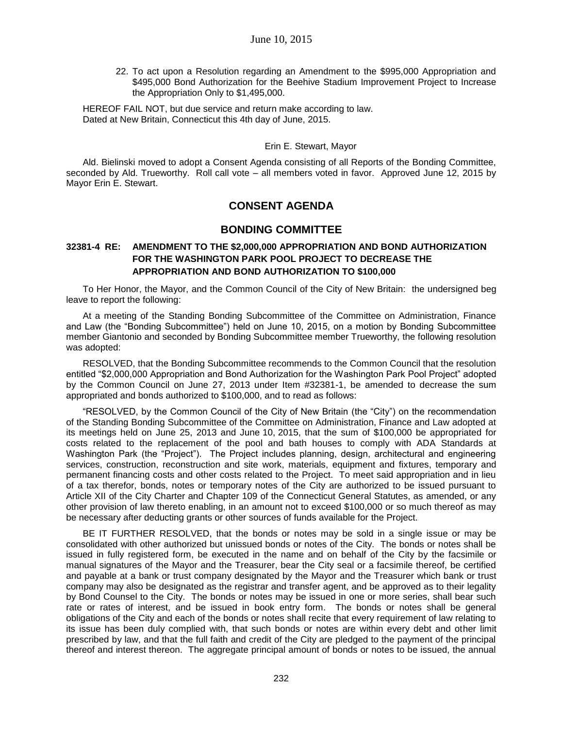22. To act upon a Resolution regarding an Amendment to the $995,000 Appropriation and $495,000 Bond Authorization for the Beehive Stadium Improvement Project to Increase the Appropriation Only to $1,495,000.

HEREOF FAIL NOT, but due service and return make according to law.
Dated at New Britain, Connecticut this 4th day of June, 2015.

Erin E. Stewart, Mayor

Ald. Bielinski moved to adopt a Consent Agenda consisting of all Reports of the Bonding Committee, seconded by Ald. Trueworthy. Roll call vote – all members voted in favor. Approved June 12, 2015 by Mayor Erin E. Stewart.

## CONSENT AGENDA

## BONDING COMMITTEE

### 32381-4 RE: AMENDMENT TO THE $2,000,000 APPROPRIATION AND BOND AUTHORIZATION FOR THE WASHINGTON PARK POOL PROJECT TO DECREASE THE APPROPRIATION AND BOND AUTHORIZATION TO $100,000

To Her Honor, the Mayor, and the Common Council of the City of New Britain: the undersigned beg leave to report the following:

At a meeting of the Standing Bonding Subcommittee of the Committee on Administration, Finance and Law (the "Bonding Subcommittee") held on June 10, 2015, on a motion by Bonding Subcommittee member Giantonio and seconded by Bonding Subcommittee member Trueworthy, the following resolution was adopted:

RESOLVED, that the Bonding Subcommittee recommends to the Common Council that the resolution entitled "$2,000,000 Appropriation and Bond Authorization for the Washington Park Pool Project" adopted by the Common Council on June 27, 2013 under Item #32381-1, be amended to decrease the sum appropriated and bonds authorized to $100,000, and to read as follows:

"RESOLVED, by the Common Council of the City of New Britain (the "City") on the recommendation of the Standing Bonding Subcommittee of the Committee on Administration, Finance and Law adopted at its meetings held on June 25, 2013 and June 10, 2015, that the sum of $100,000 be appropriated for costs related to the replacement of the pool and bath houses to comply with ADA Standards at Washington Park (the "Project"). The Project includes planning, design, architectural and engineering services, construction, reconstruction and site work, materials, equipment and fixtures, temporary and permanent financing costs and other costs related to the Project. To meet said appropriation and in lieu of a tax therefor, bonds, notes or temporary notes of the City are authorized to be issued pursuant to Article XII of the City Charter and Chapter 109 of the Connecticut General Statutes, as amended, or any other provision of law thereto enabling, in an amount not to exceed $100,000 or so much thereof as may be necessary after deducting grants or other sources of funds available for the Project.

BE IT FURTHER RESOLVED, that the bonds or notes may be sold in a single issue or may be consolidated with other authorized but unissued bonds or notes of the City. The bonds or notes shall be issued in fully registered form, be executed in the name and on behalf of the City by the facsimile or manual signatures of the Mayor and the Treasurer, bear the City seal or a facsimile thereof, be certified and payable at a bank or trust company designated by the Mayor and the Treasurer which bank or trust company may also be designated as the registrar and transfer agent, and be approved as to their legality by Bond Counsel to the City. The bonds or notes may be issued in one or more series, shall bear such rate or rates of interest, and be issued in book entry form. The bonds or notes shall be general obligations of the City and each of the bonds or notes shall recite that every requirement of law relating to its issue has been duly complied with, that such bonds or notes are within every debt and other limit prescribed by law, and that the full faith and credit of the City are pledged to the payment of the principal thereof and interest thereon. The aggregate principal amount of bonds or notes to be issued, the annual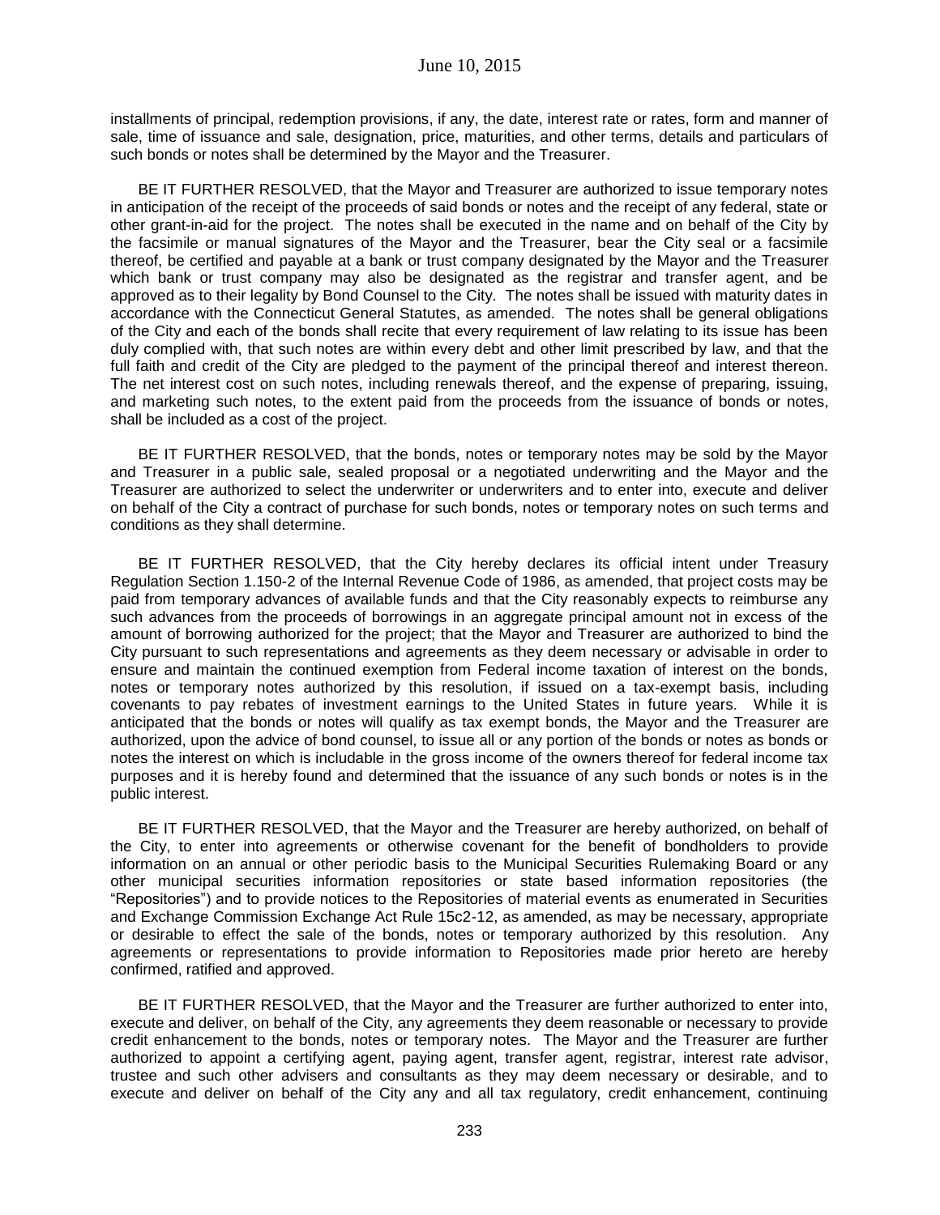installments of principal, redemption provisions, if any, the date, interest rate or rates, form and manner of sale, time of issuance and sale, designation, price, maturities, and other terms, details and particulars of such bonds or notes shall be determined by the Mayor and the Treasurer.

BE IT FURTHER RESOLVED, that the Mayor and Treasurer are authorized to issue temporary notes in anticipation of the receipt of the proceeds of said bonds or notes and the receipt of any federal, state or other grant-in-aid for the project. The notes shall be executed in the name and on behalf of the City by the facsimile or manual signatures of the Mayor and the Treasurer, bear the City seal or a facsimile thereof, be certified and payable at a bank or trust company designated by the Mayor and the Treasurer which bank or trust company may also be designated as the registrar and transfer agent, and be approved as to their legality by Bond Counsel to the City. The notes shall be issued with maturity dates in accordance with the Connecticut General Statutes, as amended. The notes shall be general obligations of the City and each of the bonds shall recite that every requirement of law relating to its issue has been duly complied with, that such notes are within every debt and other limit prescribed by law, and that the full faith and credit of the City are pledged to the payment of the principal thereof and interest thereon. The net interest cost on such notes, including renewals thereof, and the expense of preparing, issuing, and marketing such notes, to the extent paid from the proceeds from the issuance of bonds or notes, shall be included as a cost of the project.

BE IT FURTHER RESOLVED, that the bonds, notes or temporary notes may be sold by the Mayor and Treasurer in a public sale, sealed proposal or a negotiated underwriting and the Mayor and the Treasurer are authorized to select the underwriter or underwriters and to enter into, execute and deliver on behalf of the City a contract of purchase for such bonds, notes or temporary notes on such terms and conditions as they shall determine.

BE IT FURTHER RESOLVED, that the City hereby declares its official intent under Treasury Regulation Section 1.150-2 of the Internal Revenue Code of 1986, as amended, that project costs may be paid from temporary advances of available funds and that the City reasonably expects to reimburse any such advances from the proceeds of borrowings in an aggregate principal amount not in excess of the amount of borrowing authorized for the project; that the Mayor and Treasurer are authorized to bind the City pursuant to such representations and agreements as they deem necessary or advisable in order to ensure and maintain the continued exemption from Federal income taxation of interest on the bonds, notes or temporary notes authorized by this resolution, if issued on a tax-exempt basis, including covenants to pay rebates of investment earnings to the United States in future years. While it is anticipated that the bonds or notes will qualify as tax exempt bonds, the Mayor and the Treasurer are authorized, upon the advice of bond counsel, to issue all or any portion of the bonds or notes as bonds or notes the interest on which is includable in the gross income of the owners thereof for federal income tax purposes and it is hereby found and determined that the issuance of any such bonds or notes is in the public interest.

BE IT FURTHER RESOLVED, that the Mayor and the Treasurer are hereby authorized, on behalf of the City, to enter into agreements or otherwise covenant for the benefit of bondholders to provide information on an annual or other periodic basis to the Municipal Securities Rulemaking Board or any other municipal securities information repositories or state based information repositories (the "Repositories") and to provide notices to the Repositories of material events as enumerated in Securities and Exchange Commission Exchange Act Rule 15c2-12, as amended, as may be necessary, appropriate or desirable to effect the sale of the bonds, notes or temporary authorized by this resolution. Any agreements or representations to provide information to Repositories made prior hereto are hereby confirmed, ratified and approved.

BE IT FURTHER RESOLVED, that the Mayor and the Treasurer are further authorized to enter into, execute and deliver, on behalf of the City, any agreements they deem reasonable or necessary to provide credit enhancement to the bonds, notes or temporary notes. The Mayor and the Treasurer are further authorized to appoint a certifying agent, paying agent, transfer agent, registrar, interest rate advisor, trustee and such other advisers and consultants as they may deem necessary or desirable, and to execute and deliver on behalf of the City any and all tax regulatory, credit enhancement, continuing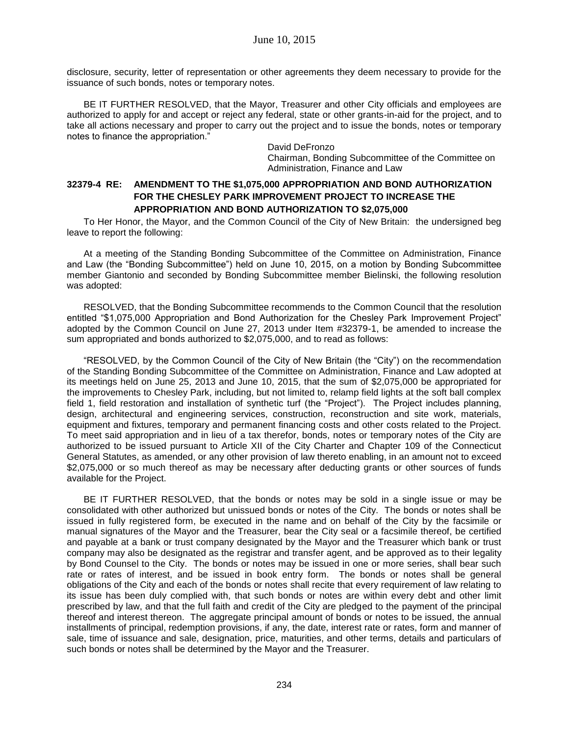disclosure, security, letter of representation or other agreements they deem necessary to provide for the issuance of such bonds, notes or temporary notes.

BE IT FURTHER RESOLVED, that the Mayor, Treasurer and other City officials and employees are authorized to apply for and accept or reject any federal, state or other grants-in-aid for the project, and to take all actions necessary and proper to carry out the project and to issue the bonds, notes or temporary notes to finance the appropriation."

David DeFronzo
Chairman, Bonding Subcommittee of the Committee on Administration, Finance and Law

### 32379-4 RE: AMENDMENT TO THE $1,075,000 APPROPRIATION AND BOND AUTHORIZATION FOR THE CHESLEY PARK IMPROVEMENT PROJECT TO INCREASE THE APPROPRIATION AND BOND AUTHORIZATION TO $2,075,000

To Her Honor, the Mayor, and the Common Council of the City of New Britain: the undersigned beg leave to report the following:

At a meeting of the Standing Bonding Subcommittee of the Committee on Administration, Finance and Law (the "Bonding Subcommittee") held on June 10, 2015, on a motion by Bonding Subcommittee member Giantonio and seconded by Bonding Subcommittee member Bielinski, the following resolution was adopted:

RESOLVED, that the Bonding Subcommittee recommends to the Common Council that the resolution entitled "$1,075,000 Appropriation and Bond Authorization for the Chesley Park Improvement Project" adopted by the Common Council on June 27, 2013 under Item #32379-1, be amended to increase the sum appropriated and bonds authorized to $2,075,000, and to read as follows:

"RESOLVED, by the Common Council of the City of New Britain (the "City") on the recommendation of the Standing Bonding Subcommittee of the Committee on Administration, Finance and Law adopted at its meetings held on June 25, 2013 and June 10, 2015, that the sum of $2,075,000 be appropriated for the improvements to Chesley Park, including, but not limited to, relamp field lights at the soft ball complex field 1, field restoration and installation of synthetic turf (the "Project"). The Project includes planning, design, architectural and engineering services, construction, reconstruction and site work, materials, equipment and fixtures, temporary and permanent financing costs and other costs related to the Project. To meet said appropriation and in lieu of a tax therefor, bonds, notes or temporary notes of the City are authorized to be issued pursuant to Article XII of the City Charter and Chapter 109 of the Connecticut General Statutes, as amended, or any other provision of law thereto enabling, in an amount not to exceed $2,075,000 or so much thereof as may be necessary after deducting grants or other sources of funds available for the Project.

BE IT FURTHER RESOLVED, that the bonds or notes may be sold in a single issue or may be consolidated with other authorized but unissued bonds or notes of the City. The bonds or notes shall be issued in fully registered form, be executed in the name and on behalf of the City by the facsimile or manual signatures of the Mayor and the Treasurer, bear the City seal or a facsimile thereof, be certified and payable at a bank or trust company designated by the Mayor and the Treasurer which bank or trust company may also be designated as the registrar and transfer agent, and be approved as to their legality by Bond Counsel to the City. The bonds or notes may be issued in one or more series, shall bear such rate or rates of interest, and be issued in book entry form. The bonds or notes shall be general obligations of the City and each of the bonds or notes shall recite that every requirement of law relating to its issue has been duly complied with, that such bonds or notes are within every debt and other limit prescribed by law, and that the full faith and credit of the City are pledged to the payment of the principal thereof and interest thereon. The aggregate principal amount of bonds or notes to be issued, the annual installments of principal, redemption provisions, if any, the date, interest rate or rates, form and manner of sale, time of issuance and sale, designation, price, maturities, and other terms, details and particulars of such bonds or notes shall be determined by the Mayor and the Treasurer.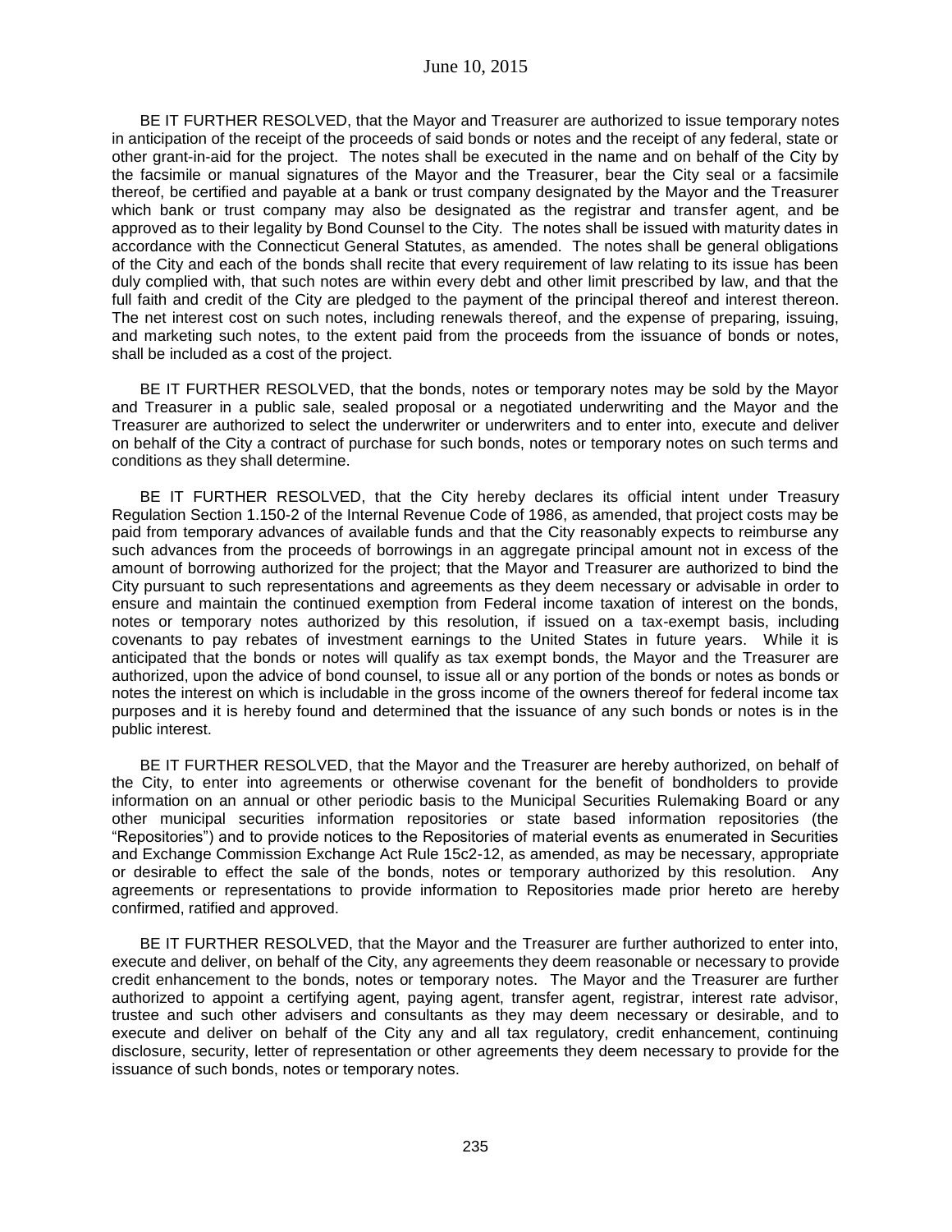BE IT FURTHER RESOLVED, that the Mayor and Treasurer are authorized to issue temporary notes in anticipation of the receipt of the proceeds of said bonds or notes and the receipt of any federal, state or other grant-in-aid for the project. The notes shall be executed in the name and on behalf of the City by the facsimile or manual signatures of the Mayor and the Treasurer, bear the City seal or a facsimile thereof, be certified and payable at a bank or trust company designated by the Mayor and the Treasurer which bank or trust company may also be designated as the registrar and transfer agent, and be approved as to their legality by Bond Counsel to the City. The notes shall be issued with maturity dates in accordance with the Connecticut General Statutes, as amended. The notes shall be general obligations of the City and each of the bonds shall recite that every requirement of law relating to its issue has been duly complied with, that such notes are within every debt and other limit prescribed by law, and that the full faith and credit of the City are pledged to the payment of the principal thereof and interest thereon. The net interest cost on such notes, including renewals thereof, and the expense of preparing, issuing, and marketing such notes, to the extent paid from the proceeds from the issuance of bonds or notes, shall be included as a cost of the project.

BE IT FURTHER RESOLVED, that the bonds, notes or temporary notes may be sold by the Mayor and Treasurer in a public sale, sealed proposal or a negotiated underwriting and the Mayor and the Treasurer are authorized to select the underwriter or underwriters and to enter into, execute and deliver on behalf of the City a contract of purchase for such bonds, notes or temporary notes on such terms and conditions as they shall determine.

BE IT FURTHER RESOLVED, that the City hereby declares its official intent under Treasury Regulation Section 1.150-2 of the Internal Revenue Code of 1986, as amended, that project costs may be paid from temporary advances of available funds and that the City reasonably expects to reimburse any such advances from the proceeds of borrowings in an aggregate principal amount not in excess of the amount of borrowing authorized for the project; that the Mayor and Treasurer are authorized to bind the City pursuant to such representations and agreements as they deem necessary or advisable in order to ensure and maintain the continued exemption from Federal income taxation of interest on the bonds, notes or temporary notes authorized by this resolution, if issued on a tax-exempt basis, including covenants to pay rebates of investment earnings to the United States in future years. While it is anticipated that the bonds or notes will qualify as tax exempt bonds, the Mayor and the Treasurer are authorized, upon the advice of bond counsel, to issue all or any portion of the bonds or notes as bonds or notes the interest on which is includable in the gross income of the owners thereof for federal income tax purposes and it is hereby found and determined that the issuance of any such bonds or notes is in the public interest.

BE IT FURTHER RESOLVED, that the Mayor and the Treasurer are hereby authorized, on behalf of the City, to enter into agreements or otherwise covenant for the benefit of bondholders to provide information on an annual or other periodic basis to the Municipal Securities Rulemaking Board or any other municipal securities information repositories or state based information repositories (the "Repositories") and to provide notices to the Repositories of material events as enumerated in Securities and Exchange Commission Exchange Act Rule 15c2-12, as amended, as may be necessary, appropriate or desirable to effect the sale of the bonds, notes or temporary authorized by this resolution. Any agreements or representations to provide information to Repositories made prior hereto are hereby confirmed, ratified and approved.

BE IT FURTHER RESOLVED, that the Mayor and the Treasurer are further authorized to enter into, execute and deliver, on behalf of the City, any agreements they deem reasonable or necessary to provide credit enhancement to the bonds, notes or temporary notes. The Mayor and the Treasurer are further authorized to appoint a certifying agent, paying agent, transfer agent, registrar, interest rate advisor, trustee and such other advisers and consultants as they may deem necessary or desirable, and to execute and deliver on behalf of the City any and all tax regulatory, credit enhancement, continuing disclosure, security, letter of representation or other agreements they deem necessary to provide for the issuance of such bonds, notes or temporary notes.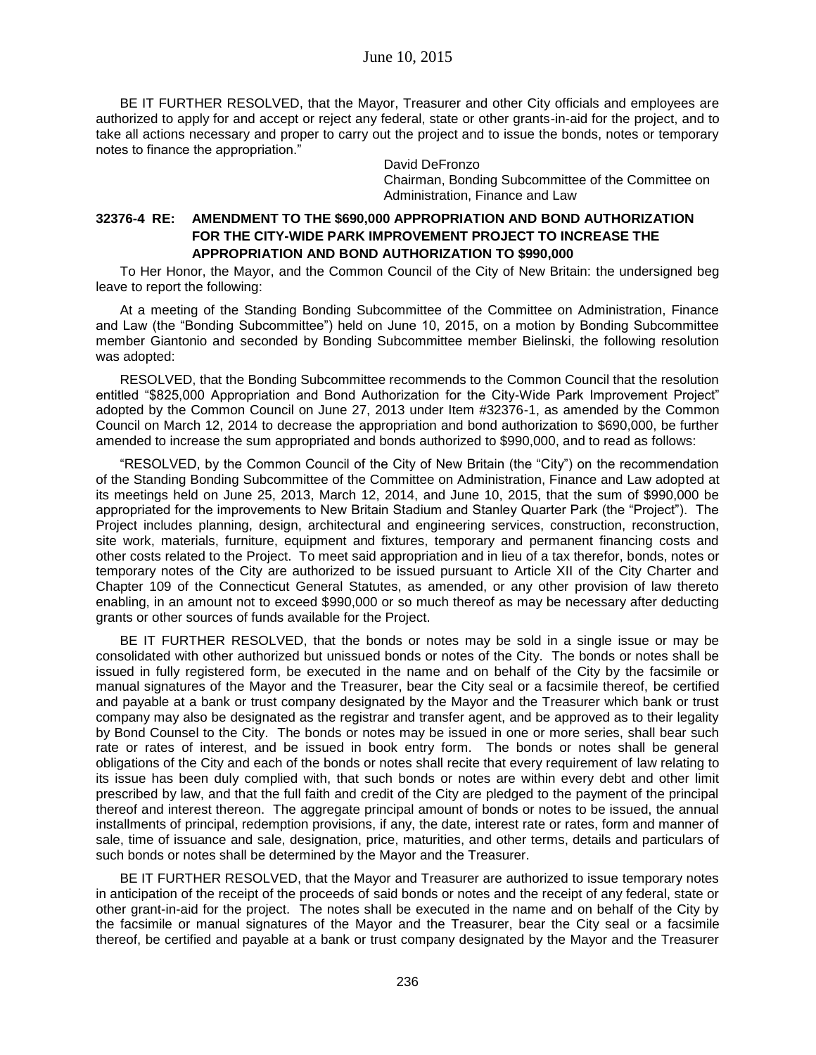BE IT FURTHER RESOLVED, that the Mayor, Treasurer and other City officials and employees are authorized to apply for and accept or reject any federal, state or other grants-in-aid for the project, and to take all actions necessary and proper to carry out the project and to issue the bonds, notes or temporary notes to finance the appropriation."

David DeFronzo
Chairman, Bonding Subcommittee of the Committee on Administration, Finance and Law

### 32376-4 RE: AMENDMENT TO THE $690,000 APPROPRIATION AND BOND AUTHORIZATION FOR THE CITY-WIDE PARK IMPROVEMENT PROJECT TO INCREASE THE APPROPRIATION AND BOND AUTHORIZATION TO $990,000

To Her Honor, the Mayor, and the Common Council of the City of New Britain: the undersigned beg leave to report the following:

At a meeting of the Standing Bonding Subcommittee of the Committee on Administration, Finance and Law (the "Bonding Subcommittee") held on June 10, 2015, on a motion by Bonding Subcommittee member Giantonio and seconded by Bonding Subcommittee member Bielinski, the following resolution was adopted:

RESOLVED, that the Bonding Subcommittee recommends to the Common Council that the resolution entitled "$825,000 Appropriation and Bond Authorization for the City-Wide Park Improvement Project" adopted by the Common Council on June 27, 2013 under Item #32376-1, as amended by the Common Council on March 12, 2014 to decrease the appropriation and bond authorization to $690,000, be further amended to increase the sum appropriated and bonds authorized to $990,000, and to read as follows:

"RESOLVED, by the Common Council of the City of New Britain (the "City") on the recommendation of the Standing Bonding Subcommittee of the Committee on Administration, Finance and Law adopted at its meetings held on June 25, 2013, March 12, 2014, and June 10, 2015, that the sum of $990,000 be appropriated for the improvements to New Britain Stadium and Stanley Quarter Park (the "Project"). The Project includes planning, design, architectural and engineering services, construction, reconstruction, site work, materials, furniture, equipment and fixtures, temporary and permanent financing costs and other costs related to the Project. To meet said appropriation and in lieu of a tax therefor, bonds, notes or temporary notes of the City are authorized to be issued pursuant to Article XII of the City Charter and Chapter 109 of the Connecticut General Statutes, as amended, or any other provision of law thereto enabling, in an amount not to exceed $990,000 or so much thereof as may be necessary after deducting grants or other sources of funds available for the Project.

BE IT FURTHER RESOLVED, that the bonds or notes may be sold in a single issue or may be consolidated with other authorized but unissued bonds or notes of the City. The bonds or notes shall be issued in fully registered form, be executed in the name and on behalf of the City by the facsimile or manual signatures of the Mayor and the Treasurer, bear the City seal or a facsimile thereof, be certified and payable at a bank or trust company designated by the Mayor and the Treasurer which bank or trust company may also be designated as the registrar and transfer agent, and be approved as to their legality by Bond Counsel to the City. The bonds or notes may be issued in one or more series, shall bear such rate or rates of interest, and be issued in book entry form. The bonds or notes shall be general obligations of the City and each of the bonds or notes shall recite that every requirement of law relating to its issue has been duly complied with, that such bonds or notes are within every debt and other limit prescribed by law, and that the full faith and credit of the City are pledged to the payment of the principal thereof and interest thereon. The aggregate principal amount of bonds or notes to be issued, the annual installments of principal, redemption provisions, if any, the date, interest rate or rates, form and manner of sale, time of issuance and sale, designation, price, maturities, and other terms, details and particulars of such bonds or notes shall be determined by the Mayor and the Treasurer.

BE IT FURTHER RESOLVED, that the Mayor and Treasurer are authorized to issue temporary notes in anticipation of the receipt of the proceeds of said bonds or notes and the receipt of any federal, state or other grant-in-aid for the project. The notes shall be executed in the name and on behalf of the City by the facsimile or manual signatures of the Mayor and the Treasurer, bear the City seal or a facsimile thereof, be certified and payable at a bank or trust company designated by the Mayor and the Treasurer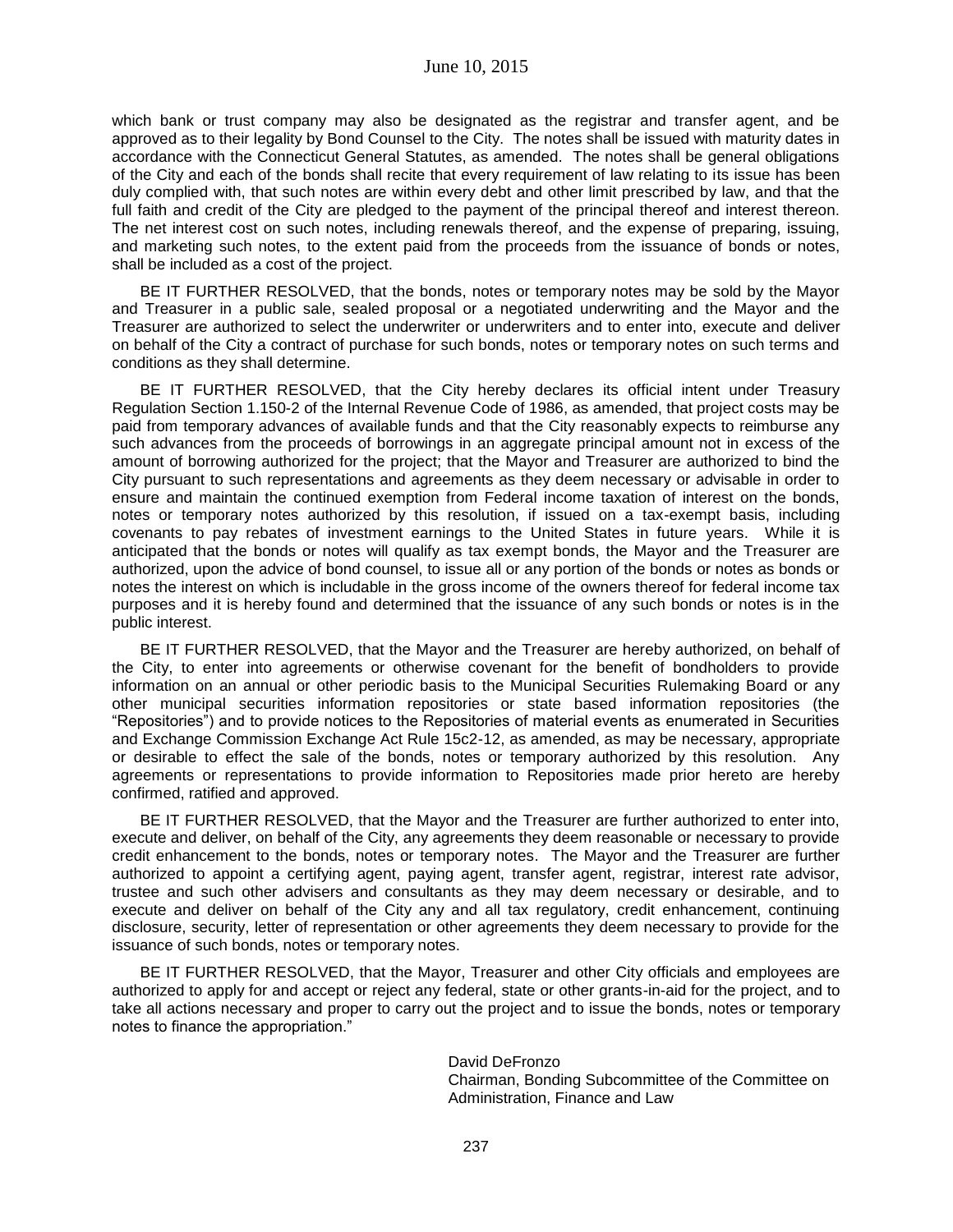which bank or trust company may also be designated as the registrar and transfer agent, and be approved as to their legality by Bond Counsel to the City. The notes shall be issued with maturity dates in accordance with the Connecticut General Statutes, as amended. The notes shall be general obligations of the City and each of the bonds shall recite that every requirement of law relating to its issue has been duly complied with, that such notes are within every debt and other limit prescribed by law, and that the full faith and credit of the City are pledged to the payment of the principal thereof and interest thereon. The net interest cost on such notes, including renewals thereof, and the expense of preparing, issuing, and marketing such notes, to the extent paid from the proceeds from the issuance of bonds or notes, shall be included as a cost of the project.

BE IT FURTHER RESOLVED, that the bonds, notes or temporary notes may be sold by the Mayor and Treasurer in a public sale, sealed proposal or a negotiated underwriting and the Mayor and the Treasurer are authorized to select the underwriter or underwriters and to enter into, execute and deliver on behalf of the City a contract of purchase for such bonds, notes or temporary notes on such terms and conditions as they shall determine.

BE IT FURTHER RESOLVED, that the City hereby declares its official intent under Treasury Regulation Section 1.150-2 of the Internal Revenue Code of 1986, as amended, that project costs may be paid from temporary advances of available funds and that the City reasonably expects to reimburse any such advances from the proceeds of borrowings in an aggregate principal amount not in excess of the amount of borrowing authorized for the project; that the Mayor and Treasurer are authorized to bind the City pursuant to such representations and agreements as they deem necessary or advisable in order to ensure and maintain the continued exemption from Federal income taxation of interest on the bonds, notes or temporary notes authorized by this resolution, if issued on a tax-exempt basis, including covenants to pay rebates of investment earnings to the United States in future years. While it is anticipated that the bonds or notes will qualify as tax exempt bonds, the Mayor and the Treasurer are authorized, upon the advice of bond counsel, to issue all or any portion of the bonds or notes as bonds or notes the interest on which is includable in the gross income of the owners thereof for federal income tax purposes and it is hereby found and determined that the issuance of any such bonds or notes is in the public interest.

BE IT FURTHER RESOLVED, that the Mayor and the Treasurer are hereby authorized, on behalf of the City, to enter into agreements or otherwise covenant for the benefit of bondholders to provide information on an annual or other periodic basis to the Municipal Securities Rulemaking Board or any other municipal securities information repositories or state based information repositories (the "Repositories") and to provide notices to the Repositories of material events as enumerated in Securities and Exchange Commission Exchange Act Rule 15c2-12, as amended, as may be necessary, appropriate or desirable to effect the sale of the bonds, notes or temporary authorized by this resolution. Any agreements or representations to provide information to Repositories made prior hereto are hereby confirmed, ratified and approved.

BE IT FURTHER RESOLVED, that the Mayor and the Treasurer are further authorized to enter into, execute and deliver, on behalf of the City, any agreements they deem reasonable or necessary to provide credit enhancement to the bonds, notes or temporary notes. The Mayor and the Treasurer are further authorized to appoint a certifying agent, paying agent, transfer agent, registrar, interest rate advisor, trustee and such other advisers and consultants as they may deem necessary or desirable, and to execute and deliver on behalf of the City any and all tax regulatory, credit enhancement, continuing disclosure, security, letter of representation or other agreements they deem necessary to provide for the issuance of such bonds, notes or temporary notes.

BE IT FURTHER RESOLVED, that the Mayor, Treasurer and other City officials and employees are authorized to apply for and accept or reject any federal, state or other grants-in-aid for the project, and to take all actions necessary and proper to carry out the project and to issue the bonds, notes or temporary notes to finance the appropriation."

David DeFronzo
Chairman, Bonding Subcommittee of the Committee on Administration, Finance and Law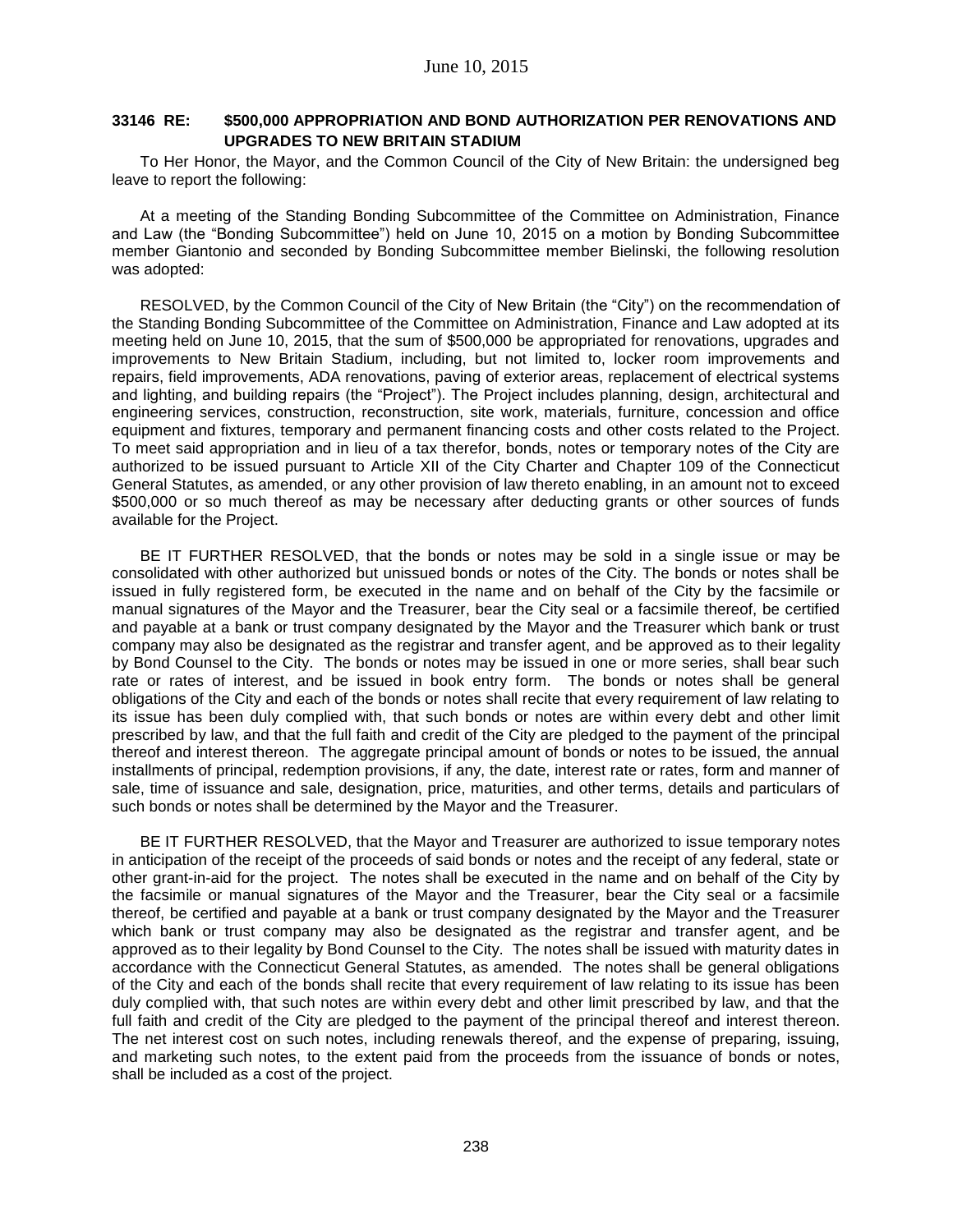**33146 RE: $500,000 APPROPRIATION AND BOND AUTHORIZATION PER RENOVATIONS AND UPGRADES TO NEW BRITAIN STADIUM**

To Her Honor, the Mayor, and the Common Council of the City of New Britain: the undersigned beg leave to report the following:

At a meeting of the Standing Bonding Subcommittee of the Committee on Administration, Finance and Law (the "Bonding Subcommittee") held on June 10, 2015 on a motion by Bonding Subcommittee member Giantonio and seconded by Bonding Subcommittee member Bielinski, the following resolution was adopted:

RESOLVED, by the Common Council of the City of New Britain (the "City") on the recommendation of the Standing Bonding Subcommittee of the Committee on Administration, Finance and Law adopted at its meeting held on June 10, 2015, that the sum of $500,000 be appropriated for renovations, upgrades and improvements to New Britain Stadium, including, but not limited to, locker room improvements and repairs, field improvements, ADA renovations, paving of exterior areas, replacement of electrical systems and lighting, and building repairs (the "Project"). The Project includes planning, design, architectural and engineering services, construction, reconstruction, site work, materials, furniture, concession and office equipment and fixtures, temporary and permanent financing costs and other costs related to the Project. To meet said appropriation and in lieu of a tax therefor, bonds, notes or temporary notes of the City are authorized to be issued pursuant to Article XII of the City Charter and Chapter 109 of the Connecticut General Statutes, as amended, or any other provision of law thereto enabling, in an amount not to exceed $500,000 or so much thereof as may be necessary after deducting grants or other sources of funds available for the Project.

BE IT FURTHER RESOLVED, that the bonds or notes may be sold in a single issue or may be consolidated with other authorized but unissued bonds or notes of the City. The bonds or notes shall be issued in fully registered form, be executed in the name and on behalf of the City by the facsimile or manual signatures of the Mayor and the Treasurer, bear the City seal or a facsimile thereof, be certified and payable at a bank or trust company designated by the Mayor and the Treasurer which bank or trust company may also be designated as the registrar and transfer agent, and be approved as to their legality by Bond Counsel to the City. The bonds or notes may be issued in one or more series, shall bear such rate or rates of interest, and be issued in book entry form. The bonds or notes shall be general obligations of the City and each of the bonds or notes shall recite that every requirement of law relating to its issue has been duly complied with, that such bonds or notes are within every debt and other limit prescribed by law, and that the full faith and credit of the City are pledged to the payment of the principal thereof and interest thereon. The aggregate principal amount of bonds or notes to be issued, the annual installments of principal, redemption provisions, if any, the date, interest rate or rates, form and manner of sale, time of issuance and sale, designation, price, maturities, and other terms, details and particulars of such bonds or notes shall be determined by the Mayor and the Treasurer.

BE IT FURTHER RESOLVED, that the Mayor and Treasurer are authorized to issue temporary notes in anticipation of the receipt of the proceeds of said bonds or notes and the receipt of any federal, state or other grant-in-aid for the project. The notes shall be executed in the name and on behalf of the City by the facsimile or manual signatures of the Mayor and the Treasurer, bear the City seal or a facsimile thereof, be certified and payable at a bank or trust company designated by the Mayor and the Treasurer which bank or trust company may also be designated as the registrar and transfer agent, and be approved as to their legality by Bond Counsel to the City. The notes shall be issued with maturity dates in accordance with the Connecticut General Statutes, as amended. The notes shall be general obligations of the City and each of the bonds shall recite that every requirement of law relating to its issue has been duly complied with, that such notes are within every debt and other limit prescribed by law, and that the full faith and credit of the City are pledged to the payment of the principal thereof and interest thereon. The net interest cost on such notes, including renewals thereof, and the expense of preparing, issuing, and marketing such notes, to the extent paid from the proceeds from the issuance of bonds or notes, shall be included as a cost of the project.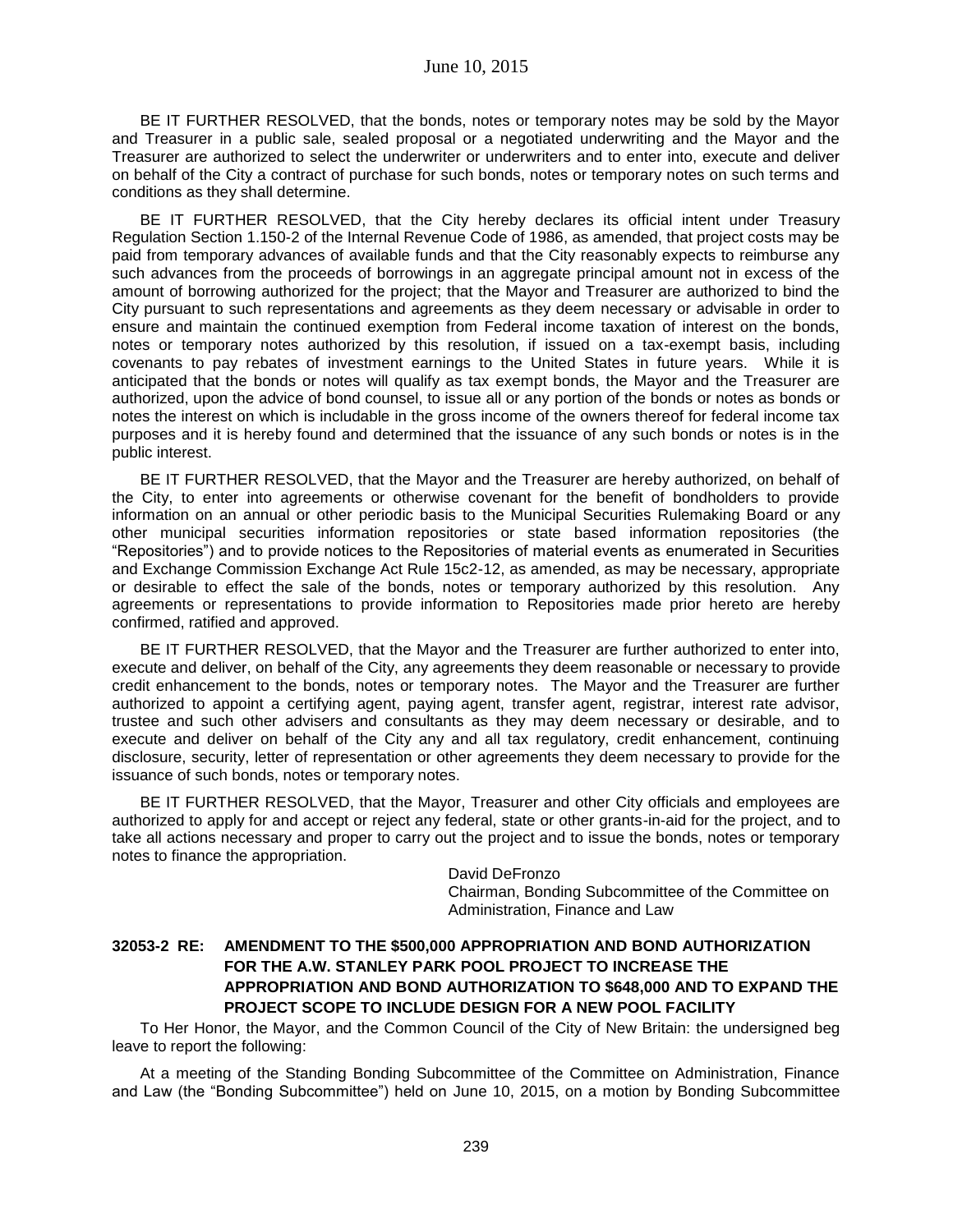BE IT FURTHER RESOLVED, that the bonds, notes or temporary notes may be sold by the Mayor and Treasurer in a public sale, sealed proposal or a negotiated underwriting and the Mayor and the Treasurer are authorized to select the underwriter or underwriters and to enter into, execute and deliver on behalf of the City a contract of purchase for such bonds, notes or temporary notes on such terms and conditions as they shall determine.

BE IT FURTHER RESOLVED, that the City hereby declares its official intent under Treasury Regulation Section 1.150-2 of the Internal Revenue Code of 1986, as amended, that project costs may be paid from temporary advances of available funds and that the City reasonably expects to reimburse any such advances from the proceeds of borrowings in an aggregate principal amount not in excess of the amount of borrowing authorized for the project; that the Mayor and Treasurer are authorized to bind the City pursuant to such representations and agreements as they deem necessary or advisable in order to ensure and maintain the continued exemption from Federal income taxation of interest on the bonds, notes or temporary notes authorized by this resolution, if issued on a tax-exempt basis, including covenants to pay rebates of investment earnings to the United States in future years. While it is anticipated that the bonds or notes will qualify as tax exempt bonds, the Mayor and the Treasurer are authorized, upon the advice of bond counsel, to issue all or any portion of the bonds or notes as bonds or notes the interest on which is includable in the gross income of the owners thereof for federal income tax purposes and it is hereby found and determined that the issuance of any such bonds or notes is in the public interest.

BE IT FURTHER RESOLVED, that the Mayor and the Treasurer are hereby authorized, on behalf of the City, to enter into agreements or otherwise covenant for the benefit of bondholders to provide information on an annual or other periodic basis to the Municipal Securities Rulemaking Board or any other municipal securities information repositories or state based information repositories (the "Repositories") and to provide notices to the Repositories of material events as enumerated in Securities and Exchange Commission Exchange Act Rule 15c2-12, as amended, as may be necessary, appropriate or desirable to effect the sale of the bonds, notes or temporary authorized by this resolution. Any agreements or representations to provide information to Repositories made prior hereto are hereby confirmed, ratified and approved.

BE IT FURTHER RESOLVED, that the Mayor and the Treasurer are further authorized to enter into, execute and deliver, on behalf of the City, any agreements they deem reasonable or necessary to provide credit enhancement to the bonds, notes or temporary notes. The Mayor and the Treasurer are further authorized to appoint a certifying agent, paying agent, transfer agent, registrar, interest rate advisor, trustee and such other advisers and consultants as they may deem necessary or desirable, and to execute and deliver on behalf of the City any and all tax regulatory, credit enhancement, continuing disclosure, security, letter of representation or other agreements they deem necessary to provide for the issuance of such bonds, notes or temporary notes.

BE IT FURTHER RESOLVED, that the Mayor, Treasurer and other City officials and employees are authorized to apply for and accept or reject any federal, state or other grants-in-aid for the project, and to take all actions necessary and proper to carry out the project and to issue the bonds, notes or temporary notes to finance the appropriation.

David DeFronzo
Chairman, Bonding Subcommittee of the Committee on Administration, Finance and Law

**32053-2 RE: AMENDMENT TO THE $500,000 APPROPRIATION AND BOND AUTHORIZATION FOR THE A.W. STANLEY PARK POOL PROJECT TO INCREASE THE APPROPRIATION AND BOND AUTHORIZATION TO $648,000 AND TO EXPAND THE PROJECT SCOPE TO INCLUDE DESIGN FOR A NEW POOL FACILITY**

To Her Honor, the Mayor, and the Common Council of the City of New Britain: the undersigned beg leave to report the following:

At a meeting of the Standing Bonding Subcommittee of the Committee on Administration, Finance and Law (the "Bonding Subcommittee") held on June 10, 2015, on a motion by Bonding Subcommittee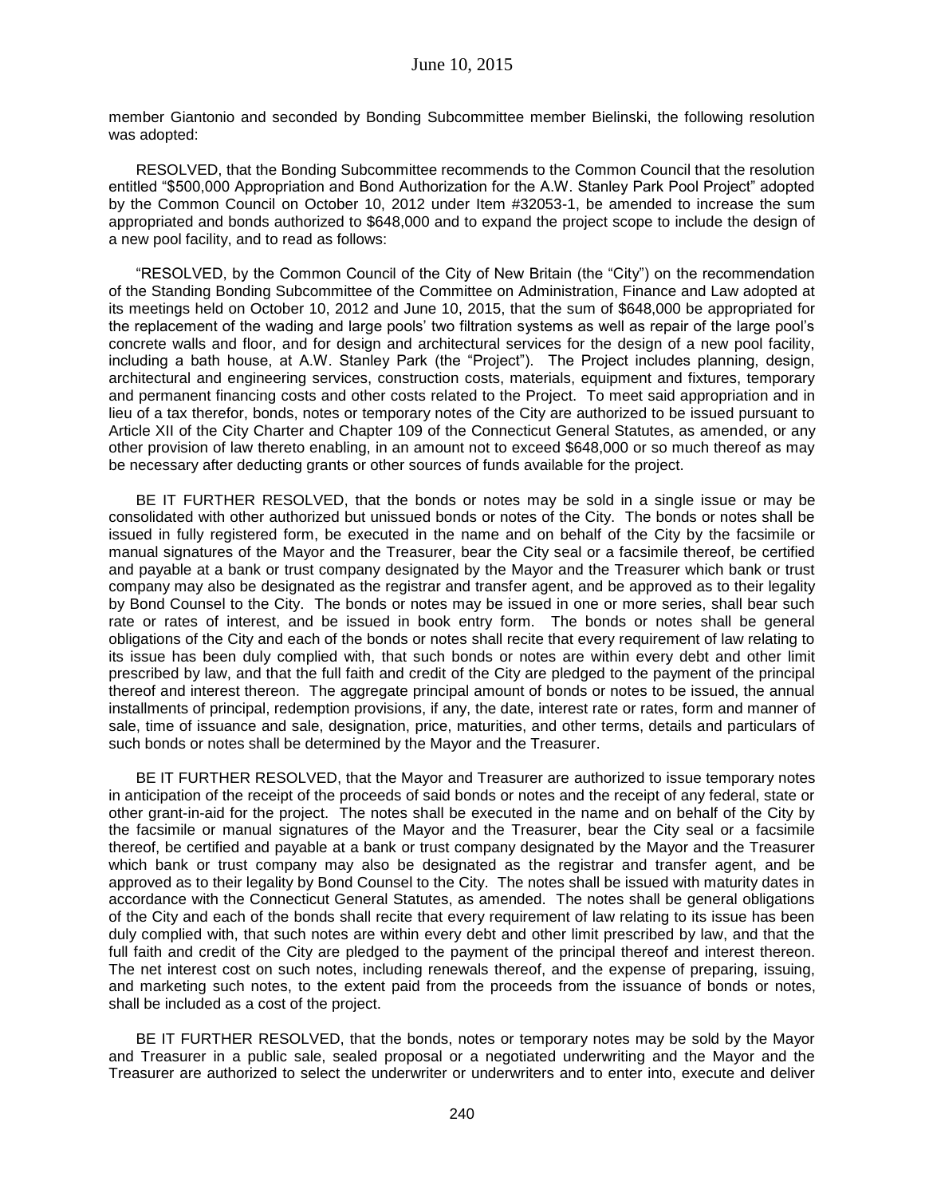member Giantonio and seconded by Bonding Subcommittee member Bielinski, the following resolution was adopted:

RESOLVED, that the Bonding Subcommittee recommends to the Common Council that the resolution entitled "$500,000 Appropriation and Bond Authorization for the A.W. Stanley Park Pool Project" adopted by the Common Council on October 10, 2012 under Item #32053-1, be amended to increase the sum appropriated and bonds authorized to $648,000 and to expand the project scope to include the design of a new pool facility, and to read as follows:

"RESOLVED, by the Common Council of the City of New Britain (the "City") on the recommendation of the Standing Bonding Subcommittee of the Committee on Administration, Finance and Law adopted at its meetings held on October 10, 2012 and June 10, 2015, that the sum of $648,000 be appropriated for the replacement of the wading and large pools' two filtration systems as well as repair of the large pool's concrete walls and floor, and for design and architectural services for the design of a new pool facility, including a bath house, at A.W. Stanley Park (the "Project"). The Project includes planning, design, architectural and engineering services, construction costs, materials, equipment and fixtures, temporary and permanent financing costs and other costs related to the Project. To meet said appropriation and in lieu of a tax therefor, bonds, notes or temporary notes of the City are authorized to be issued pursuant to Article XII of the City Charter and Chapter 109 of the Connecticut General Statutes, as amended, or any other provision of law thereto enabling, in an amount not to exceed $648,000 or so much thereof as may be necessary after deducting grants or other sources of funds available for the project.

BE IT FURTHER RESOLVED, that the bonds or notes may be sold in a single issue or may be consolidated with other authorized but unissued bonds or notes of the City. The bonds or notes shall be issued in fully registered form, be executed in the name and on behalf of the City by the facsimile or manual signatures of the Mayor and the Treasurer, bear the City seal or a facsimile thereof, be certified and payable at a bank or trust company designated by the Mayor and the Treasurer which bank or trust company may also be designated as the registrar and transfer agent, and be approved as to their legality by Bond Counsel to the City. The bonds or notes may be issued in one or more series, shall bear such rate or rates of interest, and be issued in book entry form. The bonds or notes shall be general obligations of the City and each of the bonds or notes shall recite that every requirement of law relating to its issue has been duly complied with, that such bonds or notes are within every debt and other limit prescribed by law, and that the full faith and credit of the City are pledged to the payment of the principal thereof and interest thereon. The aggregate principal amount of bonds or notes to be issued, the annual installments of principal, redemption provisions, if any, the date, interest rate or rates, form and manner of sale, time of issuance and sale, designation, price, maturities, and other terms, details and particulars of such bonds or notes shall be determined by the Mayor and the Treasurer.

BE IT FURTHER RESOLVED, that the Mayor and Treasurer are authorized to issue temporary notes in anticipation of the receipt of the proceeds of said bonds or notes and the receipt of any federal, state or other grant-in-aid for the project. The notes shall be executed in the name and on behalf of the City by the facsimile or manual signatures of the Mayor and the Treasurer, bear the City seal or a facsimile thereof, be certified and payable at a bank or trust company designated by the Mayor and the Treasurer which bank or trust company may also be designated as the registrar and transfer agent, and be approved as to their legality by Bond Counsel to the City. The notes shall be issued with maturity dates in accordance with the Connecticut General Statutes, as amended. The notes shall be general obligations of the City and each of the bonds shall recite that every requirement of law relating to its issue has been duly complied with, that such notes are within every debt and other limit prescribed by law, and that the full faith and credit of the City are pledged to the payment of the principal thereof and interest thereon. The net interest cost on such notes, including renewals thereof, and the expense of preparing, issuing, and marketing such notes, to the extent paid from the proceeds from the issuance of bonds or notes, shall be included as a cost of the project.

BE IT FURTHER RESOLVED, that the bonds, notes or temporary notes may be sold by the Mayor and Treasurer in a public sale, sealed proposal or a negotiated underwriting and the Mayor and the Treasurer are authorized to select the underwriter or underwriters and to enter into, execute and deliver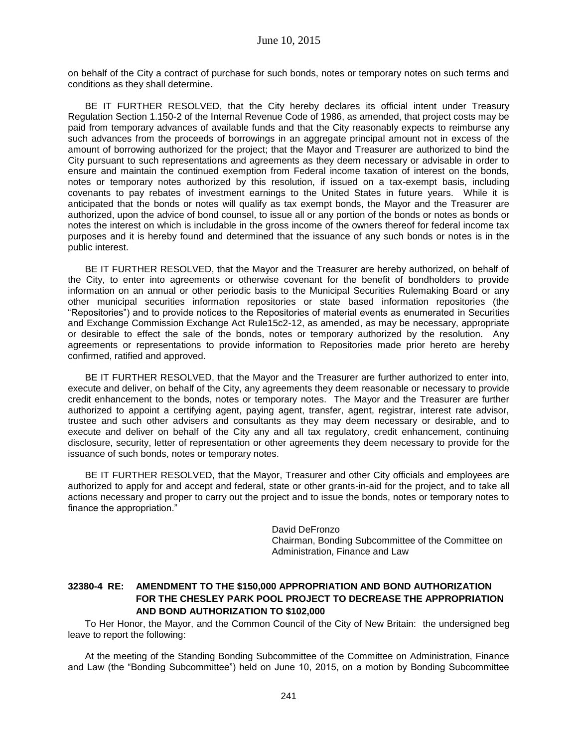on behalf of the City a contract of purchase for such bonds, notes or temporary notes on such terms and conditions as they shall determine.

BE IT FURTHER RESOLVED, that the City hereby declares its official intent under Treasury Regulation Section 1.150-2 of the Internal Revenue Code of 1986, as amended, that project costs may be paid from temporary advances of available funds and that the City reasonably expects to reimburse any such advances from the proceeds of borrowings in an aggregate principal amount not in excess of the amount of borrowing authorized for the project; that the Mayor and Treasurer are authorized to bind the City pursuant to such representations and agreements as they deem necessary or advisable in order to ensure and maintain the continued exemption from Federal income taxation of interest on the bonds, notes or temporary notes authorized by this resolution, if issued on a tax-exempt basis, including covenants to pay rebates of investment earnings to the United States in future years. While it is anticipated that the bonds or notes will qualify as tax exempt bonds, the Mayor and the Treasurer are authorized, upon the advice of bond counsel, to issue all or any portion of the bonds or notes as bonds or notes the interest on which is includable in the gross income of the owners thereof for federal income tax purposes and it is hereby found and determined that the issuance of any such bonds or notes is in the public interest.

BE IT FURTHER RESOLVED, that the Mayor and the Treasurer are hereby authorized, on behalf of the City, to enter into agreements or otherwise covenant for the benefit of bondholders to provide information on an annual or other periodic basis to the Municipal Securities Rulemaking Board or any other municipal securities information repositories or state based information repositories (the "Repositories") and to provide notices to the Repositories of material events as enumerated in Securities and Exchange Commission Exchange Act Rule15c2-12, as amended, as may be necessary, appropriate or desirable to effect the sale of the bonds, notes or temporary authorized by the resolution. Any agreements or representations to provide information to Repositories made prior hereto are hereby confirmed, ratified and approved.

BE IT FURTHER RESOLVED, that the Mayor and the Treasurer are further authorized to enter into, execute and deliver, on behalf of the City, any agreements they deem reasonable or necessary to provide credit enhancement to the bonds, notes or temporary notes. The Mayor and the Treasurer are further authorized to appoint a certifying agent, paying agent, transfer, agent, registrar, interest rate advisor, trustee and such other advisers and consultants as they may deem necessary or desirable, and to execute and deliver on behalf of the City any and all tax regulatory, credit enhancement, continuing disclosure, security, letter of representation or other agreements they deem necessary to provide for the issuance of such bonds, notes or temporary notes.

BE IT FURTHER RESOLVED, that the Mayor, Treasurer and other City officials and employees are authorized to apply for and accept and federal, state or other grants-in-aid for the project, and to take all actions necessary and proper to carry out the project and to issue the bonds, notes or temporary notes to finance the appropriation."

David DeFronzo
Chairman, Bonding Subcommittee of the Committee on Administration, Finance and Law

**32380-4 RE: AMENDMENT TO THE $150,000 APPROPRIATION AND BOND AUTHORIZATION FOR THE CHESLEY PARK POOL PROJECT TO DECREASE THE APPROPRIATION AND BOND AUTHORIZATION TO $102,000**

To Her Honor, the Mayor, and the Common Council of the City of New Britain: the undersigned beg leave to report the following:

At the meeting of the Standing Bonding Subcommittee of the Committee on Administration, Finance and Law (the "Bonding Subcommittee") held on June 10, 2015, on a motion by Bonding Subcommittee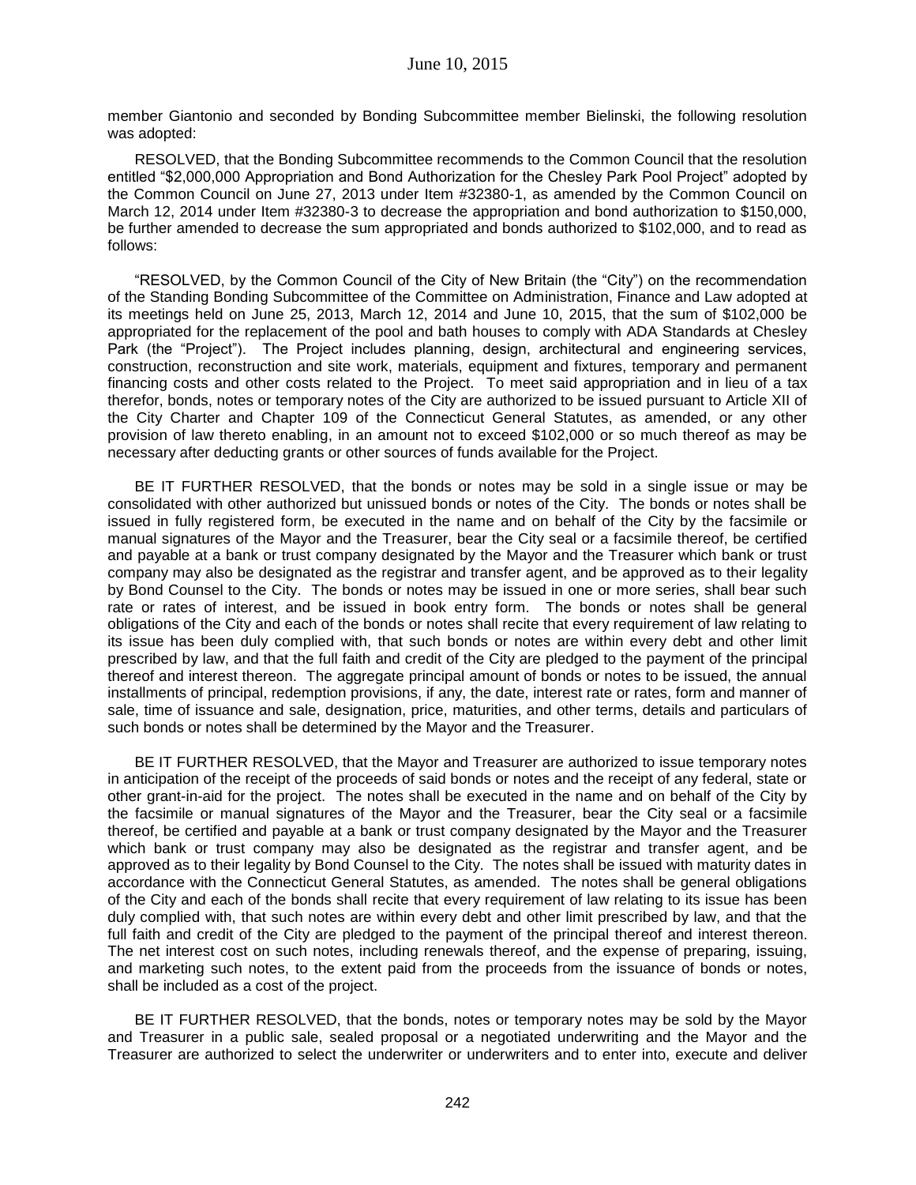member Giantonio and seconded by Bonding Subcommittee member Bielinski, the following resolution was adopted:

RESOLVED, that the Bonding Subcommittee recommends to the Common Council that the resolution entitled "$2,000,000 Appropriation and Bond Authorization for the Chesley Park Pool Project" adopted by the Common Council on June 27, 2013 under Item #32380-1, as amended by the Common Council on March 12, 2014 under Item #32380-3 to decrease the appropriation and bond authorization to $150,000, be further amended to decrease the sum appropriated and bonds authorized to $102,000, and to read as follows:

"RESOLVED, by the Common Council of the City of New Britain (the "City") on the recommendation of the Standing Bonding Subcommittee of the Committee on Administration, Finance and Law adopted at its meetings held on June 25, 2013, March 12, 2014 and June 10, 2015, that the sum of $102,000 be appropriated for the replacement of the pool and bath houses to comply with ADA Standards at Chesley Park (the "Project"). The Project includes planning, design, architectural and engineering services, construction, reconstruction and site work, materials, equipment and fixtures, temporary and permanent financing costs and other costs related to the Project. To meet said appropriation and in lieu of a tax therefor, bonds, notes or temporary notes of the City are authorized to be issued pursuant to Article XII of the City Charter and Chapter 109 of the Connecticut General Statutes, as amended, or any other provision of law thereto enabling, in an amount not to exceed $102,000 or so much thereof as may be necessary after deducting grants or other sources of funds available for the Project.

BE IT FURTHER RESOLVED, that the bonds or notes may be sold in a single issue or may be consolidated with other authorized but unissued bonds or notes of the City. The bonds or notes shall be issued in fully registered form, be executed in the name and on behalf of the City by the facsimile or manual signatures of the Mayor and the Treasurer, bear the City seal or a facsimile thereof, be certified and payable at a bank or trust company designated by the Mayor and the Treasurer which bank or trust company may also be designated as the registrar and transfer agent, and be approved as to their legality by Bond Counsel to the City. The bonds or notes may be issued in one or more series, shall bear such rate or rates of interest, and be issued in book entry form. The bonds or notes shall be general obligations of the City and each of the bonds or notes shall recite that every requirement of law relating to its issue has been duly complied with, that such bonds or notes are within every debt and other limit prescribed by law, and that the full faith and credit of the City are pledged to the payment of the principal thereof and interest thereon. The aggregate principal amount of bonds or notes to be issued, the annual installments of principal, redemption provisions, if any, the date, interest rate or rates, form and manner of sale, time of issuance and sale, designation, price, maturities, and other terms, details and particulars of such bonds or notes shall be determined by the Mayor and the Treasurer.

BE IT FURTHER RESOLVED, that the Mayor and Treasurer are authorized to issue temporary notes in anticipation of the receipt of the proceeds of said bonds or notes and the receipt of any federal, state or other grant-in-aid for the project. The notes shall be executed in the name and on behalf of the City by the facsimile or manual signatures of the Mayor and the Treasurer, bear the City seal or a facsimile thereof, be certified and payable at a bank or trust company designated by the Mayor and the Treasurer which bank or trust company may also be designated as the registrar and transfer agent, and be approved as to their legality by Bond Counsel to the City. The notes shall be issued with maturity dates in accordance with the Connecticut General Statutes, as amended. The notes shall be general obligations of the City and each of the bonds shall recite that every requirement of law relating to its issue has been duly complied with, that such notes are within every debt and other limit prescribed by law, and that the full faith and credit of the City are pledged to the payment of the principal thereof and interest thereon. The net interest cost on such notes, including renewals thereof, and the expense of preparing, issuing, and marketing such notes, to the extent paid from the proceeds from the issuance of bonds or notes, shall be included as a cost of the project.

BE IT FURTHER RESOLVED, that the bonds, notes or temporary notes may be sold by the Mayor and Treasurer in a public sale, sealed proposal or a negotiated underwriting and the Mayor and the Treasurer are authorized to select the underwriter or underwriters and to enter into, execute and deliver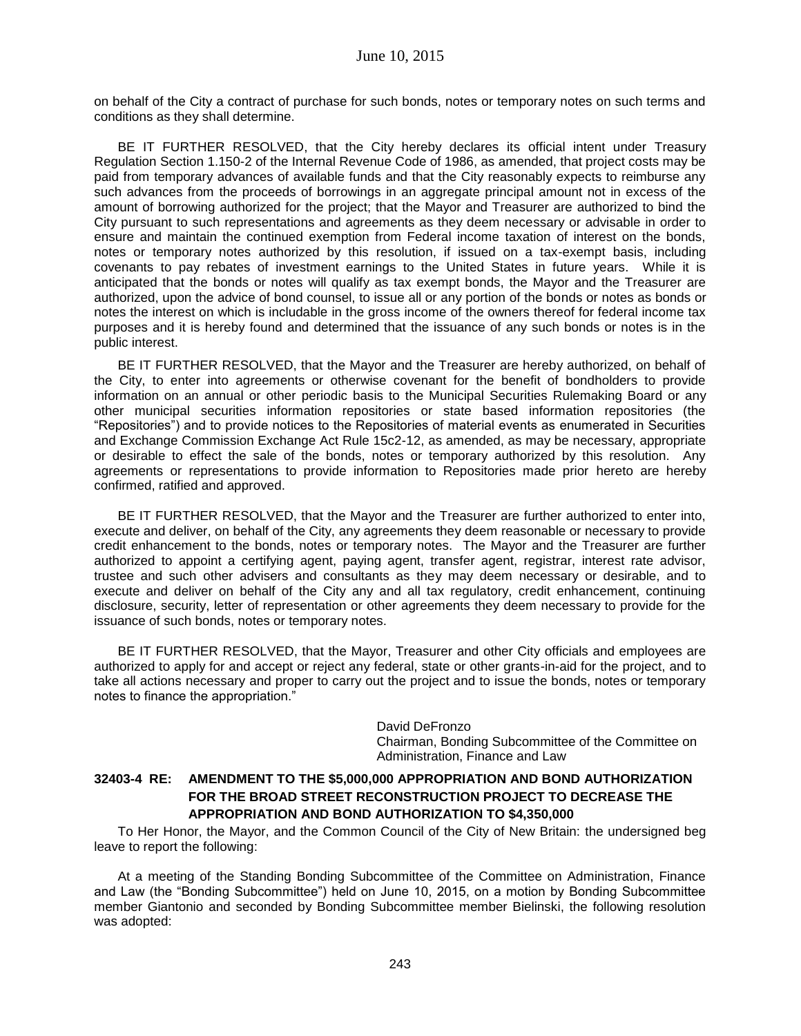on behalf of the City a contract of purchase for such bonds, notes or temporary notes on such terms and conditions as they shall determine.

BE IT FURTHER RESOLVED, that the City hereby declares its official intent under Treasury Regulation Section 1.150-2 of the Internal Revenue Code of 1986, as amended, that project costs may be paid from temporary advances of available funds and that the City reasonably expects to reimburse any such advances from the proceeds of borrowings in an aggregate principal amount not in excess of the amount of borrowing authorized for the project; that the Mayor and Treasurer are authorized to bind the City pursuant to such representations and agreements as they deem necessary or advisable in order to ensure and maintain the continued exemption from Federal income taxation of interest on the bonds, notes or temporary notes authorized by this resolution, if issued on a tax-exempt basis, including covenants to pay rebates of investment earnings to the United States in future years. While it is anticipated that the bonds or notes will qualify as tax exempt bonds, the Mayor and the Treasurer are authorized, upon the advice of bond counsel, to issue all or any portion of the bonds or notes as bonds or notes the interest on which is includable in the gross income of the owners thereof for federal income tax purposes and it is hereby found and determined that the issuance of any such bonds or notes is in the public interest.

BE IT FURTHER RESOLVED, that the Mayor and the Treasurer are hereby authorized, on behalf of the City, to enter into agreements or otherwise covenant for the benefit of bondholders to provide information on an annual or other periodic basis to the Municipal Securities Rulemaking Board or any other municipal securities information repositories or state based information repositories (the "Repositories") and to provide notices to the Repositories of material events as enumerated in Securities and Exchange Commission Exchange Act Rule 15c2-12, as amended, as may be necessary, appropriate or desirable to effect the sale of the bonds, notes or temporary authorized by this resolution. Any agreements or representations to provide information to Repositories made prior hereto are hereby confirmed, ratified and approved.

BE IT FURTHER RESOLVED, that the Mayor and the Treasurer are further authorized to enter into, execute and deliver, on behalf of the City, any agreements they deem reasonable or necessary to provide credit enhancement to the bonds, notes or temporary notes. The Mayor and the Treasurer are further authorized to appoint a certifying agent, paying agent, transfer agent, registrar, interest rate advisor, trustee and such other advisers and consultants as they may deem necessary or desirable, and to execute and deliver on behalf of the City any and all tax regulatory, credit enhancement, continuing disclosure, security, letter of representation or other agreements they deem necessary to provide for the issuance of such bonds, notes or temporary notes.

BE IT FURTHER RESOLVED, that the Mayor, Treasurer and other City officials and employees are authorized to apply for and accept or reject any federal, state or other grants-in-aid for the project, and to take all actions necessary and proper to carry out the project and to issue the bonds, notes or temporary notes to finance the appropriation."

David DeFronzo  
Chairman, Bonding Subcommittee of the Committee on Administration, Finance and Law

### 32403-4 RE: AMENDMENT TO THE $5,000,000 APPROPRIATION AND BOND AUTHORIZATION FOR THE BROAD STREET RECONSTRUCTION PROJECT TO DECREASE THE APPROPRIATION AND BOND AUTHORIZATION TO $4,350,000

To Her Honor, the Mayor, and the Common Council of the City of New Britain: the undersigned beg leave to report the following:

At a meeting of the Standing Bonding Subcommittee of the Committee on Administration, Finance and Law (the "Bonding Subcommittee") held on June 10, 2015, on a motion by Bonding Subcommittee member Giantonio and seconded by Bonding Subcommittee member Bielinski, the following resolution was adopted: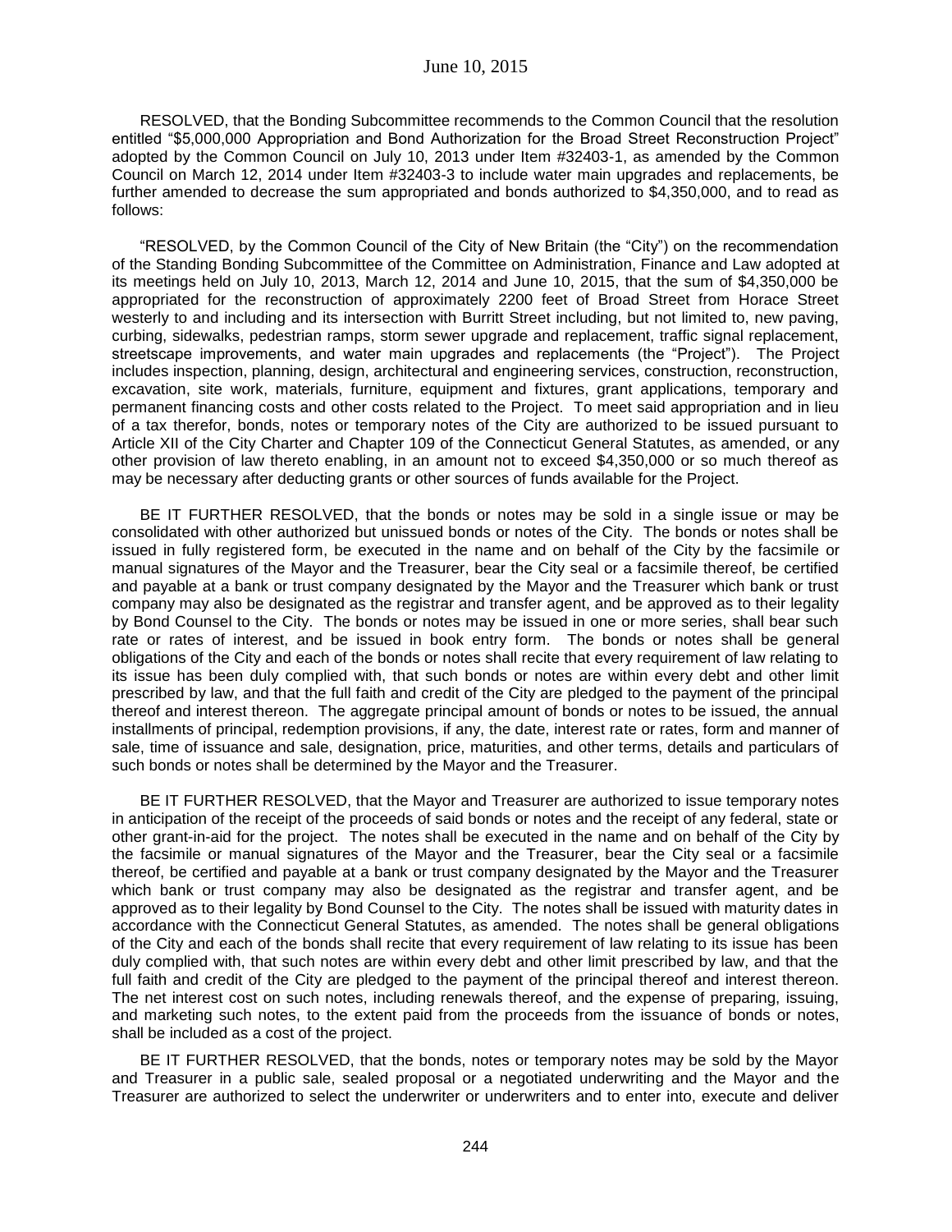RESOLVED, that the Bonding Subcommittee recommends to the Common Council that the resolution entitled "$5,000,000 Appropriation and Bond Authorization for the Broad Street Reconstruction Project" adopted by the Common Council on July 10, 2013 under Item #32403-1, as amended by the Common Council on March 12, 2014 under Item #32403-3 to include water main upgrades and replacements, be further amended to decrease the sum appropriated and bonds authorized to $4,350,000, and to read as follows:

"RESOLVED, by the Common Council of the City of New Britain (the "City") on the recommendation of the Standing Bonding Subcommittee of the Committee on Administration, Finance and Law adopted at its meetings held on July 10, 2013, March 12, 2014 and June 10, 2015, that the sum of $4,350,000 be appropriated for the reconstruction of approximately 2200 feet of Broad Street from Horace Street westerly to and including and its intersection with Burritt Street including, but not limited to, new paving, curbing, sidewalks, pedestrian ramps, storm sewer upgrade and replacement, traffic signal replacement, streetscape improvements, and water main upgrades and replacements (the "Project"). The Project includes inspection, planning, design, architectural and engineering services, construction, reconstruction, excavation, site work, materials, furniture, equipment and fixtures, grant applications, temporary and permanent financing costs and other costs related to the Project. To meet said appropriation and in lieu of a tax therefor, bonds, notes or temporary notes of the City are authorized to be issued pursuant to Article XII of the City Charter and Chapter 109 of the Connecticut General Statutes, as amended, or any other provision of law thereto enabling, in an amount not to exceed $4,350,000 or so much thereof as may be necessary after deducting grants or other sources of funds available for the Project.

BE IT FURTHER RESOLVED, that the bonds or notes may be sold in a single issue or may be consolidated with other authorized but unissued bonds or notes of the City. The bonds or notes shall be issued in fully registered form, be executed in the name and on behalf of the City by the facsimile or manual signatures of the Mayor and the Treasurer, bear the City seal or a facsimile thereof, be certified and payable at a bank or trust company designated by the Mayor and the Treasurer which bank or trust company may also be designated as the registrar and transfer agent, and be approved as to their legality by Bond Counsel to the City. The bonds or notes may be issued in one or more series, shall bear such rate or rates of interest, and be issued in book entry form. The bonds or notes shall be general obligations of the City and each of the bonds or notes shall recite that every requirement of law relating to its issue has been duly complied with, that such bonds or notes are within every debt and other limit prescribed by law, and that the full faith and credit of the City are pledged to the payment of the principal thereof and interest thereon. The aggregate principal amount of bonds or notes to be issued, the annual installments of principal, redemption provisions, if any, the date, interest rate or rates, form and manner of sale, time of issuance and sale, designation, price, maturities, and other terms, details and particulars of such bonds or notes shall be determined by the Mayor and the Treasurer.

BE IT FURTHER RESOLVED, that the Mayor and Treasurer are authorized to issue temporary notes in anticipation of the receipt of the proceeds of said bonds or notes and the receipt of any federal, state or other grant-in-aid for the project. The notes shall be executed in the name and on behalf of the City by the facsimile or manual signatures of the Mayor and the Treasurer, bear the City seal or a facsimile thereof, be certified and payable at a bank or trust company designated by the Mayor and the Treasurer which bank or trust company may also be designated as the registrar and transfer agent, and be approved as to their legality by Bond Counsel to the City. The notes shall be issued with maturity dates in accordance with the Connecticut General Statutes, as amended. The notes shall be general obligations of the City and each of the bonds shall recite that every requirement of law relating to its issue has been duly complied with, that such notes are within every debt and other limit prescribed by law, and that the full faith and credit of the City are pledged to the payment of the principal thereof and interest thereon. The net interest cost on such notes, including renewals thereof, and the expense of preparing, issuing, and marketing such notes, to the extent paid from the proceeds from the issuance of bonds or notes, shall be included as a cost of the project.

BE IT FURTHER RESOLVED, that the bonds, notes or temporary notes may be sold by the Mayor and Treasurer in a public sale, sealed proposal or a negotiated underwriting and the Mayor and the Treasurer are authorized to select the underwriter or underwriters and to enter into, execute and deliver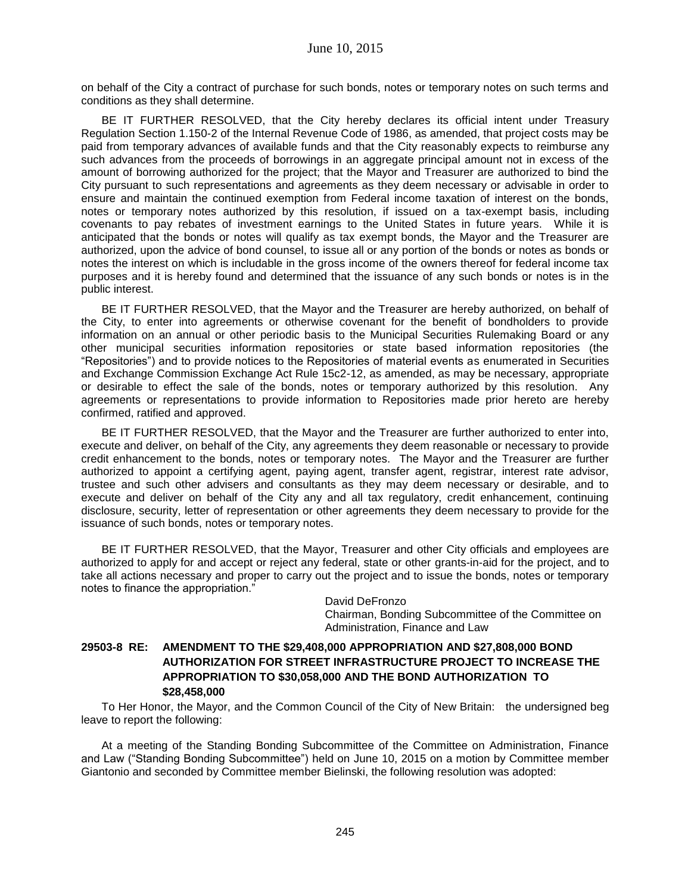on behalf of the City a contract of purchase for such bonds, notes or temporary notes on such terms and conditions as they shall determine.

BE IT FURTHER RESOLVED, that the City hereby declares its official intent under Treasury Regulation Section 1.150-2 of the Internal Revenue Code of 1986, as amended, that project costs may be paid from temporary advances of available funds and that the City reasonably expects to reimburse any such advances from the proceeds of borrowings in an aggregate principal amount not in excess of the amount of borrowing authorized for the project; that the Mayor and Treasurer are authorized to bind the City pursuant to such representations and agreements as they deem necessary or advisable in order to ensure and maintain the continued exemption from Federal income taxation of interest on the bonds, notes or temporary notes authorized by this resolution, if issued on a tax-exempt basis, including covenants to pay rebates of investment earnings to the United States in future years. While it is anticipated that the bonds or notes will qualify as tax exempt bonds, the Mayor and the Treasurer are authorized, upon the advice of bond counsel, to issue all or any portion of the bonds or notes as bonds or notes the interest on which is includable in the gross income of the owners thereof for federal income tax purposes and it is hereby found and determined that the issuance of any such bonds or notes is in the public interest.

BE IT FURTHER RESOLVED, that the Mayor and the Treasurer are hereby authorized, on behalf of the City, to enter into agreements or otherwise covenant for the benefit of bondholders to provide information on an annual or other periodic basis to the Municipal Securities Rulemaking Board or any other municipal securities information repositories or state based information repositories (the "Repositories") and to provide notices to the Repositories of material events as enumerated in Securities and Exchange Commission Exchange Act Rule 15c2-12, as amended, as may be necessary, appropriate or desirable to effect the sale of the bonds, notes or temporary authorized by this resolution. Any agreements or representations to provide information to Repositories made prior hereto are hereby confirmed, ratified and approved.

BE IT FURTHER RESOLVED, that the Mayor and the Treasurer are further authorized to enter into, execute and deliver, on behalf of the City, any agreements they deem reasonable or necessary to provide credit enhancement to the bonds, notes or temporary notes. The Mayor and the Treasurer are further authorized to appoint a certifying agent, paying agent, transfer agent, registrar, interest rate advisor, trustee and such other advisers and consultants as they may deem necessary or desirable, and to execute and deliver on behalf of the City any and all tax regulatory, credit enhancement, continuing disclosure, security, letter of representation or other agreements they deem necessary to provide for the issuance of such bonds, notes or temporary notes.

BE IT FURTHER RESOLVED, that the Mayor, Treasurer and other City officials and employees are authorized to apply for and accept or reject any federal, state or other grants-in-aid for the project, and to take all actions necessary and proper to carry out the project and to issue the bonds, notes or temporary notes to finance the appropriation."

David DeFronzo
Chairman, Bonding Subcommittee of the Committee on Administration, Finance and Law

**29503-8 RE: AMENDMENT TO THE $29,408,000 APPROPRIATION AND $27,808,000 BOND AUTHORIZATION FOR STREET INFRASTRUCTURE PROJECT TO INCREASE THE APPROPRIATION TO $30,058,000 AND THE BOND AUTHORIZATION TO $28,458,000**

To Her Honor, the Mayor, and the Common Council of the City of New Britain: the undersigned beg leave to report the following:

At a meeting of the Standing Bonding Subcommittee of the Committee on Administration, Finance and Law ("Standing Bonding Subcommittee") held on June 10, 2015 on a motion by Committee member Giantonio and seconded by Committee member Bielinski, the following resolution was adopted: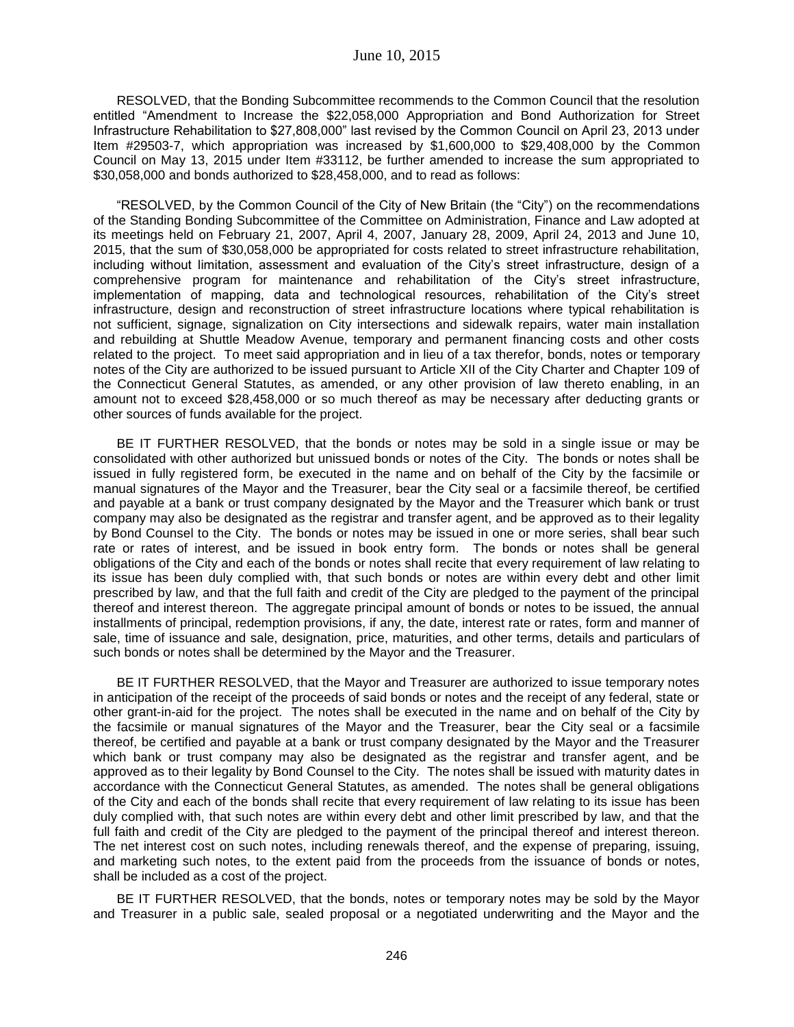RESOLVED, that the Bonding Subcommittee recommends to the Common Council that the resolution entitled "Amendment to Increase the $22,058,000 Appropriation and Bond Authorization for Street Infrastructure Rehabilitation to $27,808,000" last revised by the Common Council on April 23, 2013 under Item #29503-7, which appropriation was increased by $1,600,000 to $29,408,000 by the Common Council on May 13, 2015 under Item #33112, be further amended to increase the sum appropriated to $30,058,000 and bonds authorized to $28,458,000, and to read as follows:

"RESOLVED, by the Common Council of the City of New Britain (the "City") on the recommendations of the Standing Bonding Subcommittee of the Committee on Administration, Finance and Law adopted at its meetings held on February 21, 2007, April 4, 2007, January 28, 2009, April 24, 2013 and June 10, 2015, that the sum of $30,058,000 be appropriated for costs related to street infrastructure rehabilitation, including without limitation, assessment and evaluation of the City's street infrastructure, design of a comprehensive program for maintenance and rehabilitation of the City's street infrastructure, implementation of mapping, data and technological resources, rehabilitation of the City's street infrastructure, design and reconstruction of street infrastructure locations where typical rehabilitation is not sufficient, signage, signalization on City intersections and sidewalk repairs, water main installation and rebuilding at Shuttle Meadow Avenue, temporary and permanent financing costs and other costs related to the project. To meet said appropriation and in lieu of a tax therefor, bonds, notes or temporary notes of the City are authorized to be issued pursuant to Article XII of the City Charter and Chapter 109 of the Connecticut General Statutes, as amended, or any other provision of law thereto enabling, in an amount not to exceed $28,458,000 or so much thereof as may be necessary after deducting grants or other sources of funds available for the project.

BE IT FURTHER RESOLVED, that the bonds or notes may be sold in a single issue or may be consolidated with other authorized but unissued bonds or notes of the City. The bonds or notes shall be issued in fully registered form, be executed in the name and on behalf of the City by the facsimile or manual signatures of the Mayor and the Treasurer, bear the City seal or a facsimile thereof, be certified and payable at a bank or trust company designated by the Mayor and the Treasurer which bank or trust company may also be designated as the registrar and transfer agent, and be approved as to their legality by Bond Counsel to the City. The bonds or notes may be issued in one or more series, shall bear such rate or rates of interest, and be issued in book entry form. The bonds or notes shall be general obligations of the City and each of the bonds or notes shall recite that every requirement of law relating to its issue has been duly complied with, that such bonds or notes are within every debt and other limit prescribed by law, and that the full faith and credit of the City are pledged to the payment of the principal thereof and interest thereon. The aggregate principal amount of bonds or notes to be issued, the annual installments of principal, redemption provisions, if any, the date, interest rate or rates, form and manner of sale, time of issuance and sale, designation, price, maturities, and other terms, details and particulars of such bonds or notes shall be determined by the Mayor and the Treasurer.

BE IT FURTHER RESOLVED, that the Mayor and Treasurer are authorized to issue temporary notes in anticipation of the receipt of the proceeds of said bonds or notes and the receipt of any federal, state or other grant-in-aid for the project. The notes shall be executed in the name and on behalf of the City by the facsimile or manual signatures of the Mayor and the Treasurer, bear the City seal or a facsimile thereof, be certified and payable at a bank or trust company designated by the Mayor and the Treasurer which bank or trust company may also be designated as the registrar and transfer agent, and be approved as to their legality by Bond Counsel to the City. The notes shall be issued with maturity dates in accordance with the Connecticut General Statutes, as amended. The notes shall be general obligations of the City and each of the bonds shall recite that every requirement of law relating to its issue has been duly complied with, that such notes are within every debt and other limit prescribed by law, and that the full faith and credit of the City are pledged to the payment of the principal thereof and interest thereon. The net interest cost on such notes, including renewals thereof, and the expense of preparing, issuing, and marketing such notes, to the extent paid from the proceeds from the issuance of bonds or notes, shall be included as a cost of the project.

BE IT FURTHER RESOLVED, that the bonds, notes or temporary notes may be sold by the Mayor and Treasurer in a public sale, sealed proposal or a negotiated underwriting and the Mayor and the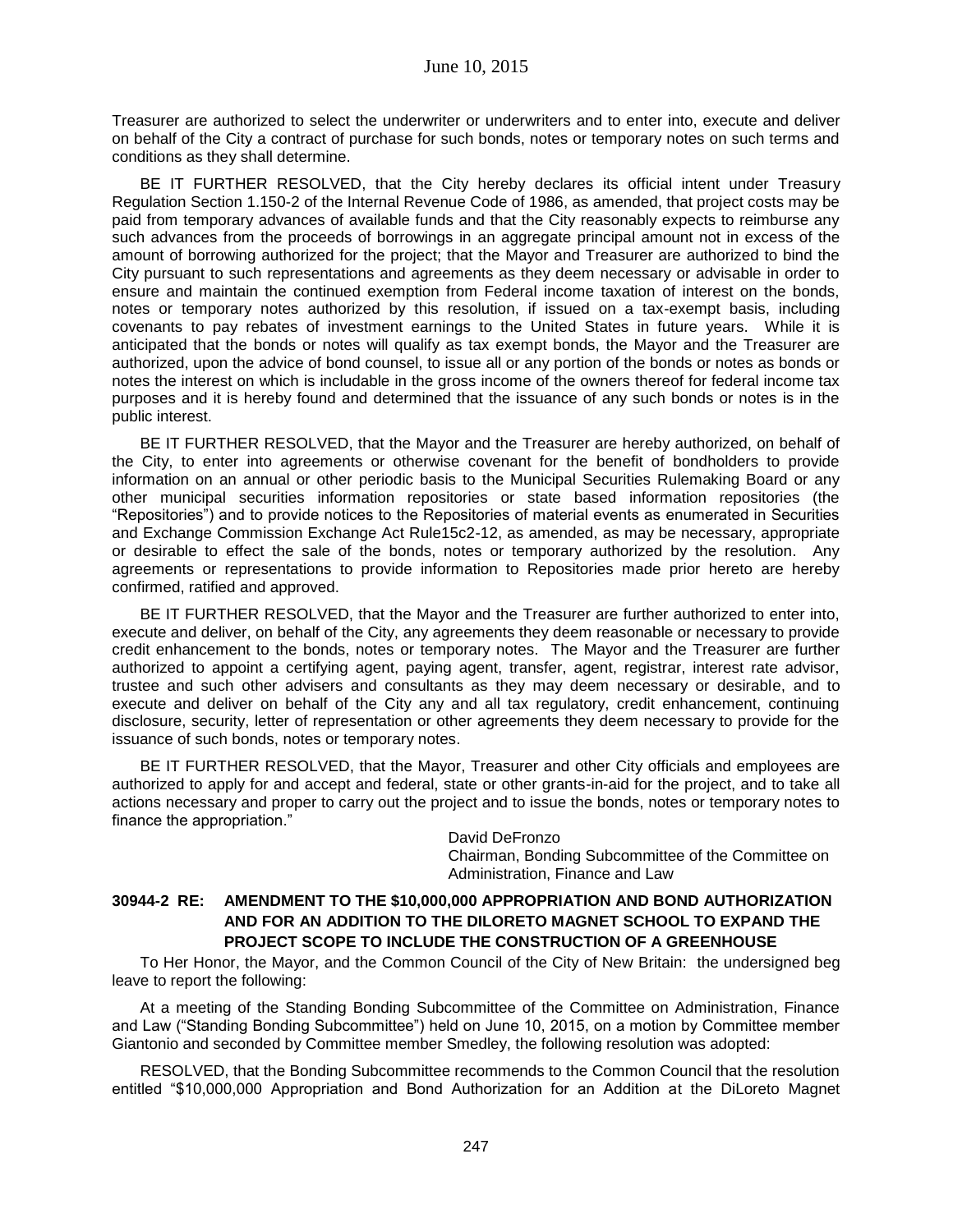Treasurer are authorized to select the underwriter or underwriters and to enter into, execute and deliver on behalf of the City a contract of purchase for such bonds, notes or temporary notes on such terms and conditions as they shall determine.

BE IT FURTHER RESOLVED, that the City hereby declares its official intent under Treasury Regulation Section 1.150-2 of the Internal Revenue Code of 1986, as amended, that project costs may be paid from temporary advances of available funds and that the City reasonably expects to reimburse any such advances from the proceeds of borrowings in an aggregate principal amount not in excess of the amount of borrowing authorized for the project; that the Mayor and Treasurer are authorized to bind the City pursuant to such representations and agreements as they deem necessary or advisable in order to ensure and maintain the continued exemption from Federal income taxation of interest on the bonds, notes or temporary notes authorized by this resolution, if issued on a tax-exempt basis, including covenants to pay rebates of investment earnings to the United States in future years. While it is anticipated that the bonds or notes will qualify as tax exempt bonds, the Mayor and the Treasurer are authorized, upon the advice of bond counsel, to issue all or any portion of the bonds or notes as bonds or notes the interest on which is includable in the gross income of the owners thereof for federal income tax purposes and it is hereby found and determined that the issuance of any such bonds or notes is in the public interest.

BE IT FURTHER RESOLVED, that the Mayor and the Treasurer are hereby authorized, on behalf of the City, to enter into agreements or otherwise covenant for the benefit of bondholders to provide information on an annual or other periodic basis to the Municipal Securities Rulemaking Board or any other municipal securities information repositories or state based information repositories (the "Repositories") and to provide notices to the Repositories of material events as enumerated in Securities and Exchange Commission Exchange Act Rule15c2-12, as amended, as may be necessary, appropriate or desirable to effect the sale of the bonds, notes or temporary authorized by the resolution. Any agreements or representations to provide information to Repositories made prior hereto are hereby confirmed, ratified and approved.

BE IT FURTHER RESOLVED, that the Mayor and the Treasurer are further authorized to enter into, execute and deliver, on behalf of the City, any agreements they deem reasonable or necessary to provide credit enhancement to the bonds, notes or temporary notes. The Mayor and the Treasurer are further authorized to appoint a certifying agent, paying agent, transfer, agent, registrar, interest rate advisor, trustee and such other advisers and consultants as they may deem necessary or desirable, and to execute and deliver on behalf of the City any and all tax regulatory, credit enhancement, continuing disclosure, security, letter of representation or other agreements they deem necessary to provide for the issuance of such bonds, notes or temporary notes.

BE IT FURTHER RESOLVED, that the Mayor, Treasurer and other City officials and employees are authorized to apply for and accept and federal, state or other grants-in-aid for the project, and to take all actions necessary and proper to carry out the project and to issue the bonds, notes or temporary notes to finance the appropriation."

David DeFronzo
Chairman, Bonding Subcommittee of the Committee on Administration, Finance and Law

### 30944-2 RE: AMENDMENT TO THE $10,000,000 APPROPRIATION AND BOND AUTHORIZATION AND FOR AN ADDITION TO THE DILORETO MAGNET SCHOOL TO EXPAND THE PROJECT SCOPE TO INCLUDE THE CONSTRUCTION OF A GREENHOUSE

To Her Honor, the Mayor, and the Common Council of the City of New Britain: the undersigned beg leave to report the following:

At a meeting of the Standing Bonding Subcommittee of the Committee on Administration, Finance and Law ("Standing Bonding Subcommittee") held on June 10, 2015, on a motion by Committee member Giantonio and seconded by Committee member Smedley, the following resolution was adopted:

RESOLVED, that the Bonding Subcommittee recommends to the Common Council that the resolution entitled "$10,000,000 Appropriation and Bond Authorization for an Addition at the DiLoreto Magnet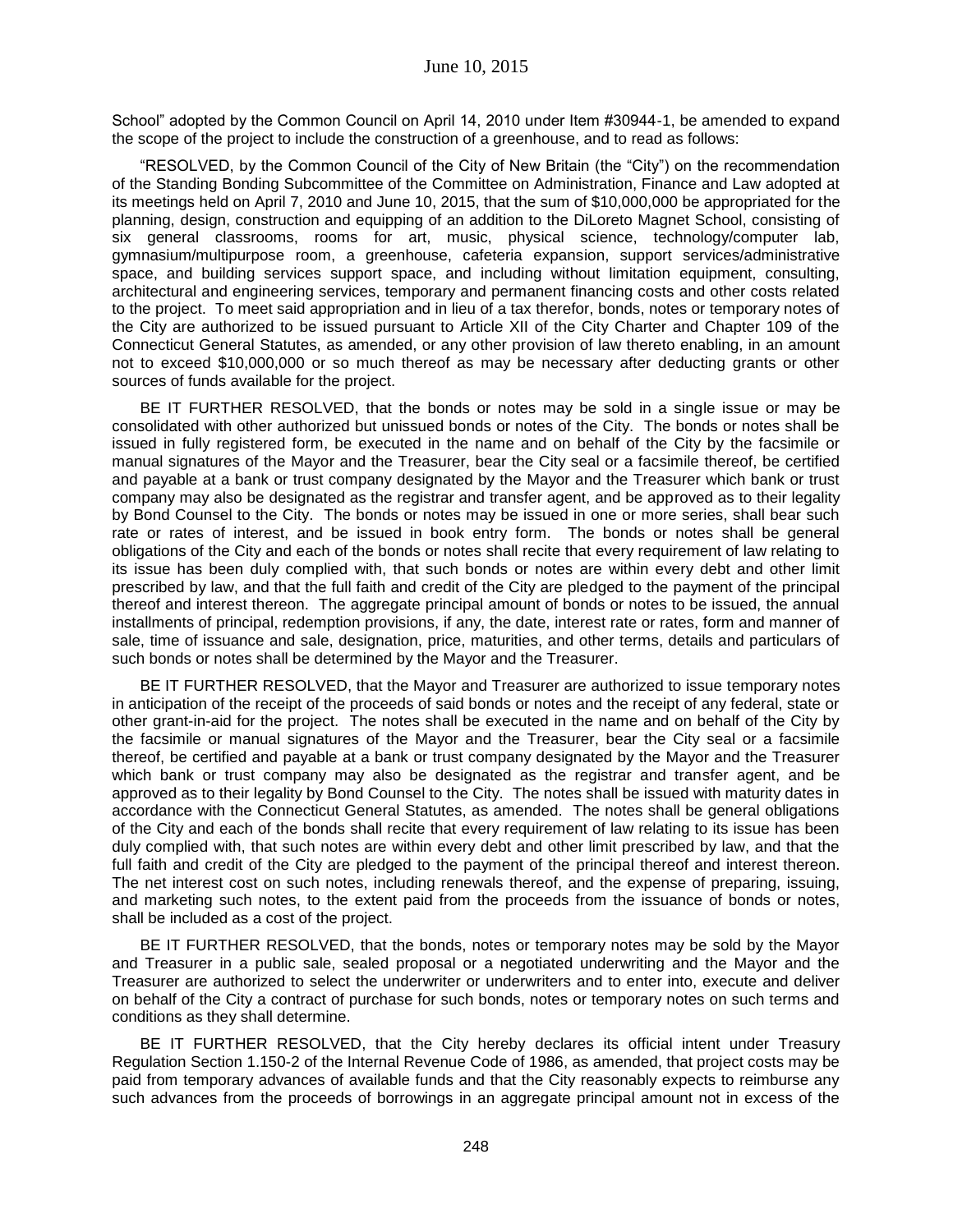School" adopted by the Common Council on April 14, 2010 under Item #30944-1, be amended to expand the scope of the project to include the construction of a greenhouse, and to read as follows:

"RESOLVED, by the Common Council of the City of New Britain (the "City") on the recommendation of the Standing Bonding Subcommittee of the Committee on Administration, Finance and Law adopted at its meetings held on April 7, 2010 and June 10, 2015, that the sum of $10,000,000 be appropriated for the planning, design, construction and equipping of an addition to the DiLoreto Magnet School, consisting of six general classrooms, rooms for art, music, physical science, technology/computer lab, gymnasium/multipurpose room, a greenhouse, cafeteria expansion, support services/administrative space, and building services support space, and including without limitation equipment, consulting, architectural and engineering services, temporary and permanent financing costs and other costs related to the project. To meet said appropriation and in lieu of a tax therefor, bonds, notes or temporary notes of the City are authorized to be issued pursuant to Article XII of the City Charter and Chapter 109 of the Connecticut General Statutes, as amended, or any other provision of law thereto enabling, in an amount not to exceed $10,000,000 or so much thereof as may be necessary after deducting grants or other sources of funds available for the project.

BE IT FURTHER RESOLVED, that the bonds or notes may be sold in a single issue or may be consolidated with other authorized but unissued bonds or notes of the City. The bonds or notes shall be issued in fully registered form, be executed in the name and on behalf of the City by the facsimile or manual signatures of the Mayor and the Treasurer, bear the City seal or a facsimile thereof, be certified and payable at a bank or trust company designated by the Mayor and the Treasurer which bank or trust company may also be designated as the registrar and transfer agent, and be approved as to their legality by Bond Counsel to the City. The bonds or notes may be issued in one or more series, shall bear such rate or rates of interest, and be issued in book entry form. The bonds or notes shall be general obligations of the City and each of the bonds or notes shall recite that every requirement of law relating to its issue has been duly complied with, that such bonds or notes are within every debt and other limit prescribed by law, and that the full faith and credit of the City are pledged to the payment of the principal thereof and interest thereon. The aggregate principal amount of bonds or notes to be issued, the annual installments of principal, redemption provisions, if any, the date, interest rate or rates, form and manner of sale, time of issuance and sale, designation, price, maturities, and other terms, details and particulars of such bonds or notes shall be determined by the Mayor and the Treasurer.

BE IT FURTHER RESOLVED, that the Mayor and Treasurer are authorized to issue temporary notes in anticipation of the receipt of the proceeds of said bonds or notes and the receipt of any federal, state or other grant-in-aid for the project. The notes shall be executed in the name and on behalf of the City by the facsimile or manual signatures of the Mayor and the Treasurer, bear the City seal or a facsimile thereof, be certified and payable at a bank or trust company designated by the Mayor and the Treasurer which bank or trust company may also be designated as the registrar and transfer agent, and be approved as to their legality by Bond Counsel to the City. The notes shall be issued with maturity dates in accordance with the Connecticut General Statutes, as amended. The notes shall be general obligations of the City and each of the bonds shall recite that every requirement of law relating to its issue has been duly complied with, that such notes are within every debt and other limit prescribed by law, and that the full faith and credit of the City are pledged to the payment of the principal thereof and interest thereon. The net interest cost on such notes, including renewals thereof, and the expense of preparing, issuing, and marketing such notes, to the extent paid from the proceeds from the issuance of bonds or notes, shall be included as a cost of the project.

BE IT FURTHER RESOLVED, that the bonds, notes or temporary notes may be sold by the Mayor and Treasurer in a public sale, sealed proposal or a negotiated underwriting and the Mayor and the Treasurer are authorized to select the underwriter or underwriters and to enter into, execute and deliver on behalf of the City a contract of purchase for such bonds, notes or temporary notes on such terms and conditions as they shall determine.

BE IT FURTHER RESOLVED, that the City hereby declares its official intent under Treasury Regulation Section 1.150-2 of the Internal Revenue Code of 1986, as amended, that project costs may be paid from temporary advances of available funds and that the City reasonably expects to reimburse any such advances from the proceeds of borrowings in an aggregate principal amount not in excess of the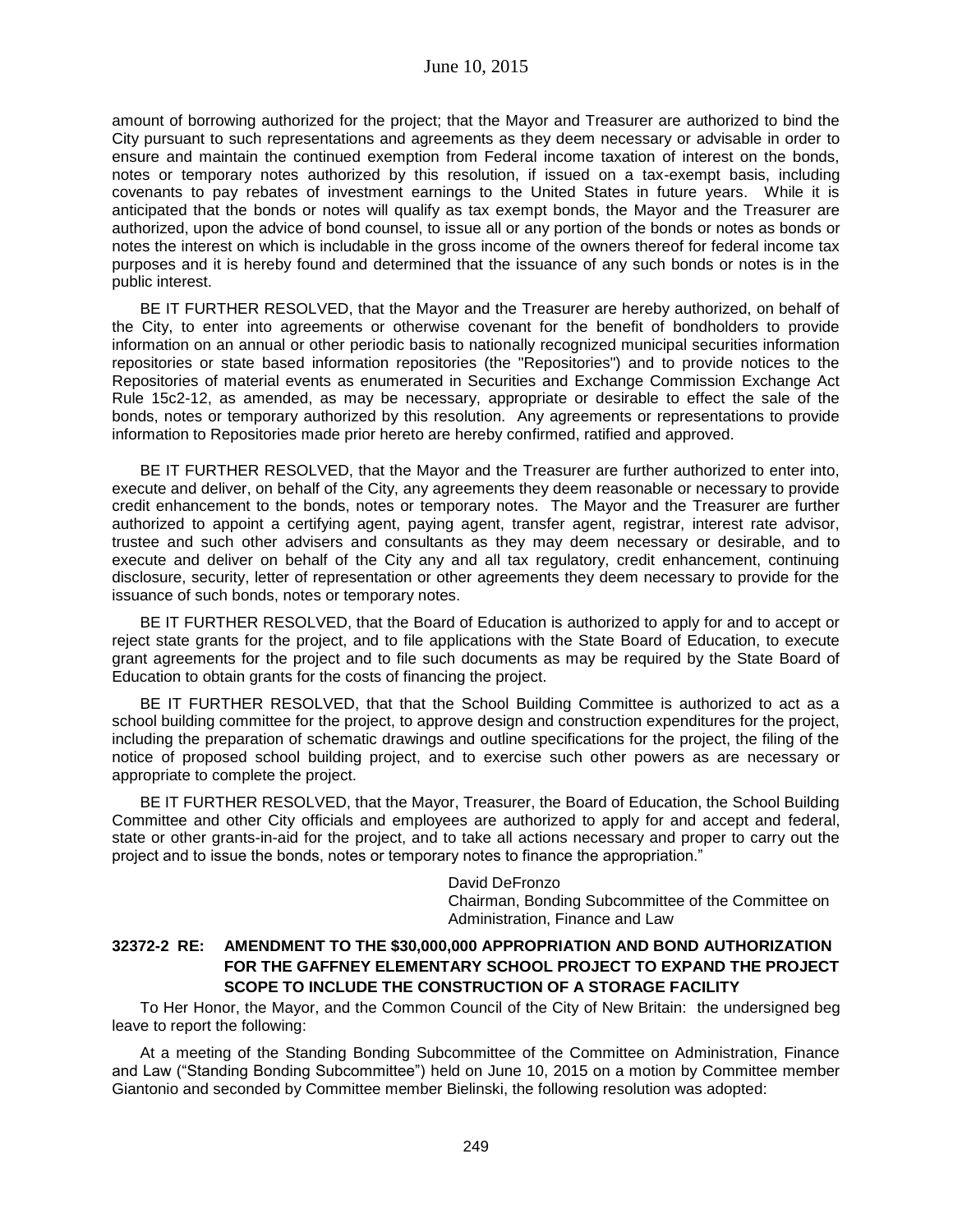amount of borrowing authorized for the project; that the Mayor and Treasurer are authorized to bind the City pursuant to such representations and agreements as they deem necessary or advisable in order to ensure and maintain the continued exemption from Federal income taxation of interest on the bonds, notes or temporary notes authorized by this resolution, if issued on a tax-exempt basis, including covenants to pay rebates of investment earnings to the United States in future years. While it is anticipated that the bonds or notes will qualify as tax exempt bonds, the Mayor and the Treasurer are authorized, upon the advice of bond counsel, to issue all or any portion of the bonds or notes as bonds or notes the interest on which is includable in the gross income of the owners thereof for federal income tax purposes and it is hereby found and determined that the issuance of any such bonds or notes is in the public interest.

BE IT FURTHER RESOLVED, that the Mayor and the Treasurer are hereby authorized, on behalf of the City, to enter into agreements or otherwise covenant for the benefit of bondholders to provide information on an annual or other periodic basis to nationally recognized municipal securities information repositories or state based information repositories (the "Repositories") and to provide notices to the Repositories of material events as enumerated in Securities and Exchange Commission Exchange Act Rule 15c2-12, as amended, as may be necessary, appropriate or desirable to effect the sale of the bonds, notes or temporary authorized by this resolution. Any agreements or representations to provide information to Repositories made prior hereto are hereby confirmed, ratified and approved.

BE IT FURTHER RESOLVED, that the Mayor and the Treasurer are further authorized to enter into, execute and deliver, on behalf of the City, any agreements they deem reasonable or necessary to provide credit enhancement to the bonds, notes or temporary notes. The Mayor and the Treasurer are further authorized to appoint a certifying agent, paying agent, transfer agent, registrar, interest rate advisor, trustee and such other advisers and consultants as they may deem necessary or desirable, and to execute and deliver on behalf of the City any and all tax regulatory, credit enhancement, continuing disclosure, security, letter of representation or other agreements they deem necessary to provide for the issuance of such bonds, notes or temporary notes.

BE IT FURTHER RESOLVED, that the Board of Education is authorized to apply for and to accept or reject state grants for the project, and to file applications with the State Board of Education, to execute grant agreements for the project and to file such documents as may be required by the State Board of Education to obtain grants for the costs of financing the project.

BE IT FURTHER RESOLVED, that that the School Building Committee is authorized to act as a school building committee for the project, to approve design and construction expenditures for the project, including the preparation of schematic drawings and outline specifications for the project, the filing of the notice of proposed school building project, and to exercise such other powers as are necessary or appropriate to complete the project.

BE IT FURTHER RESOLVED, that the Mayor, Treasurer, the Board of Education, the School Building Committee and other City officials and employees are authorized to apply for and accept and federal, state or other grants-in-aid for the project, and to take all actions necessary and proper to carry out the project and to issue the bonds, notes or temporary notes to finance the appropriation."

David DeFronzo
Chairman, Bonding Subcommittee of the Committee on Administration, Finance and Law

**32372-2 RE: AMENDMENT TO THE $30,000,000 APPROPRIATION AND BOND AUTHORIZATION FOR THE GAFFNEY ELEMENTARY SCHOOL PROJECT TO EXPAND THE PROJECT SCOPE TO INCLUDE THE CONSTRUCTION OF A STORAGE FACILITY**

To Her Honor, the Mayor, and the Common Council of the City of New Britain: the undersigned beg leave to report the following:

At a meeting of the Standing Bonding Subcommittee of the Committee on Administration, Finance and Law ("Standing Bonding Subcommittee") held on June 10, 2015 on a motion by Committee member Giantonio and seconded by Committee member Bielinski, the following resolution was adopted: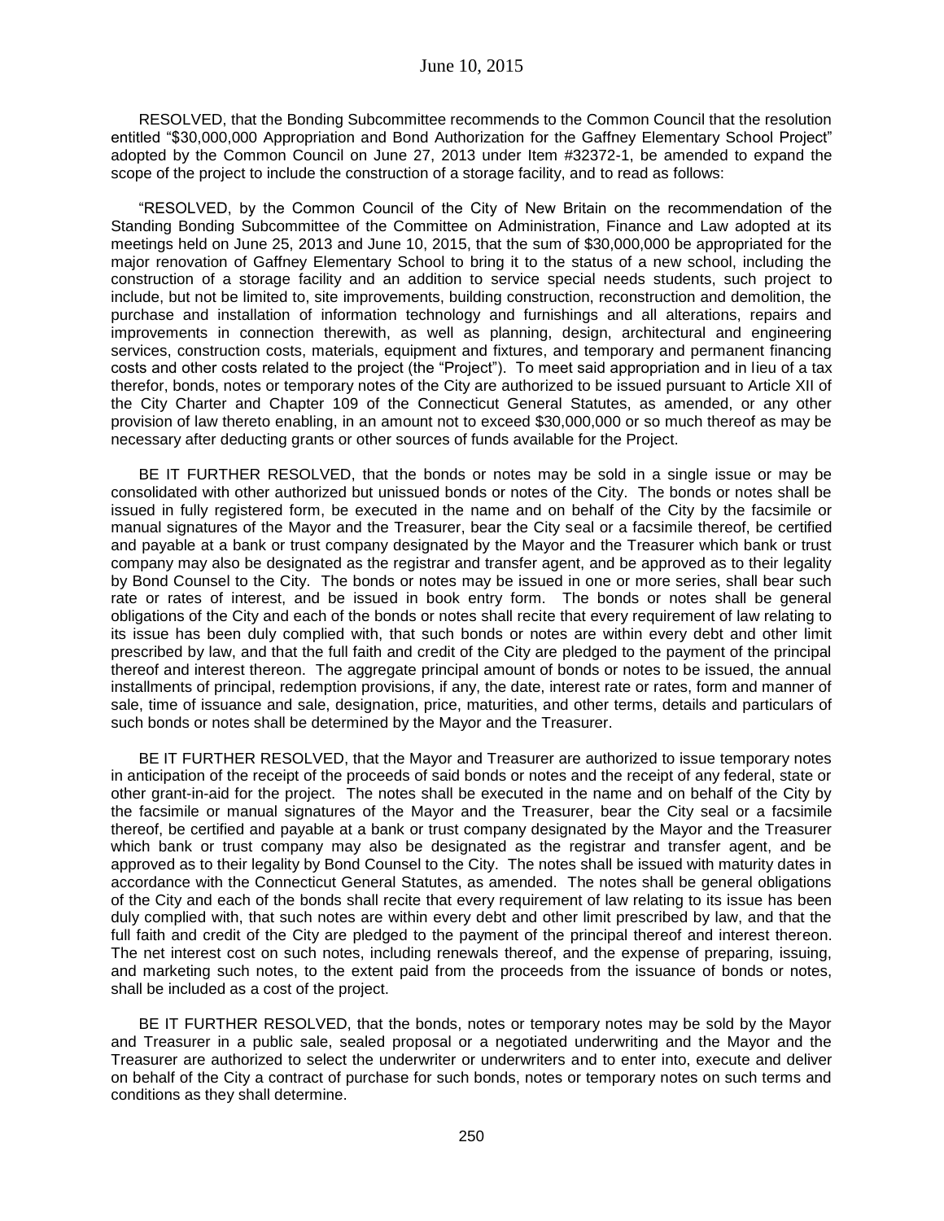RESOLVED, that the Bonding Subcommittee recommends to the Common Council that the resolution entitled "$30,000,000 Appropriation and Bond Authorization for the Gaffney Elementary School Project" adopted by the Common Council on June 27, 2013 under Item #32372-1, be amended to expand the scope of the project to include the construction of a storage facility, and to read as follows:

"RESOLVED, by the Common Council of the City of New Britain on the recommendation of the Standing Bonding Subcommittee of the Committee on Administration, Finance and Law adopted at its meetings held on June 25, 2013 and June 10, 2015, that the sum of $30,000,000 be appropriated for the major renovation of Gaffney Elementary School to bring it to the status of a new school, including the construction of a storage facility and an addition to service special needs students, such project to include, but not be limited to, site improvements, building construction, reconstruction and demolition, the purchase and installation of information technology and furnishings and all alterations, repairs and improvements in connection therewith, as well as planning, design, architectural and engineering services, construction costs, materials, equipment and fixtures, and temporary and permanent financing costs and other costs related to the project (the "Project"). To meet said appropriation and in lieu of a tax therefor, bonds, notes or temporary notes of the City are authorized to be issued pursuant to Article XII of the City Charter and Chapter 109 of the Connecticut General Statutes, as amended, or any other provision of law thereto enabling, in an amount not to exceed $30,000,000 or so much thereof as may be necessary after deducting grants or other sources of funds available for the Project.

BE IT FURTHER RESOLVED, that the bonds or notes may be sold in a single issue or may be consolidated with other authorized but unissued bonds or notes of the City. The bonds or notes shall be issued in fully registered form, be executed in the name and on behalf of the City by the facsimile or manual signatures of the Mayor and the Treasurer, bear the City seal or a facsimile thereof, be certified and payable at a bank or trust company designated by the Mayor and the Treasurer which bank or trust company may also be designated as the registrar and transfer agent, and be approved as to their legality by Bond Counsel to the City. The bonds or notes may be issued in one or more series, shall bear such rate or rates of interest, and be issued in book entry form. The bonds or notes shall be general obligations of the City and each of the bonds or notes shall recite that every requirement of law relating to its issue has been duly complied with, that such bonds or notes are within every debt and other limit prescribed by law, and that the full faith and credit of the City are pledged to the payment of the principal thereof and interest thereon. The aggregate principal amount of bonds or notes to be issued, the annual installments of principal, redemption provisions, if any, the date, interest rate or rates, form and manner of sale, time of issuance and sale, designation, price, maturities, and other terms, details and particulars of such bonds or notes shall be determined by the Mayor and the Treasurer.

BE IT FURTHER RESOLVED, that the Mayor and Treasurer are authorized to issue temporary notes in anticipation of the receipt of the proceeds of said bonds or notes and the receipt of any federal, state or other grant-in-aid for the project. The notes shall be executed in the name and on behalf of the City by the facsimile or manual signatures of the Mayor and the Treasurer, bear the City seal or a facsimile thereof, be certified and payable at a bank or trust company designated by the Mayor and the Treasurer which bank or trust company may also be designated as the registrar and transfer agent, and be approved as to their legality by Bond Counsel to the City. The notes shall be issued with maturity dates in accordance with the Connecticut General Statutes, as amended. The notes shall be general obligations of the City and each of the bonds shall recite that every requirement of law relating to its issue has been duly complied with, that such notes are within every debt and other limit prescribed by law, and that the full faith and credit of the City are pledged to the payment of the principal thereof and interest thereon. The net interest cost on such notes, including renewals thereof, and the expense of preparing, issuing, and marketing such notes, to the extent paid from the proceeds from the issuance of bonds or notes, shall be included as a cost of the project.

BE IT FURTHER RESOLVED, that the bonds, notes or temporary notes may be sold by the Mayor and Treasurer in a public sale, sealed proposal or a negotiated underwriting and the Mayor and the Treasurer are authorized to select the underwriter or underwriters and to enter into, execute and deliver on behalf of the City a contract of purchase for such bonds, notes or temporary notes on such terms and conditions as they shall determine.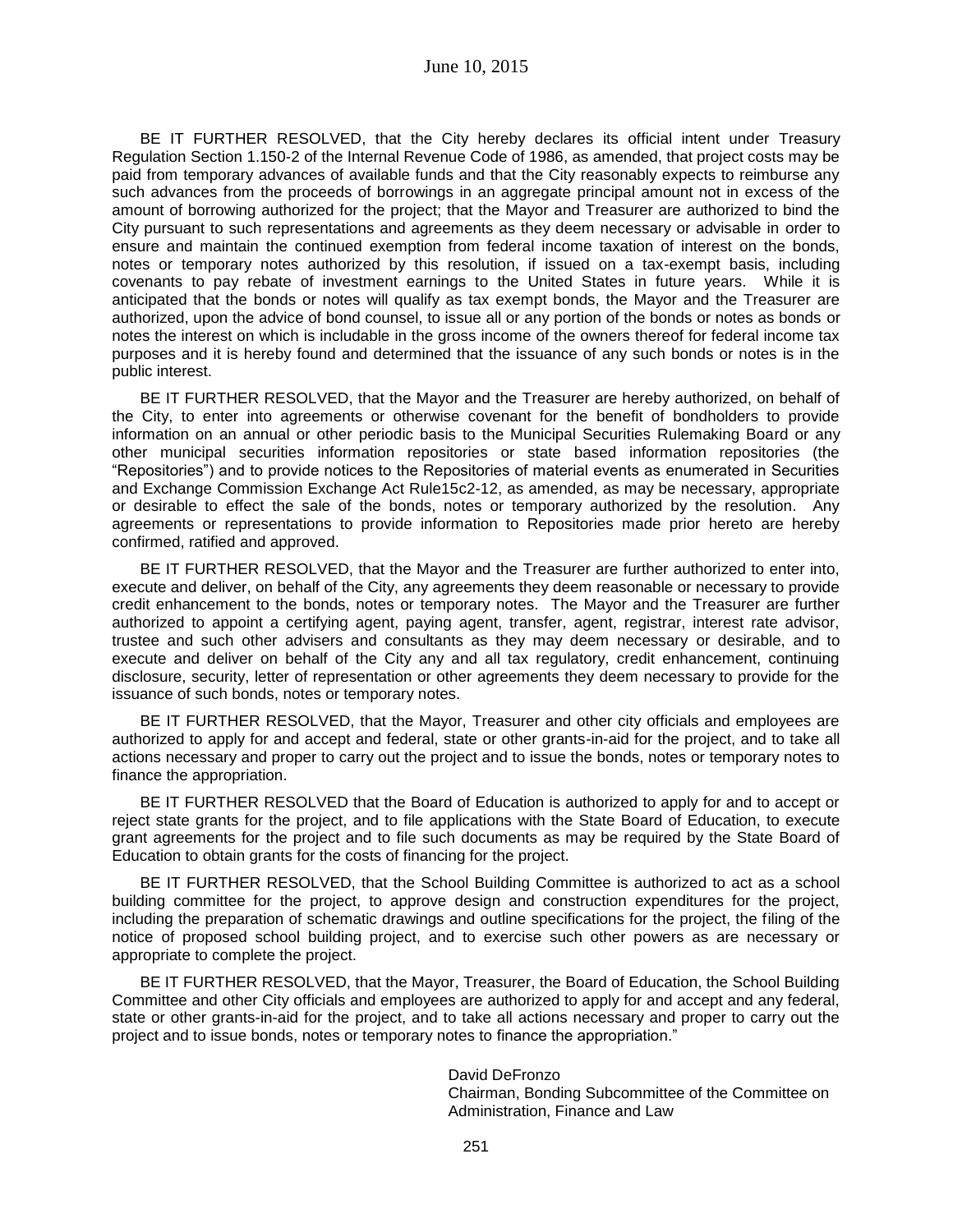BE IT FURTHER RESOLVED, that the City hereby declares its official intent under Treasury Regulation Section 1.150-2 of the Internal Revenue Code of 1986, as amended, that project costs may be paid from temporary advances of available funds and that the City reasonably expects to reimburse any such advances from the proceeds of borrowings in an aggregate principal amount not in excess of the amount of borrowing authorized for the project; that the Mayor and Treasurer are authorized to bind the City pursuant to such representations and agreements as they deem necessary or advisable in order to ensure and maintain the continued exemption from federal income taxation of interest on the bonds, notes or temporary notes authorized by this resolution, if issued on a tax-exempt basis, including covenants to pay rebate of investment earnings to the United States in future years. While it is anticipated that the bonds or notes will qualify as tax exempt bonds, the Mayor and the Treasurer are authorized, upon the advice of bond counsel, to issue all or any portion of the bonds or notes as bonds or notes the interest on which is includable in the gross income of the owners thereof for federal income tax purposes and it is hereby found and determined that the issuance of any such bonds or notes is in the public interest.

BE IT FURTHER RESOLVED, that the Mayor and the Treasurer are hereby authorized, on behalf of the City, to enter into agreements or otherwise covenant for the benefit of bondholders to provide information on an annual or other periodic basis to the Municipal Securities Rulemaking Board or any other municipal securities information repositories or state based information repositories (the "Repositories") and to provide notices to the Repositories of material events as enumerated in Securities and Exchange Commission Exchange Act Rule15c2-12, as amended, as may be necessary, appropriate or desirable to effect the sale of the bonds, notes or temporary authorized by the resolution. Any agreements or representations to provide information to Repositories made prior hereto are hereby confirmed, ratified and approved.

BE IT FURTHER RESOLVED, that the Mayor and the Treasurer are further authorized to enter into, execute and deliver, on behalf of the City, any agreements they deem reasonable or necessary to provide credit enhancement to the bonds, notes or temporary notes. The Mayor and the Treasurer are further authorized to appoint a certifying agent, paying agent, transfer, agent, registrar, interest rate advisor, trustee and such other advisers and consultants as they may deem necessary or desirable, and to execute and deliver on behalf of the City any and all tax regulatory, credit enhancement, continuing disclosure, security, letter of representation or other agreements they deem necessary to provide for the issuance of such bonds, notes or temporary notes.

BE IT FURTHER RESOLVED, that the Mayor, Treasurer and other city officials and employees are authorized to apply for and accept and federal, state or other grants-in-aid for the project, and to take all actions necessary and proper to carry out the project and to issue the bonds, notes or temporary notes to finance the appropriation.

BE IT FURTHER RESOLVED that the Board of Education is authorized to apply for and to accept or reject state grants for the project, and to file applications with the State Board of Education, to execute grant agreements for the project and to file such documents as may be required by the State Board of Education to obtain grants for the costs of financing for the project.

BE IT FURTHER RESOLVED, that the School Building Committee is authorized to act as a school building committee for the project, to approve design and construction expenditures for the project, including the preparation of schematic drawings and outline specifications for the project, the filing of the notice of proposed school building project, and to exercise such other powers as are necessary or appropriate to complete the project.

BE IT FURTHER RESOLVED, that the Mayor, Treasurer, the Board of Education, the School Building Committee and other City officials and employees are authorized to apply for and accept and any federal, state or other grants-in-aid for the project, and to take all actions necessary and proper to carry out the project and to issue bonds, notes or temporary notes to finance the appropriation."

David DeFronzo
Chairman, Bonding Subcommittee of the Committee on Administration, Finance and Law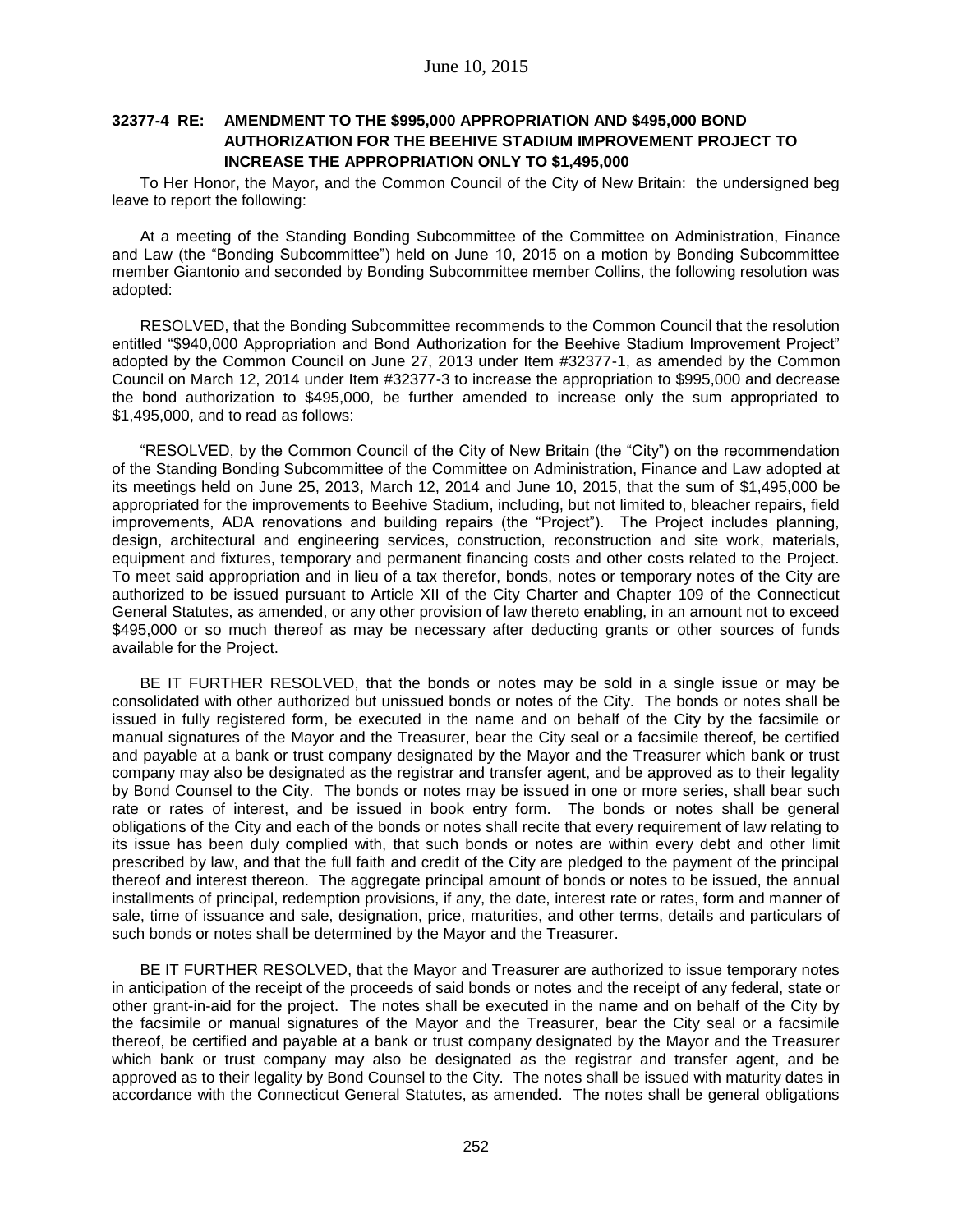### 32377-4 RE: AMENDMENT TO THE $995,000 APPROPRIATION AND $495,000 BOND AUTHORIZATION FOR THE BEEHIVE STADIUM IMPROVEMENT PROJECT TO INCREASE THE APPROPRIATION ONLY TO $1,495,000

To Her Honor, the Mayor, and the Common Council of the City of New Britain: the undersigned beg leave to report the following:

At a meeting of the Standing Bonding Subcommittee of the Committee on Administration, Finance and Law (the "Bonding Subcommittee") held on June 10, 2015 on a motion by Bonding Subcommittee member Giantonio and seconded by Bonding Subcommittee member Collins, the following resolution was adopted:

RESOLVED, that the Bonding Subcommittee recommends to the Common Council that the resolution entitled "$940,000 Appropriation and Bond Authorization for the Beehive Stadium Improvement Project" adopted by the Common Council on June 27, 2013 under Item #32377-1, as amended by the Common Council on March 12, 2014 under Item #32377-3 to increase the appropriation to $995,000 and decrease the bond authorization to $495,000, be further amended to increase only the sum appropriated to $1,495,000, and to read as follows:

"RESOLVED, by the Common Council of the City of New Britain (the "City") on the recommendation of the Standing Bonding Subcommittee of the Committee on Administration, Finance and Law adopted at its meetings held on June 25, 2013, March 12, 2014 and June 10, 2015, that the sum of $1,495,000 be appropriated for the improvements to Beehive Stadium, including, but not limited to, bleacher repairs, field improvements, ADA renovations and building repairs (the "Project"). The Project includes planning, design, architectural and engineering services, construction, reconstruction and site work, materials, equipment and fixtures, temporary and permanent financing costs and other costs related to the Project. To meet said appropriation and in lieu of a tax therefor, bonds, notes or temporary notes of the City are authorized to be issued pursuant to Article XII of the City Charter and Chapter 109 of the Connecticut General Statutes, as amended, or any other provision of law thereto enabling, in an amount not to exceed $495,000 or so much thereof as may be necessary after deducting grants or other sources of funds available for the Project.

BE IT FURTHER RESOLVED, that the bonds or notes may be sold in a single issue or may be consolidated with other authorized but unissued bonds or notes of the City. The bonds or notes shall be issued in fully registered form, be executed in the name and on behalf of the City by the facsimile or manual signatures of the Mayor and the Treasurer, bear the City seal or a facsimile thereof, be certified and payable at a bank or trust company designated by the Mayor and the Treasurer which bank or trust company may also be designated as the registrar and transfer agent, and be approved as to their legality by Bond Counsel to the City. The bonds or notes may be issued in one or more series, shall bear such rate or rates of interest, and be issued in book entry form. The bonds or notes shall be general obligations of the City and each of the bonds or notes shall recite that every requirement of law relating to its issue has been duly complied with, that such bonds or notes are within every debt and other limit prescribed by law, and that the full faith and credit of the City are pledged to the payment of the principal thereof and interest thereon. The aggregate principal amount of bonds or notes to be issued, the annual installments of principal, redemption provisions, if any, the date, interest rate or rates, form and manner of sale, time of issuance and sale, designation, price, maturities, and other terms, details and particulars of such bonds or notes shall be determined by the Mayor and the Treasurer.

BE IT FURTHER RESOLVED, that the Mayor and Treasurer are authorized to issue temporary notes in anticipation of the receipt of the proceeds of said bonds or notes and the receipt of any federal, state or other grant-in-aid for the project. The notes shall be executed in the name and on behalf of the City by the facsimile or manual signatures of the Mayor and the Treasurer, bear the City seal or a facsimile thereof, be certified and payable at a bank or trust company designated by the Mayor and the Treasurer which bank or trust company may also be designated as the registrar and transfer agent, and be approved as to their legality by Bond Counsel to the City. The notes shall be issued with maturity dates in accordance with the Connecticut General Statutes, as amended. The notes shall be general obligations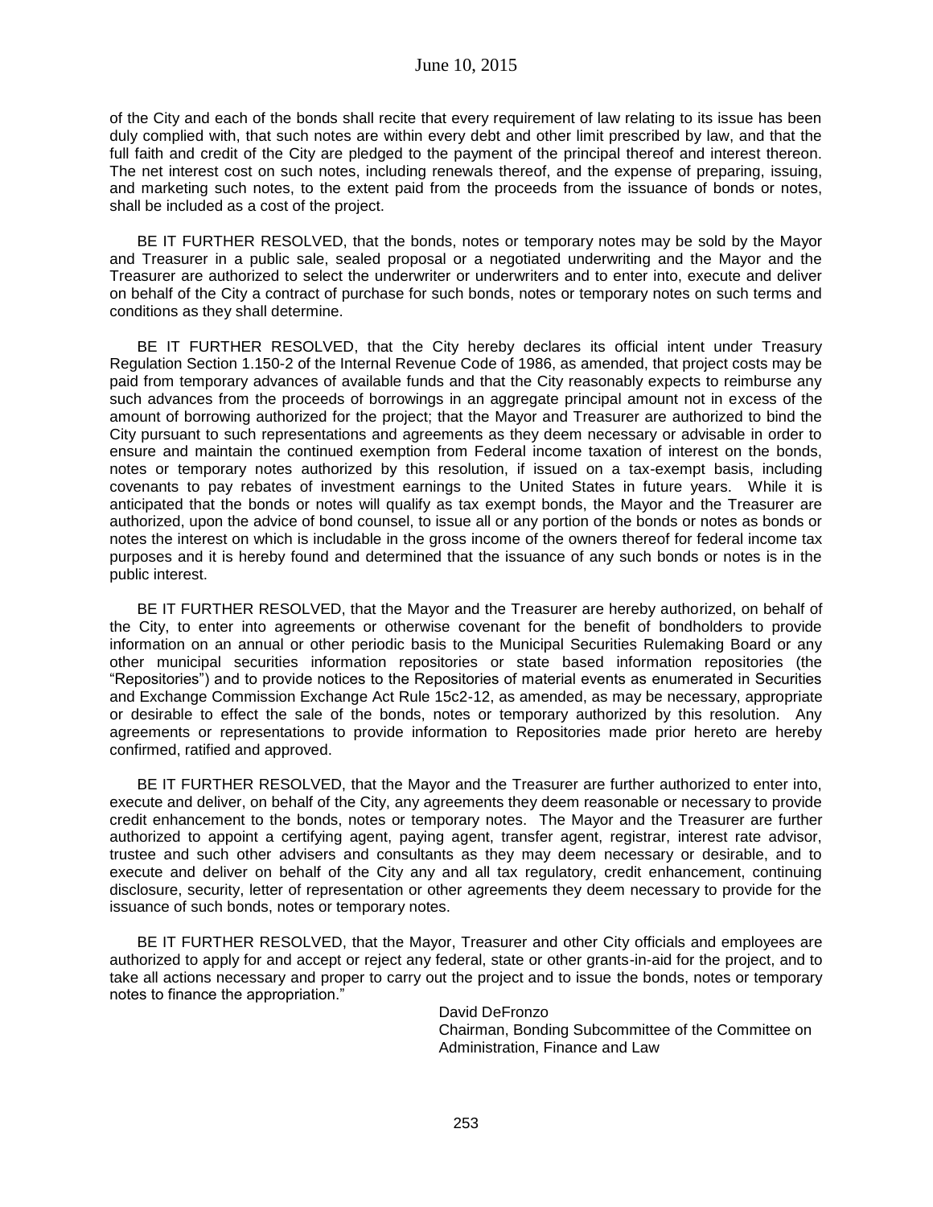of the City and each of the bonds shall recite that every requirement of law relating to its issue has been duly complied with, that such notes are within every debt and other limit prescribed by law, and that the full faith and credit of the City are pledged to the payment of the principal thereof and interest thereon. The net interest cost on such notes, including renewals thereof, and the expense of preparing, issuing, and marketing such notes, to the extent paid from the proceeds from the issuance of bonds or notes, shall be included as a cost of the project.

BE IT FURTHER RESOLVED, that the bonds, notes or temporary notes may be sold by the Mayor and Treasurer in a public sale, sealed proposal or a negotiated underwriting and the Mayor and the Treasurer are authorized to select the underwriter or underwriters and to enter into, execute and deliver on behalf of the City a contract of purchase for such bonds, notes or temporary notes on such terms and conditions as they shall determine.

BE IT FURTHER RESOLVED, that the City hereby declares its official intent under Treasury Regulation Section 1.150-2 of the Internal Revenue Code of 1986, as amended, that project costs may be paid from temporary advances of available funds and that the City reasonably expects to reimburse any such advances from the proceeds of borrowings in an aggregate principal amount not in excess of the amount of borrowing authorized for the project; that the Mayor and Treasurer are authorized to bind the City pursuant to such representations and agreements as they deem necessary or advisable in order to ensure and maintain the continued exemption from Federal income taxation of interest on the bonds, notes or temporary notes authorized by this resolution, if issued on a tax-exempt basis, including covenants to pay rebates of investment earnings to the United States in future years. While it is anticipated that the bonds or notes will qualify as tax exempt bonds, the Mayor and the Treasurer are authorized, upon the advice of bond counsel, to issue all or any portion of the bonds or notes as bonds or notes the interest on which is includable in the gross income of the owners thereof for federal income tax purposes and it is hereby found and determined that the issuance of any such bonds or notes is in the public interest.

BE IT FURTHER RESOLVED, that the Mayor and the Treasurer are hereby authorized, on behalf of the City, to enter into agreements or otherwise covenant for the benefit of bondholders to provide information on an annual or other periodic basis to the Municipal Securities Rulemaking Board or any other municipal securities information repositories or state based information repositories (the "Repositories") and to provide notices to the Repositories of material events as enumerated in Securities and Exchange Commission Exchange Act Rule 15c2-12, as amended, as may be necessary, appropriate or desirable to effect the sale of the bonds, notes or temporary authorized by this resolution. Any agreements or representations to provide information to Repositories made prior hereto are hereby confirmed, ratified and approved.

BE IT FURTHER RESOLVED, that the Mayor and the Treasurer are further authorized to enter into, execute and deliver, on behalf of the City, any agreements they deem reasonable or necessary to provide credit enhancement to the bonds, notes or temporary notes. The Mayor and the Treasurer are further authorized to appoint a certifying agent, paying agent, transfer agent, registrar, interest rate advisor, trustee and such other advisers and consultants as they may deem necessary or desirable, and to execute and deliver on behalf of the City any and all tax regulatory, credit enhancement, continuing disclosure, security, letter of representation or other agreements they deem necessary to provide for the issuance of such bonds, notes or temporary notes.

BE IT FURTHER RESOLVED, that the Mayor, Treasurer and other City officials and employees are authorized to apply for and accept or reject any federal, state or other grants-in-aid for the project, and to take all actions necessary and proper to carry out the project and to issue the bonds, notes or temporary notes to finance the appropriation."

David DeFronzo
Chairman, Bonding Subcommittee of the Committee on Administration, Finance and Law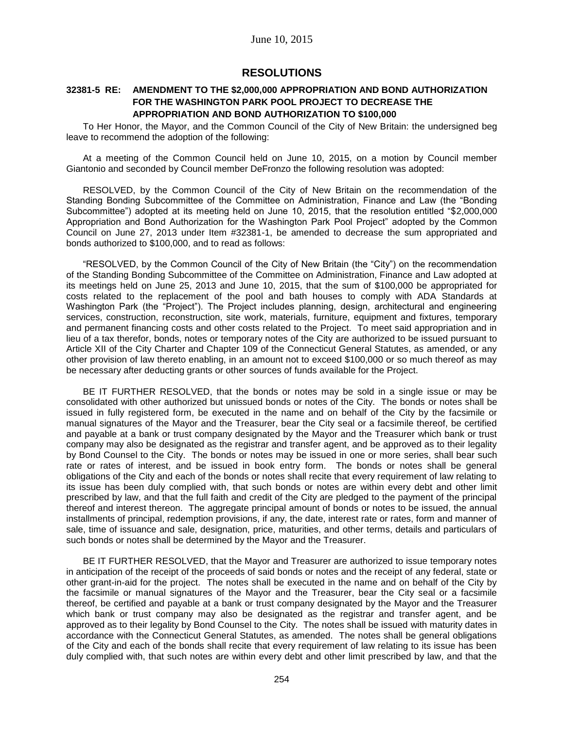## RESOLUTIONS

### 32381-5 RE: AMENDMENT TO THE $2,000,000 APPROPRIATION AND BOND AUTHORIZATION FOR THE WASHINGTON PARK POOL PROJECT TO DECREASE THE APPROPRIATION AND BOND AUTHORIZATION TO $100,000

To Her Honor, the Mayor, and the Common Council of the City of New Britain: the undersigned beg leave to recommend the adoption of the following:

At a meeting of the Common Council held on June 10, 2015, on a motion by Council member Giantonio and seconded by Council member DeFronzo the following resolution was adopted:

RESOLVED, by the Common Council of the City of New Britain on the recommendation of the Standing Bonding Subcommittee of the Committee on Administration, Finance and Law (the "Bonding Subcommittee") adopted at its meeting held on June 10, 2015, that the resolution entitled "$2,000,000 Appropriation and Bond Authorization for the Washington Park Pool Project" adopted by the Common Council on June 27, 2013 under Item #32381-1, be amended to decrease the sum appropriated and bonds authorized to $100,000, and to read as follows:

"RESOLVED, by the Common Council of the City of New Britain (the "City") on the recommendation of the Standing Bonding Subcommittee of the Committee on Administration, Finance and Law adopted at its meetings held on June 25, 2013 and June 10, 2015, that the sum of $100,000 be appropriated for costs related to the replacement of the pool and bath houses to comply with ADA Standards at Washington Park (the "Project"). The Project includes planning, design, architectural and engineering services, construction, reconstruction, site work, materials, furniture, equipment and fixtures, temporary and permanent financing costs and other costs related to the Project. To meet said appropriation and in lieu of a tax therefor, bonds, notes or temporary notes of the City are authorized to be issued pursuant to Article XII of the City Charter and Chapter 109 of the Connecticut General Statutes, as amended, or any other provision of law thereto enabling, in an amount not to exceed $100,000 or so much thereof as may be necessary after deducting grants or other sources of funds available for the Project.

BE IT FURTHER RESOLVED, that the bonds or notes may be sold in a single issue or may be consolidated with other authorized but unissued bonds or notes of the City. The bonds or notes shall be issued in fully registered form, be executed in the name and on behalf of the City by the facsimile or manual signatures of the Mayor and the Treasurer, bear the City seal or a facsimile thereof, be certified and payable at a bank or trust company designated by the Mayor and the Treasurer which bank or trust company may also be designated as the registrar and transfer agent, and be approved as to their legality by Bond Counsel to the City. The bonds or notes may be issued in one or more series, shall bear such rate or rates of interest, and be issued in book entry form. The bonds or notes shall be general obligations of the City and each of the bonds or notes shall recite that every requirement of law relating to its issue has been duly complied with, that such bonds or notes are within every debt and other limit prescribed by law, and that the full faith and credit of the City are pledged to the payment of the principal thereof and interest thereon. The aggregate principal amount of bonds or notes to be issued, the annual installments of principal, redemption provisions, if any, the date, interest rate or rates, form and manner of sale, time of issuance and sale, designation, price, maturities, and other terms, details and particulars of such bonds or notes shall be determined by the Mayor and the Treasurer.

BE IT FURTHER RESOLVED, that the Mayor and Treasurer are authorized to issue temporary notes in anticipation of the receipt of the proceeds of said bonds or notes and the receipt of any federal, state or other grant-in-aid for the project. The notes shall be executed in the name and on behalf of the City by the facsimile or manual signatures of the Mayor and the Treasurer, bear the City seal or a facsimile thereof, be certified and payable at a bank or trust company designated by the Mayor and the Treasurer which bank or trust company may also be designated as the registrar and transfer agent, and be approved as to their legality by Bond Counsel to the City. The notes shall be issued with maturity dates in accordance with the Connecticut General Statutes, as amended. The notes shall be general obligations of the City and each of the bonds shall recite that every requirement of law relating to its issue has been duly complied with, that such notes are within every debt and other limit prescribed by law, and that the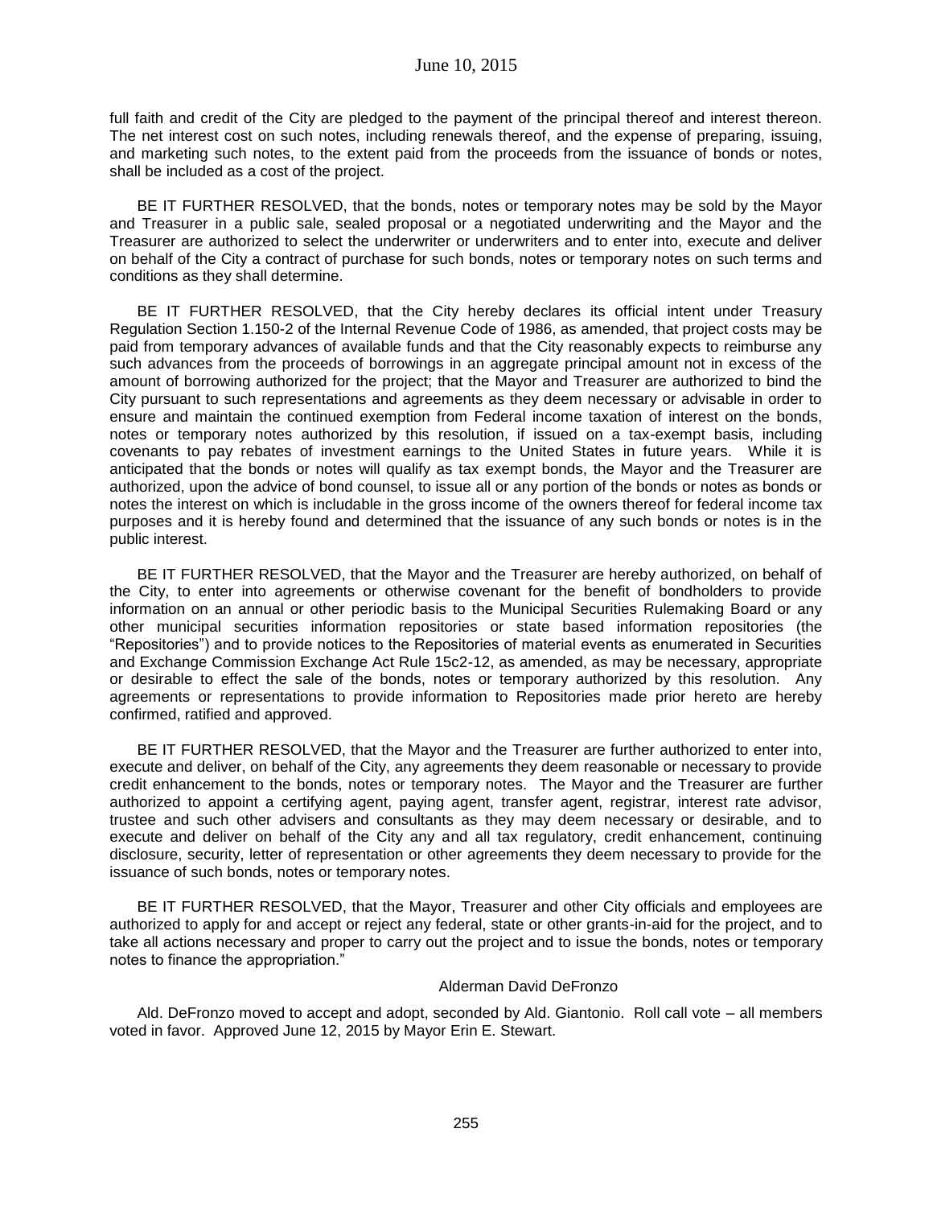full faith and credit of the City are pledged to the payment of the principal thereof and interest thereon. The net interest cost on such notes, including renewals thereof, and the expense of preparing, issuing, and marketing such notes, to the extent paid from the proceeds from the issuance of bonds or notes, shall be included as a cost of the project.

BE IT FURTHER RESOLVED, that the bonds, notes or temporary notes may be sold by the Mayor and Treasurer in a public sale, sealed proposal or a negotiated underwriting and the Mayor and the Treasurer are authorized to select the underwriter or underwriters and to enter into, execute and deliver on behalf of the City a contract of purchase for such bonds, notes or temporary notes on such terms and conditions as they shall determine.

BE IT FURTHER RESOLVED, that the City hereby declares its official intent under Treasury Regulation Section 1.150-2 of the Internal Revenue Code of 1986, as amended, that project costs may be paid from temporary advances of available funds and that the City reasonably expects to reimburse any such advances from the proceeds of borrowings in an aggregate principal amount not in excess of the amount of borrowing authorized for the project; that the Mayor and Treasurer are authorized to bind the City pursuant to such representations and agreements as they deem necessary or advisable in order to ensure and maintain the continued exemption from Federal income taxation of interest on the bonds, notes or temporary notes authorized by this resolution, if issued on a tax-exempt basis, including covenants to pay rebates of investment earnings to the United States in future years. While it is anticipated that the bonds or notes will qualify as tax exempt bonds, the Mayor and the Treasurer are authorized, upon the advice of bond counsel, to issue all or any portion of the bonds or notes as bonds or notes the interest on which is includable in the gross income of the owners thereof for federal income tax purposes and it is hereby found and determined that the issuance of any such bonds or notes is in the public interest.

BE IT FURTHER RESOLVED, that the Mayor and the Treasurer are hereby authorized, on behalf of the City, to enter into agreements or otherwise covenant for the benefit of bondholders to provide information on an annual or other periodic basis to the Municipal Securities Rulemaking Board or any other municipal securities information repositories or state based information repositories (the "Repositories") and to provide notices to the Repositories of material events as enumerated in Securities and Exchange Commission Exchange Act Rule 15c2-12, as amended, as may be necessary, appropriate or desirable to effect the sale of the bonds, notes or temporary authorized by this resolution. Any agreements or representations to provide information to Repositories made prior hereto are hereby confirmed, ratified and approved.

BE IT FURTHER RESOLVED, that the Mayor and the Treasurer are further authorized to enter into, execute and deliver, on behalf of the City, any agreements they deem reasonable or necessary to provide credit enhancement to the bonds, notes or temporary notes. The Mayor and the Treasurer are further authorized to appoint a certifying agent, paying agent, transfer agent, registrar, interest rate advisor, trustee and such other advisers and consultants as they may deem necessary or desirable, and to execute and deliver on behalf of the City any and all tax regulatory, credit enhancement, continuing disclosure, security, letter of representation or other agreements they deem necessary to provide for the issuance of such bonds, notes or temporary notes.

BE IT FURTHER RESOLVED, that the Mayor, Treasurer and other City officials and employees are authorized to apply for and accept or reject any federal, state or other grants-in-aid for the project, and to take all actions necessary and proper to carry out the project and to issue the bonds, notes or temporary notes to finance the appropriation."

Alderman David DeFronzo

Ald. DeFronzo moved to accept and adopt, seconded by Ald. Giantonio. Roll call vote – all members voted in favor. Approved June 12, 2015 by Mayor Erin E. Stewart.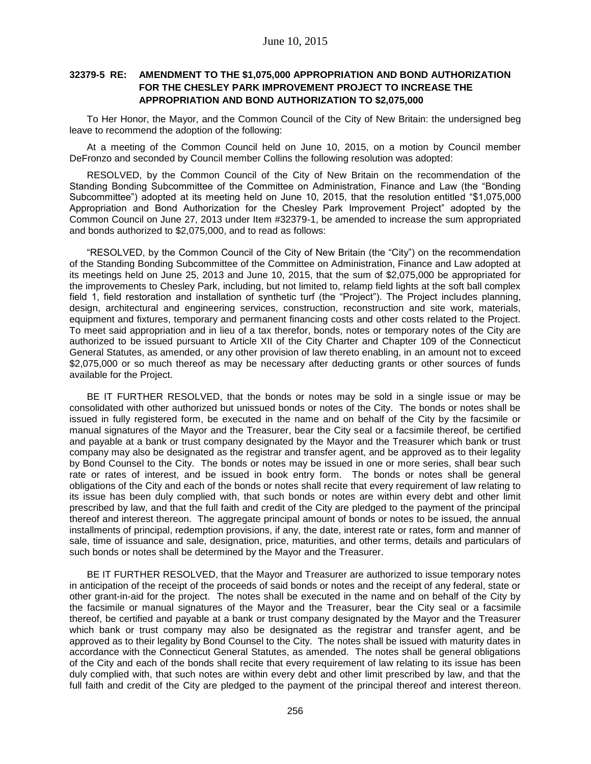**32379-5 RE: AMENDMENT TO THE $1,075,000 APPROPRIATION AND BOND AUTHORIZATION FOR THE CHESLEY PARK IMPROVEMENT PROJECT TO INCREASE THE APPROPRIATION AND BOND AUTHORIZATION TO $2,075,000**

To Her Honor, the Mayor, and the Common Council of the City of New Britain: the undersigned beg leave to recommend the adoption of the following:

At a meeting of the Common Council held on June 10, 2015, on a motion by Council member DeFronzo and seconded by Council member Collins the following resolution was adopted:

RESOLVED, by the Common Council of the City of New Britain on the recommendation of the Standing Bonding Subcommittee of the Committee on Administration, Finance and Law (the "Bonding Subcommittee") adopted at its meeting held on June 10, 2015, that the resolution entitled "$1,075,000 Appropriation and Bond Authorization for the Chesley Park Improvement Project" adopted by the Common Council on June 27, 2013 under Item #32379-1, be amended to increase the sum appropriated and bonds authorized to $2,075,000, and to read as follows:

"RESOLVED, by the Common Council of the City of New Britain (the "City") on the recommendation of the Standing Bonding Subcommittee of the Committee on Administration, Finance and Law adopted at its meetings held on June 25, 2013 and June 10, 2015, that the sum of $2,075,000 be appropriated for the improvements to Chesley Park, including, but not limited to, relamp field lights at the soft ball complex field 1, field restoration and installation of synthetic turf (the "Project"). The Project includes planning, design, architectural and engineering services, construction, reconstruction and site work, materials, equipment and fixtures, temporary and permanent financing costs and other costs related to the Project. To meet said appropriation and in lieu of a tax therefor, bonds, notes or temporary notes of the City are authorized to be issued pursuant to Article XII of the City Charter and Chapter 109 of the Connecticut General Statutes, as amended, or any other provision of law thereto enabling, in an amount not to exceed $2,075,000 or so much thereof as may be necessary after deducting grants or other sources of funds available for the Project.

BE IT FURTHER RESOLVED, that the bonds or notes may be sold in a single issue or may be consolidated with other authorized but unissued bonds or notes of the City. The bonds or notes shall be issued in fully registered form, be executed in the name and on behalf of the City by the facsimile or manual signatures of the Mayor and the Treasurer, bear the City seal or a facsimile thereof, be certified and payable at a bank or trust company designated by the Mayor and the Treasurer which bank or trust company may also be designated as the registrar and transfer agent, and be approved as to their legality by Bond Counsel to the City. The bonds or notes may be issued in one or more series, shall bear such rate or rates of interest, and be issued in book entry form. The bonds or notes shall be general obligations of the City and each of the bonds or notes shall recite that every requirement of law relating to its issue has been duly complied with, that such bonds or notes are within every debt and other limit prescribed by law, and that the full faith and credit of the City are pledged to the payment of the principal thereof and interest thereon. The aggregate principal amount of bonds or notes to be issued, the annual installments of principal, redemption provisions, if any, the date, interest rate or rates, form and manner of sale, time of issuance and sale, designation, price, maturities, and other terms, details and particulars of such bonds or notes shall be determined by the Mayor and the Treasurer.

BE IT FURTHER RESOLVED, that the Mayor and Treasurer are authorized to issue temporary notes in anticipation of the receipt of the proceeds of said bonds or notes and the receipt of any federal, state or other grant-in-aid for the project. The notes shall be executed in the name and on behalf of the City by the facsimile or manual signatures of the Mayor and the Treasurer, bear the City seal or a facsimile thereof, be certified and payable at a bank or trust company designated by the Mayor and the Treasurer which bank or trust company may also be designated as the registrar and transfer agent, and be approved as to their legality by Bond Counsel to the City. The notes shall be issued with maturity dates in accordance with the Connecticut General Statutes, as amended. The notes shall be general obligations of the City and each of the bonds shall recite that every requirement of law relating to its issue has been duly complied with, that such notes are within every debt and other limit prescribed by law, and that the full faith and credit of the City are pledged to the payment of the principal thereof and interest thereon.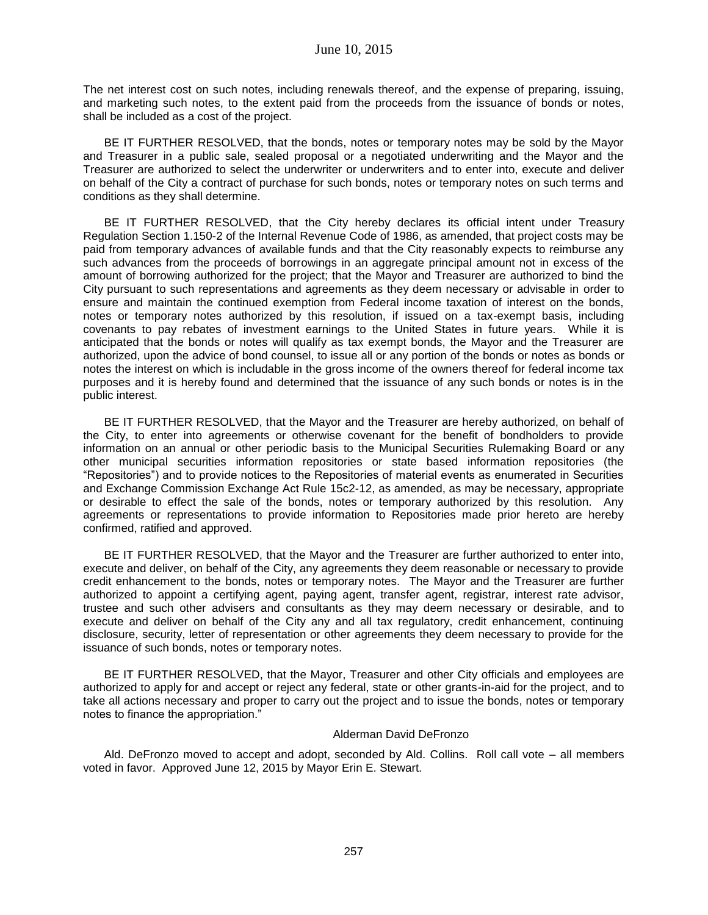The net interest cost on such notes, including renewals thereof, and the expense of preparing, issuing, and marketing such notes, to the extent paid from the proceeds from the issuance of bonds or notes, shall be included as a cost of the project.

BE IT FURTHER RESOLVED, that the bonds, notes or temporary notes may be sold by the Mayor and Treasurer in a public sale, sealed proposal or a negotiated underwriting and the Mayor and the Treasurer are authorized to select the underwriter or underwriters and to enter into, execute and deliver on behalf of the City a contract of purchase for such bonds, notes or temporary notes on such terms and conditions as they shall determine.

BE IT FURTHER RESOLVED, that the City hereby declares its official intent under Treasury Regulation Section 1.150-2 of the Internal Revenue Code of 1986, as amended, that project costs may be paid from temporary advances of available funds and that the City reasonably expects to reimburse any such advances from the proceeds of borrowings in an aggregate principal amount not in excess of the amount of borrowing authorized for the project; that the Mayor and Treasurer are authorized to bind the City pursuant to such representations and agreements as they deem necessary or advisable in order to ensure and maintain the continued exemption from Federal income taxation of interest on the bonds, notes or temporary notes authorized by this resolution, if issued on a tax-exempt basis, including covenants to pay rebates of investment earnings to the United States in future years. While it is anticipated that the bonds or notes will qualify as tax exempt bonds, the Mayor and the Treasurer are authorized, upon the advice of bond counsel, to issue all or any portion of the bonds or notes as bonds or notes the interest on which is includable in the gross income of the owners thereof for federal income tax purposes and it is hereby found and determined that the issuance of any such bonds or notes is in the public interest.

BE IT FURTHER RESOLVED, that the Mayor and the Treasurer are hereby authorized, on behalf of the City, to enter into agreements or otherwise covenant for the benefit of bondholders to provide information on an annual or other periodic basis to the Municipal Securities Rulemaking Board or any other municipal securities information repositories or state based information repositories (the "Repositories") and to provide notices to the Repositories of material events as enumerated in Securities and Exchange Commission Exchange Act Rule 15c2-12, as amended, as may be necessary, appropriate or desirable to effect the sale of the bonds, notes or temporary authorized by this resolution. Any agreements or representations to provide information to Repositories made prior hereto are hereby confirmed, ratified and approved.

BE IT FURTHER RESOLVED, that the Mayor and the Treasurer are further authorized to enter into, execute and deliver, on behalf of the City, any agreements they deem reasonable or necessary to provide credit enhancement to the bonds, notes or temporary notes. The Mayor and the Treasurer are further authorized to appoint a certifying agent, paying agent, transfer agent, registrar, interest rate advisor, trustee and such other advisers and consultants as they may deem necessary or desirable, and to execute and deliver on behalf of the City any and all tax regulatory, credit enhancement, continuing disclosure, security, letter of representation or other agreements they deem necessary to provide for the issuance of such bonds, notes or temporary notes.

BE IT FURTHER RESOLVED, that the Mayor, Treasurer and other City officials and employees are authorized to apply for and accept or reject any federal, state or other grants-in-aid for the project, and to take all actions necessary and proper to carry out the project and to issue the bonds, notes or temporary notes to finance the appropriation."

Alderman David DeFronzo

Ald. DeFronzo moved to accept and adopt, seconded by Ald. Collins. Roll call vote – all members voted in favor. Approved June 12, 2015 by Mayor Erin E. Stewart.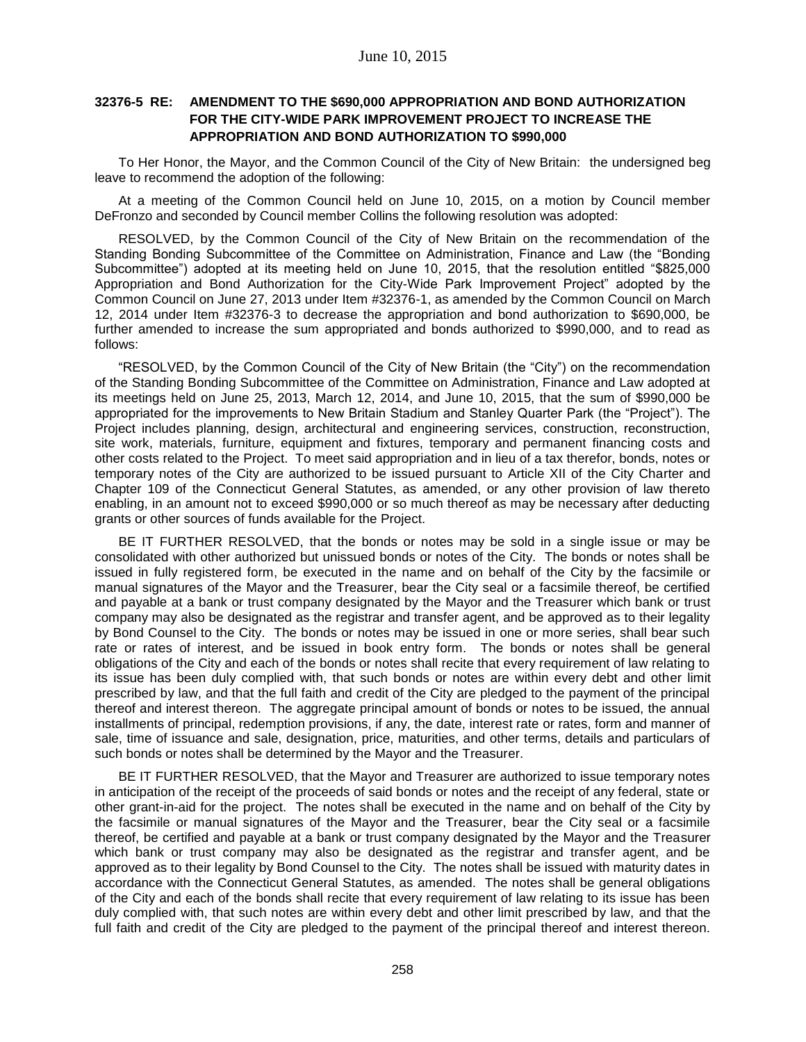**32376-5 RE: AMENDMENT TO THE $690,000 APPROPRIATION AND BOND AUTHORIZATION FOR THE CITY-WIDE PARK IMPROVEMENT PROJECT TO INCREASE THE APPROPRIATION AND BOND AUTHORIZATION TO $990,000**

To Her Honor, the Mayor, and the Common Council of the City of New Britain: the undersigned beg leave to recommend the adoption of the following:

At a meeting of the Common Council held on June 10, 2015, on a motion by Council member DeFronzo and seconded by Council member Collins the following resolution was adopted:

RESOLVED, by the Common Council of the City of New Britain on the recommendation of the Standing Bonding Subcommittee of the Committee on Administration, Finance and Law (the "Bonding Subcommittee") adopted at its meeting held on June 10, 2015, that the resolution entitled "$825,000 Appropriation and Bond Authorization for the City-Wide Park Improvement Project" adopted by the Common Council on June 27, 2013 under Item #32376-1, as amended by the Common Council on March 12, 2014 under Item #32376-3 to decrease the appropriation and bond authorization to $690,000, be further amended to increase the sum appropriated and bonds authorized to $990,000, and to read as follows:

"RESOLVED, by the Common Council of the City of New Britain (the "City") on the recommendation of the Standing Bonding Subcommittee of the Committee on Administration, Finance and Law adopted at its meetings held on June 25, 2013, March 12, 2014, and June 10, 2015, that the sum of $990,000 be appropriated for the improvements to New Britain Stadium and Stanley Quarter Park (the "Project"). The Project includes planning, design, architectural and engineering services, construction, reconstruction, site work, materials, furniture, equipment and fixtures, temporary and permanent financing costs and other costs related to the Project. To meet said appropriation and in lieu of a tax therefor, bonds, notes or temporary notes of the City are authorized to be issued pursuant to Article XII of the City Charter and Chapter 109 of the Connecticut General Statutes, as amended, or any other provision of law thereto enabling, in an amount not to exceed $990,000 or so much thereof as may be necessary after deducting grants or other sources of funds available for the Project.

BE IT FURTHER RESOLVED, that the bonds or notes may be sold in a single issue or may be consolidated with other authorized but unissued bonds or notes of the City. The bonds or notes shall be issued in fully registered form, be executed in the name and on behalf of the City by the facsimile or manual signatures of the Mayor and the Treasurer, bear the City seal or a facsimile thereof, be certified and payable at a bank or trust company designated by the Mayor and the Treasurer which bank or trust company may also be designated as the registrar and transfer agent, and be approved as to their legality by Bond Counsel to the City. The bonds or notes may be issued in one or more series, shall bear such rate or rates of interest, and be issued in book entry form. The bonds or notes shall be general obligations of the City and each of the bonds or notes shall recite that every requirement of law relating to its issue has been duly complied with, that such bonds or notes are within every debt and other limit prescribed by law, and that the full faith and credit of the City are pledged to the payment of the principal thereof and interest thereon. The aggregate principal amount of bonds or notes to be issued, the annual installments of principal, redemption provisions, if any, the date, interest rate or rates, form and manner of sale, time of issuance and sale, designation, price, maturities, and other terms, details and particulars of such bonds or notes shall be determined by the Mayor and the Treasurer.

BE IT FURTHER RESOLVED, that the Mayor and Treasurer are authorized to issue temporary notes in anticipation of the receipt of the proceeds of said bonds or notes and the receipt of any federal, state or other grant-in-aid for the project. The notes shall be executed in the name and on behalf of the City by the facsimile or manual signatures of the Mayor and the Treasurer, bear the City seal or a facsimile thereof, be certified and payable at a bank or trust company designated by the Mayor and the Treasurer which bank or trust company may also be designated as the registrar and transfer agent, and be approved as to their legality by Bond Counsel to the City. The notes shall be issued with maturity dates in accordance with the Connecticut General Statutes, as amended. The notes shall be general obligations of the City and each of the bonds shall recite that every requirement of law relating to its issue has been duly complied with, that such notes are within every debt and other limit prescribed by law, and that the full faith and credit of the City are pledged to the payment of the principal thereof and interest thereon.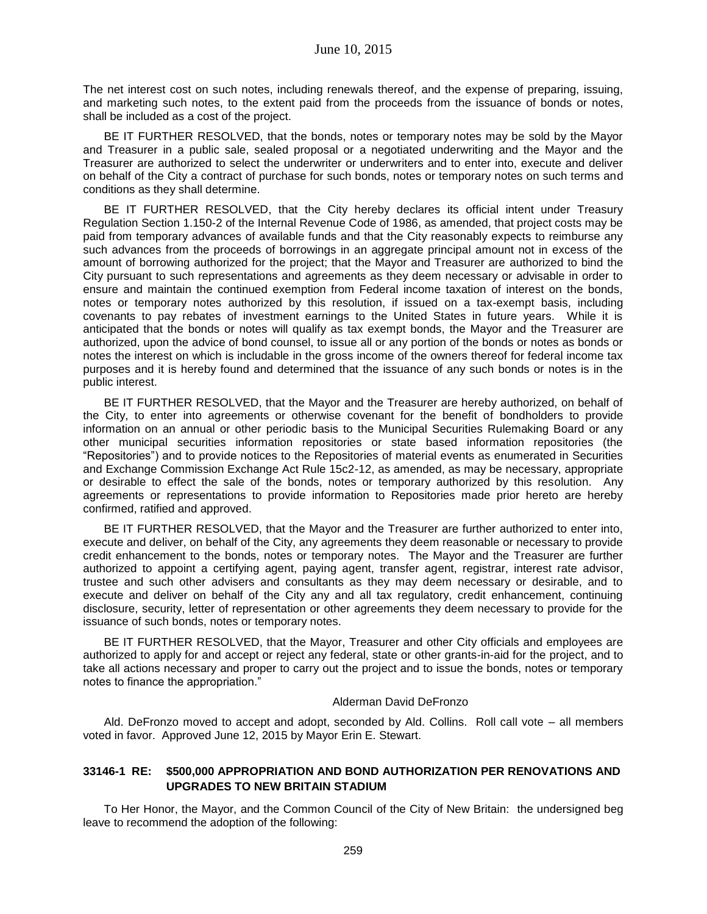The net interest cost on such notes, including renewals thereof, and the expense of preparing, issuing, and marketing such notes, to the extent paid from the proceeds from the issuance of bonds or notes, shall be included as a cost of the project.

BE IT FURTHER RESOLVED, that the bonds, notes or temporary notes may be sold by the Mayor and Treasurer in a public sale, sealed proposal or a negotiated underwriting and the Mayor and the Treasurer are authorized to select the underwriter or underwriters and to enter into, execute and deliver on behalf of the City a contract of purchase for such bonds, notes or temporary notes on such terms and conditions as they shall determine.

BE IT FURTHER RESOLVED, that the City hereby declares its official intent under Treasury Regulation Section 1.150-2 of the Internal Revenue Code of 1986, as amended, that project costs may be paid from temporary advances of available funds and that the City reasonably expects to reimburse any such advances from the proceeds of borrowings in an aggregate principal amount not in excess of the amount of borrowing authorized for the project; that the Mayor and Treasurer are authorized to bind the City pursuant to such representations and agreements as they deem necessary or advisable in order to ensure and maintain the continued exemption from Federal income taxation of interest on the bonds, notes or temporary notes authorized by this resolution, if issued on a tax-exempt basis, including covenants to pay rebates of investment earnings to the United States in future years. While it is anticipated that the bonds or notes will qualify as tax exempt bonds, the Mayor and the Treasurer are authorized, upon the advice of bond counsel, to issue all or any portion of the bonds or notes as bonds or notes the interest on which is includable in the gross income of the owners thereof for federal income tax purposes and it is hereby found and determined that the issuance of any such bonds or notes is in the public interest.

BE IT FURTHER RESOLVED, that the Mayor and the Treasurer are hereby authorized, on behalf of the City, to enter into agreements or otherwise covenant for the benefit of bondholders to provide information on an annual or other periodic basis to the Municipal Securities Rulemaking Board or any other municipal securities information repositories or state based information repositories (the "Repositories") and to provide notices to the Repositories of material events as enumerated in Securities and Exchange Commission Exchange Act Rule 15c2-12, as amended, as may be necessary, appropriate or desirable to effect the sale of the bonds, notes or temporary authorized by this resolution. Any agreements or representations to provide information to Repositories made prior hereto are hereby confirmed, ratified and approved.

BE IT FURTHER RESOLVED, that the Mayor and the Treasurer are further authorized to enter into, execute and deliver, on behalf of the City, any agreements they deem reasonable or necessary to provide credit enhancement to the bonds, notes or temporary notes. The Mayor and the Treasurer are further authorized to appoint a certifying agent, paying agent, transfer agent, registrar, interest rate advisor, trustee and such other advisers and consultants as they may deem necessary or desirable, and to execute and deliver on behalf of the City any and all tax regulatory, credit enhancement, continuing disclosure, security, letter of representation or other agreements they deem necessary to provide for the issuance of such bonds, notes or temporary notes.

BE IT FURTHER RESOLVED, that the Mayor, Treasurer and other City officials and employees are authorized to apply for and accept or reject any federal, state or other grants-in-aid for the project, and to take all actions necessary and proper to carry out the project and to issue the bonds, notes or temporary notes to finance the appropriation."

Alderman David DeFronzo

Ald. DeFronzo moved to accept and adopt, seconded by Ald. Collins. Roll call vote – all members voted in favor. Approved June 12, 2015 by Mayor Erin E. Stewart.

**33146-1 RE: $500,000 APPROPRIATION AND BOND AUTHORIZATION PER RENOVATIONS AND UPGRADES TO NEW BRITAIN STADIUM**

To Her Honor, the Mayor, and the Common Council of the City of New Britain: the undersigned beg leave to recommend the adoption of the following: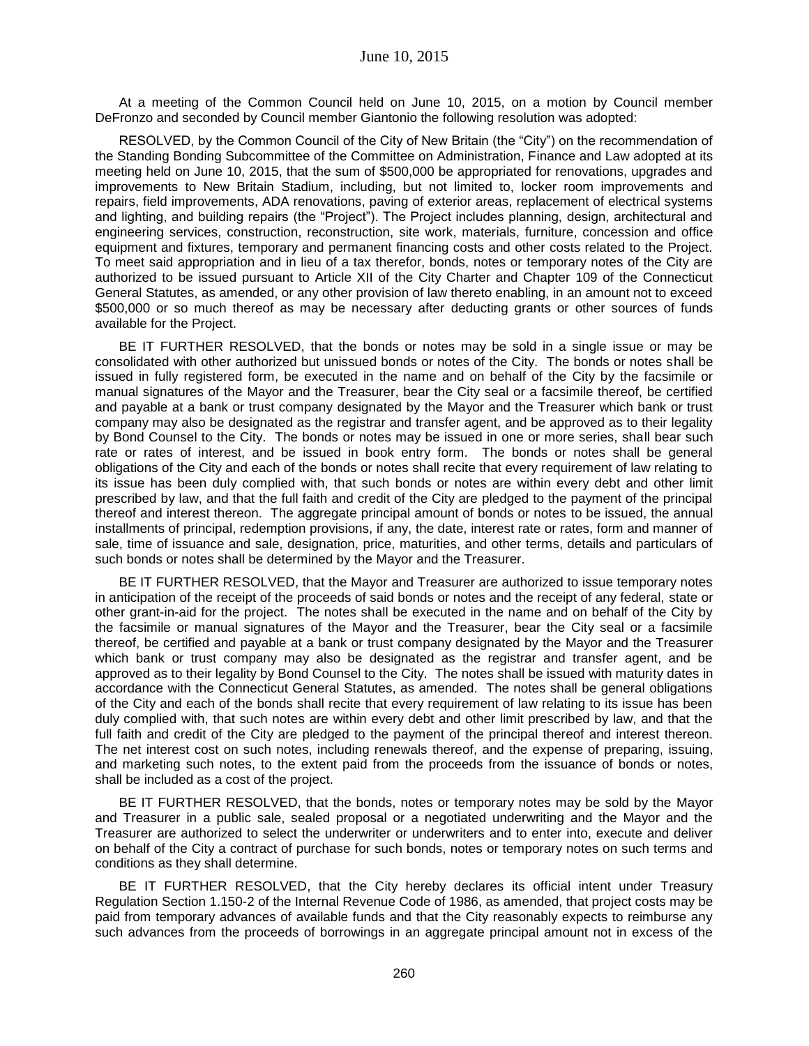At a meeting of the Common Council held on June 10, 2015, on a motion by Council member DeFronzo and seconded by Council member Giantonio the following resolution was adopted:

RESOLVED, by the Common Council of the City of New Britain (the "City") on the recommendation of the Standing Bonding Subcommittee of the Committee on Administration, Finance and Law adopted at its meeting held on June 10, 2015, that the sum of $500,000 be appropriated for renovations, upgrades and improvements to New Britain Stadium, including, but not limited to, locker room improvements and repairs, field improvements, ADA renovations, paving of exterior areas, replacement of electrical systems and lighting, and building repairs (the "Project"). The Project includes planning, design, architectural and engineering services, construction, reconstruction, site work, materials, furniture, concession and office equipment and fixtures, temporary and permanent financing costs and other costs related to the Project. To meet said appropriation and in lieu of a tax therefor, bonds, notes or temporary notes of the City are authorized to be issued pursuant to Article XII of the City Charter and Chapter 109 of the Connecticut General Statutes, as amended, or any other provision of law thereto enabling, in an amount not to exceed $500,000 or so much thereof as may be necessary after deducting grants or other sources of funds available for the Project.

BE IT FURTHER RESOLVED, that the bonds or notes may be sold in a single issue or may be consolidated with other authorized but unissued bonds or notes of the City. The bonds or notes shall be issued in fully registered form, be executed in the name and on behalf of the City by the facsimile or manual signatures of the Mayor and the Treasurer, bear the City seal or a facsimile thereof, be certified and payable at a bank or trust company designated by the Mayor and the Treasurer which bank or trust company may also be designated as the registrar and transfer agent, and be approved as to their legality by Bond Counsel to the City. The bonds or notes may be issued in one or more series, shall bear such rate or rates of interest, and be issued in book entry form. The bonds or notes shall be general obligations of the City and each of the bonds or notes shall recite that every requirement of law relating to its issue has been duly complied with, that such bonds or notes are within every debt and other limit prescribed by law, and that the full faith and credit of the City are pledged to the payment of the principal thereof and interest thereon. The aggregate principal amount of bonds or notes to be issued, the annual installments of principal, redemption provisions, if any, the date, interest rate or rates, form and manner of sale, time of issuance and sale, designation, price, maturities, and other terms, details and particulars of such bonds or notes shall be determined by the Mayor and the Treasurer.

BE IT FURTHER RESOLVED, that the Mayor and Treasurer are authorized to issue temporary notes in anticipation of the receipt of the proceeds of said bonds or notes and the receipt of any federal, state or other grant-in-aid for the project. The notes shall be executed in the name and on behalf of the City by the facsimile or manual signatures of the Mayor and the Treasurer, bear the City seal or a facsimile thereof, be certified and payable at a bank or trust company designated by the Mayor and the Treasurer which bank or trust company may also be designated as the registrar and transfer agent, and be approved as to their legality by Bond Counsel to the City. The notes shall be issued with maturity dates in accordance with the Connecticut General Statutes, as amended. The notes shall be general obligations of the City and each of the bonds shall recite that every requirement of law relating to its issue has been duly complied with, that such notes are within every debt and other limit prescribed by law, and that the full faith and credit of the City are pledged to the payment of the principal thereof and interest thereon. The net interest cost on such notes, including renewals thereof, and the expense of preparing, issuing, and marketing such notes, to the extent paid from the proceeds from the issuance of bonds or notes, shall be included as a cost of the project.

BE IT FURTHER RESOLVED, that the bonds, notes or temporary notes may be sold by the Mayor and Treasurer in a public sale, sealed proposal or a negotiated underwriting and the Mayor and the Treasurer are authorized to select the underwriter or underwriters and to enter into, execute and deliver on behalf of the City a contract of purchase for such bonds, notes or temporary notes on such terms and conditions as they shall determine.

BE IT FURTHER RESOLVED, that the City hereby declares its official intent under Treasury Regulation Section 1.150-2 of the Internal Revenue Code of 1986, as amended, that project costs may be paid from temporary advances of available funds and that the City reasonably expects to reimburse any such advances from the proceeds of borrowings in an aggregate principal amount not in excess of the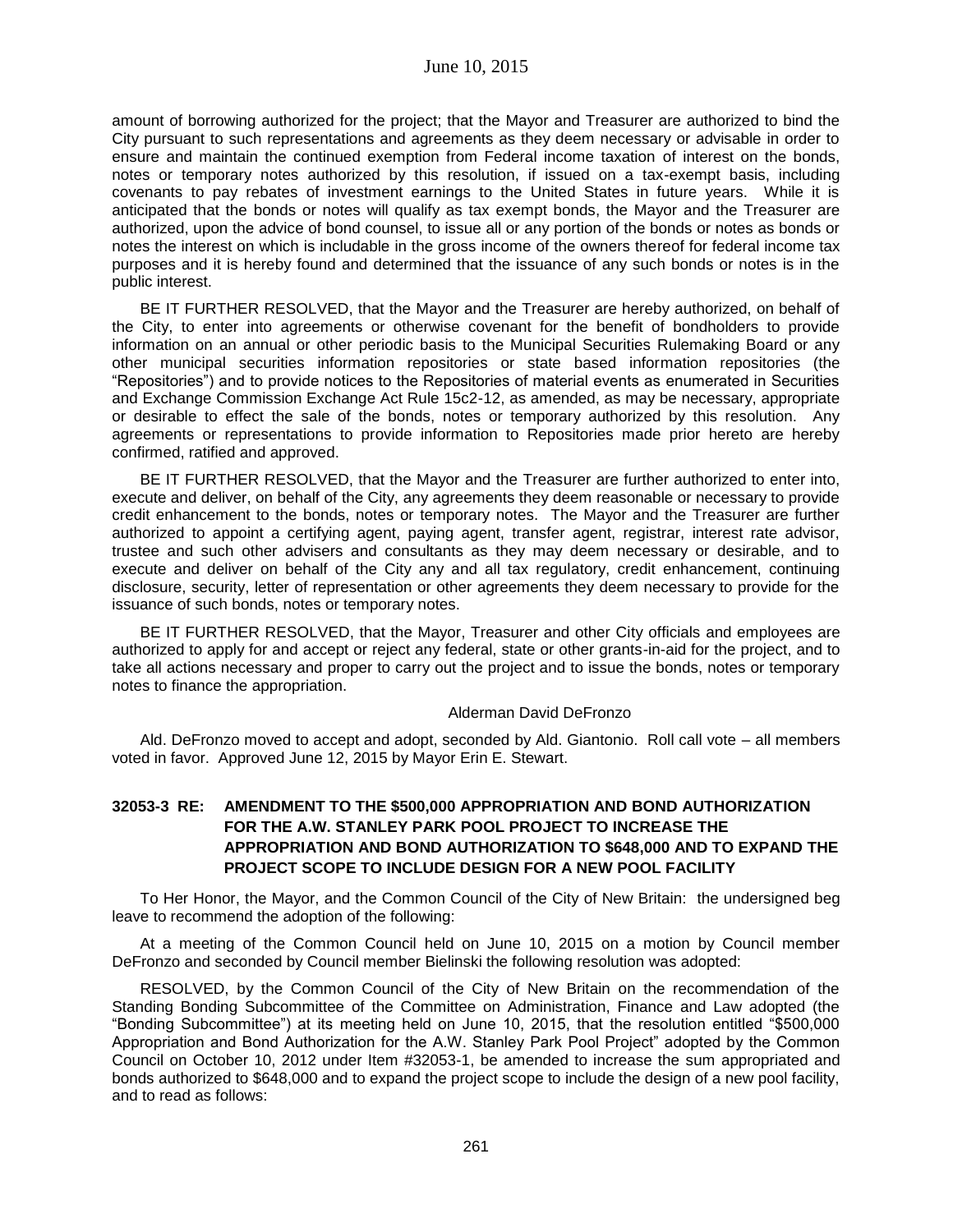amount of borrowing authorized for the project; that the Mayor and Treasurer are authorized to bind the City pursuant to such representations and agreements as they deem necessary or advisable in order to ensure and maintain the continued exemption from Federal income taxation of interest on the bonds, notes or temporary notes authorized by this resolution, if issued on a tax-exempt basis, including covenants to pay rebates of investment earnings to the United States in future years. While it is anticipated that the bonds or notes will qualify as tax exempt bonds, the Mayor and the Treasurer are authorized, upon the advice of bond counsel, to issue all or any portion of the bonds or notes as bonds or notes the interest on which is includable in the gross income of the owners thereof for federal income tax purposes and it is hereby found and determined that the issuance of any such bonds or notes is in the public interest.

BE IT FURTHER RESOLVED, that the Mayor and the Treasurer are hereby authorized, on behalf of the City, to enter into agreements or otherwise covenant for the benefit of bondholders to provide information on an annual or other periodic basis to the Municipal Securities Rulemaking Board or any other municipal securities information repositories or state based information repositories (the "Repositories") and to provide notices to the Repositories of material events as enumerated in Securities and Exchange Commission Exchange Act Rule 15c2-12, as amended, as may be necessary, appropriate or desirable to effect the sale of the bonds, notes or temporary authorized by this resolution. Any agreements or representations to provide information to Repositories made prior hereto are hereby confirmed, ratified and approved.

BE IT FURTHER RESOLVED, that the Mayor and the Treasurer are further authorized to enter into, execute and deliver, on behalf of the City, any agreements they deem reasonable or necessary to provide credit enhancement to the bonds, notes or temporary notes. The Mayor and the Treasurer are further authorized to appoint a certifying agent, paying agent, transfer agent, registrar, interest rate advisor, trustee and such other advisers and consultants as they may deem necessary or desirable, and to execute and deliver on behalf of the City any and all tax regulatory, credit enhancement, continuing disclosure, security, letter of representation or other agreements they deem necessary to provide for the issuance of such bonds, notes or temporary notes.

BE IT FURTHER RESOLVED, that the Mayor, Treasurer and other City officials and employees are authorized to apply for and accept or reject any federal, state or other grants-in-aid for the project, and to take all actions necessary and proper to carry out the project and to issue the bonds, notes or temporary notes to finance the appropriation.

Alderman David DeFronzo

Ald. DeFronzo moved to accept and adopt, seconded by Ald. Giantonio. Roll call vote – all members voted in favor. Approved June 12, 2015 by Mayor Erin E. Stewart.

### 32053-3 RE: AMENDMENT TO THE \$500,000 APPROPRIATION AND BOND AUTHORIZATION FOR THE A.W. STANLEY PARK POOL PROJECT TO INCREASE THE APPROPRIATION AND BOND AUTHORIZATION TO \$648,000 AND TO EXPAND THE PROJECT SCOPE TO INCLUDE DESIGN FOR A NEW POOL FACILITY

To Her Honor, the Mayor, and the Common Council of the City of New Britain: the undersigned beg leave to recommend the adoption of the following:

At a meeting of the Common Council held on June 10, 2015 on a motion by Council member DeFronzo and seconded by Council member Bielinski the following resolution was adopted:

RESOLVED, by the Common Council of the City of New Britain on the recommendation of the Standing Bonding Subcommittee of the Committee on Administration, Finance and Law adopted (the "Bonding Subcommittee") at its meeting held on June 10, 2015, that the resolution entitled "\$500,000 Appropriation and Bond Authorization for the A.W. Stanley Park Pool Project" adopted by the Common Council on October 10, 2012 under Item #32053-1, be amended to increase the sum appropriated and bonds authorized to \$648,000 and to expand the project scope to include the design of a new pool facility, and to read as follows: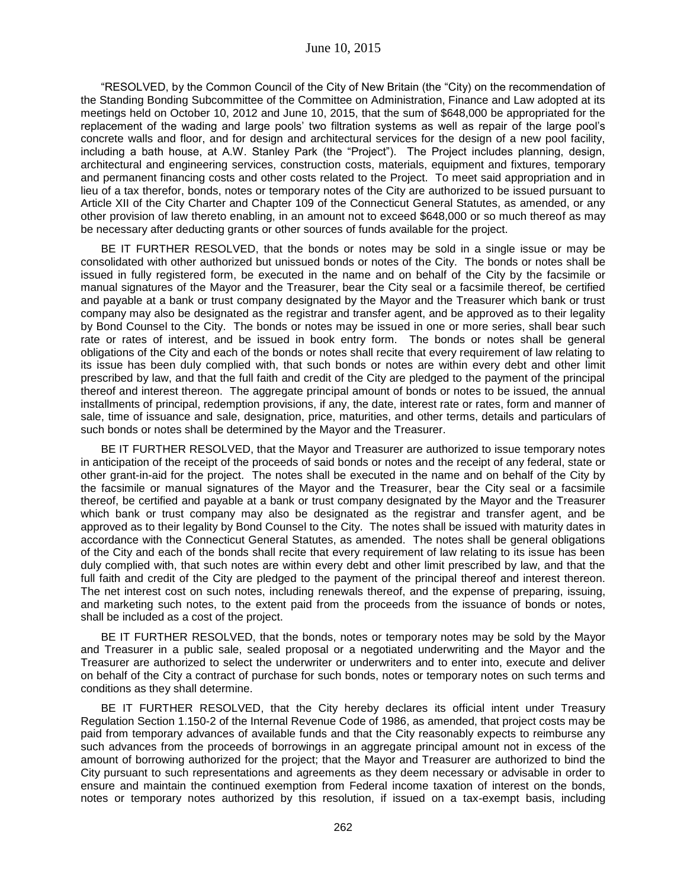"RESOLVED, by the Common Council of the City of New Britain (the "City) on the recommendation of the Standing Bonding Subcommittee of the Committee on Administration, Finance and Law adopted at its meetings held on October 10, 2012 and June 10, 2015, that the sum of $648,000 be appropriated for the replacement of the wading and large pools' two filtration systems as well as repair of the large pool's concrete walls and floor, and for design and architectural services for the design of a new pool facility, including a bath house, at A.W. Stanley Park (the "Project"). The Project includes planning, design, architectural and engineering services, construction costs, materials, equipment and fixtures, temporary and permanent financing costs and other costs related to the Project. To meet said appropriation and in lieu of a tax therefor, bonds, notes or temporary notes of the City are authorized to be issued pursuant to Article XII of the City Charter and Chapter 109 of the Connecticut General Statutes, as amended, or any other provision of law thereto enabling, in an amount not to exceed $648,000 or so much thereof as may be necessary after deducting grants or other sources of funds available for the project.

BE IT FURTHER RESOLVED, that the bonds or notes may be sold in a single issue or may be consolidated with other authorized but unissued bonds or notes of the City. The bonds or notes shall be issued in fully registered form, be executed in the name and on behalf of the City by the facsimile or manual signatures of the Mayor and the Treasurer, bear the City seal or a facsimile thereof, be certified and payable at a bank or trust company designated by the Mayor and the Treasurer which bank or trust company may also be designated as the registrar and transfer agent, and be approved as to their legality by Bond Counsel to the City. The bonds or notes may be issued in one or more series, shall bear such rate or rates of interest, and be issued in book entry form. The bonds or notes shall be general obligations of the City and each of the bonds or notes shall recite that every requirement of law relating to its issue has been duly complied with, that such bonds or notes are within every debt and other limit prescribed by law, and that the full faith and credit of the City are pledged to the payment of the principal thereof and interest thereon. The aggregate principal amount of bonds or notes to be issued, the annual installments of principal, redemption provisions, if any, the date, interest rate or rates, form and manner of sale, time of issuance and sale, designation, price, maturities, and other terms, details and particulars of such bonds or notes shall be determined by the Mayor and the Treasurer.

BE IT FURTHER RESOLVED, that the Mayor and Treasurer are authorized to issue temporary notes in anticipation of the receipt of the proceeds of said bonds or notes and the receipt of any federal, state or other grant-in-aid for the project. The notes shall be executed in the name and on behalf of the City by the facsimile or manual signatures of the Mayor and the Treasurer, bear the City seal or a facsimile thereof, be certified and payable at a bank or trust company designated by the Mayor and the Treasurer which bank or trust company may also be designated as the registrar and transfer agent, and be approved as to their legality by Bond Counsel to the City. The notes shall be issued with maturity dates in accordance with the Connecticut General Statutes, as amended. The notes shall be general obligations of the City and each of the bonds shall recite that every requirement of law relating to its issue has been duly complied with, that such notes are within every debt and other limit prescribed by law, and that the full faith and credit of the City are pledged to the payment of the principal thereof and interest thereon. The net interest cost on such notes, including renewals thereof, and the expense of preparing, issuing, and marketing such notes, to the extent paid from the proceeds from the issuance of bonds or notes, shall be included as a cost of the project.

BE IT FURTHER RESOLVED, that the bonds, notes or temporary notes may be sold by the Mayor and Treasurer in a public sale, sealed proposal or a negotiated underwriting and the Mayor and the Treasurer are authorized to select the underwriter or underwriters and to enter into, execute and deliver on behalf of the City a contract of purchase for such bonds, notes or temporary notes on such terms and conditions as they shall determine.

BE IT FURTHER RESOLVED, that the City hereby declares its official intent under Treasury Regulation Section 1.150-2 of the Internal Revenue Code of 1986, as amended, that project costs may be paid from temporary advances of available funds and that the City reasonably expects to reimburse any such advances from the proceeds of borrowings in an aggregate principal amount not in excess of the amount of borrowing authorized for the project; that the Mayor and Treasurer are authorized to bind the City pursuant to such representations and agreements as they deem necessary or advisable in order to ensure and maintain the continued exemption from Federal income taxation of interest on the bonds, notes or temporary notes authorized by this resolution, if issued on a tax-exempt basis, including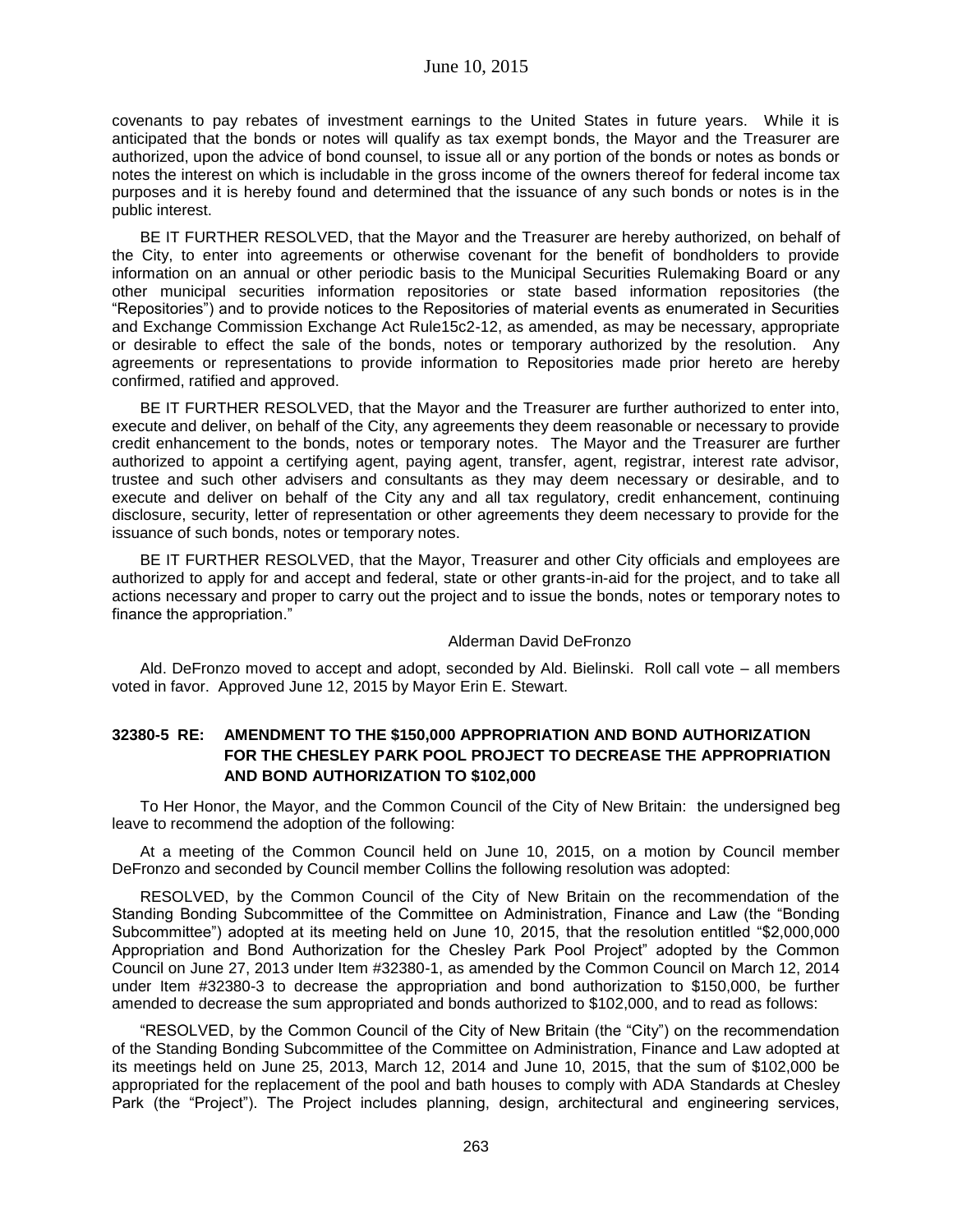covenants to pay rebates of investment earnings to the United States in future years. While it is anticipated that the bonds or notes will qualify as tax exempt bonds, the Mayor and the Treasurer are authorized, upon the advice of bond counsel, to issue all or any portion of the bonds or notes as bonds or notes the interest on which is includable in the gross income of the owners thereof for federal income tax purposes and it is hereby found and determined that the issuance of any such bonds or notes is in the public interest.

BE IT FURTHER RESOLVED, that the Mayor and the Treasurer are hereby authorized, on behalf of the City, to enter into agreements or otherwise covenant for the benefit of bondholders to provide information on an annual or other periodic basis to the Municipal Securities Rulemaking Board or any other municipal securities information repositories or state based information repositories (the "Repositories") and to provide notices to the Repositories of material events as enumerated in Securities and Exchange Commission Exchange Act Rule15c2-12, as amended, as may be necessary, appropriate or desirable to effect the sale of the bonds, notes or temporary authorized by the resolution. Any agreements or representations to provide information to Repositories made prior hereto are hereby confirmed, ratified and approved.

BE IT FURTHER RESOLVED, that the Mayor and the Treasurer are further authorized to enter into, execute and deliver, on behalf of the City, any agreements they deem reasonable or necessary to provide credit enhancement to the bonds, notes or temporary notes. The Mayor and the Treasurer are further authorized to appoint a certifying agent, paying agent, transfer, agent, registrar, interest rate advisor, trustee and such other advisers and consultants as they may deem necessary or desirable, and to execute and deliver on behalf of the City any and all tax regulatory, credit enhancement, continuing disclosure, security, letter of representation or other agreements they deem necessary to provide for the issuance of such bonds, notes or temporary notes.

BE IT FURTHER RESOLVED, that the Mayor, Treasurer and other City officials and employees are authorized to apply for and accept and federal, state or other grants-in-aid for the project, and to take all actions necessary and proper to carry out the project and to issue the bonds, notes or temporary notes to finance the appropriation."

Alderman David DeFronzo

Ald. DeFronzo moved to accept and adopt, seconded by Ald. Bielinski. Roll call vote – all members voted in favor. Approved June 12, 2015 by Mayor Erin E. Stewart.

**32380-5 RE: AMENDMENT TO THE $150,000 APPROPRIATION AND BOND AUTHORIZATION FOR THE CHESLEY PARK POOL PROJECT TO DECREASE THE APPROPRIATION AND BOND AUTHORIZATION TO $102,000**

To Her Honor, the Mayor, and the Common Council of the City of New Britain: the undersigned beg leave to recommend the adoption of the following:

At a meeting of the Common Council held on June 10, 2015, on a motion by Council member DeFronzo and seconded by Council member Collins the following resolution was adopted:

RESOLVED, by the Common Council of the City of New Britain on the recommendation of the Standing Bonding Subcommittee of the Committee on Administration, Finance and Law (the "Bonding Subcommittee") adopted at its meeting held on June 10, 2015, that the resolution entitled "$2,000,000 Appropriation and Bond Authorization for the Chesley Park Pool Project" adopted by the Common Council on June 27, 2013 under Item #32380-1, as amended by the Common Council on March 12, 2014 under Item #32380-3 to decrease the appropriation and bond authorization to $150,000, be further amended to decrease the sum appropriated and bonds authorized to $102,000, and to read as follows:

"RESOLVED, by the Common Council of the City of New Britain (the "City") on the recommendation of the Standing Bonding Subcommittee of the Committee on Administration, Finance and Law adopted at its meetings held on June 25, 2013, March 12, 2014 and June 10, 2015, that the sum of $102,000 be appropriated for the replacement of the pool and bath houses to comply with ADA Standards at Chesley Park (the "Project"). The Project includes planning, design, architectural and engineering services,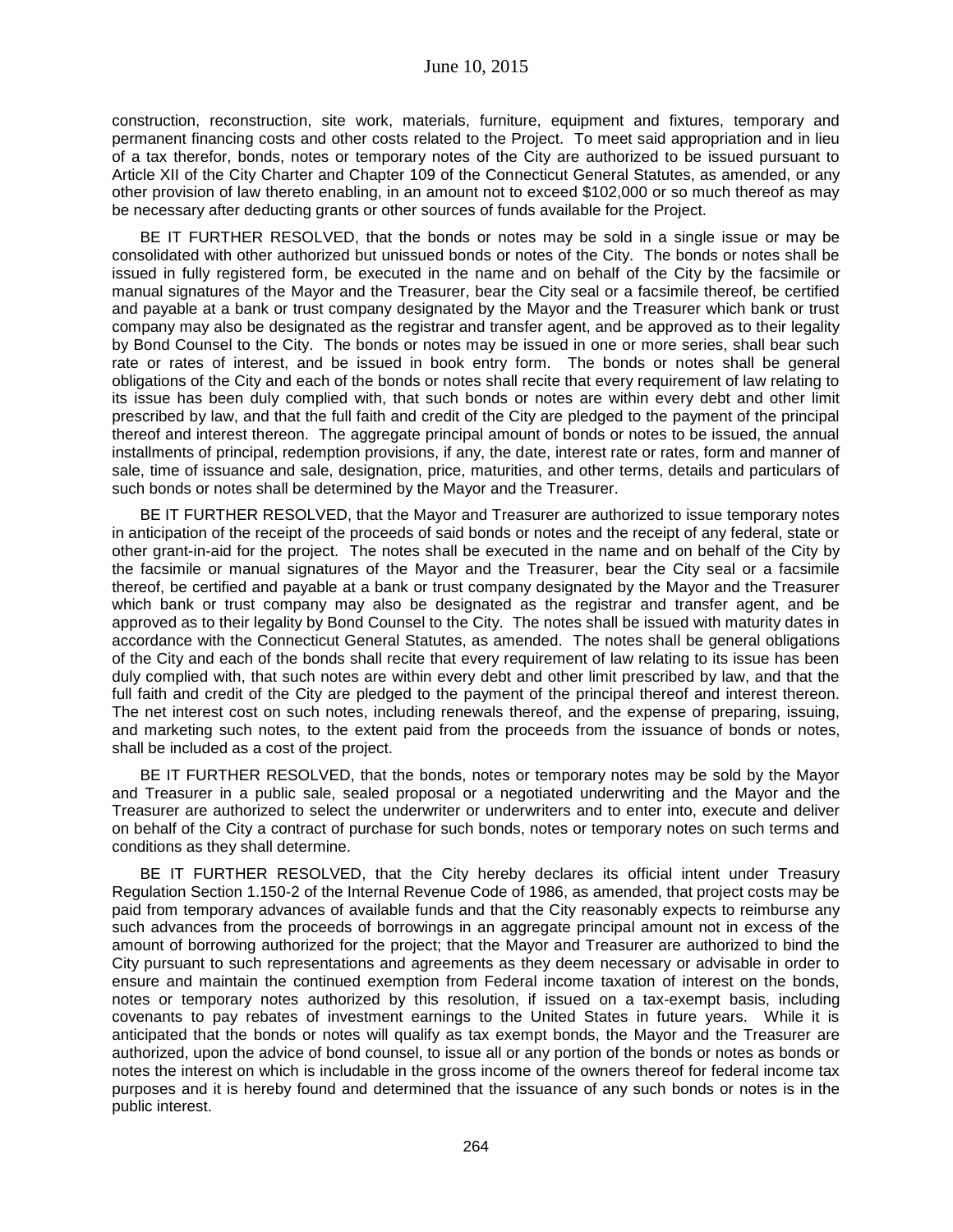construction, reconstruction, site work, materials, furniture, equipment and fixtures, temporary and permanent financing costs and other costs related to the Project. To meet said appropriation and in lieu of a tax therefor, bonds, notes or temporary notes of the City are authorized to be issued pursuant to Article XII of the City Charter and Chapter 109 of the Connecticut General Statutes, as amended, or any other provision of law thereto enabling, in an amount not to exceed $102,000 or so much thereof as may be necessary after deducting grants or other sources of funds available for the Project.

BE IT FURTHER RESOLVED, that the bonds or notes may be sold in a single issue or may be consolidated with other authorized but unissued bonds or notes of the City. The bonds or notes shall be issued in fully registered form, be executed in the name and on behalf of the City by the facsimile or manual signatures of the Mayor and the Treasurer, bear the City seal or a facsimile thereof, be certified and payable at a bank or trust company designated by the Mayor and the Treasurer which bank or trust company may also be designated as the registrar and transfer agent, and be approved as to their legality by Bond Counsel to the City. The bonds or notes may be issued in one or more series, shall bear such rate or rates of interest, and be issued in book entry form. The bonds or notes shall be general obligations of the City and each of the bonds or notes shall recite that every requirement of law relating to its issue has been duly complied with, that such bonds or notes are within every debt and other limit prescribed by law, and that the full faith and credit of the City are pledged to the payment of the principal thereof and interest thereon. The aggregate principal amount of bonds or notes to be issued, the annual installments of principal, redemption provisions, if any, the date, interest rate or rates, form and manner of sale, time of issuance and sale, designation, price, maturities, and other terms, details and particulars of such bonds or notes shall be determined by the Mayor and the Treasurer.

BE IT FURTHER RESOLVED, that the Mayor and Treasurer are authorized to issue temporary notes in anticipation of the receipt of the proceeds of said bonds or notes and the receipt of any federal, state or other grant-in-aid for the project. The notes shall be executed in the name and on behalf of the City by the facsimile or manual signatures of the Mayor and the Treasurer, bear the City seal or a facsimile thereof, be certified and payable at a bank or trust company designated by the Mayor and the Treasurer which bank or trust company may also be designated as the registrar and transfer agent, and be approved as to their legality by Bond Counsel to the City. The notes shall be issued with maturity dates in accordance with the Connecticut General Statutes, as amended. The notes shall be general obligations of the City and each of the bonds shall recite that every requirement of law relating to its issue has been duly complied with, that such notes are within every debt and other limit prescribed by law, and that the full faith and credit of the City are pledged to the payment of the principal thereof and interest thereon. The net interest cost on such notes, including renewals thereof, and the expense of preparing, issuing, and marketing such notes, to the extent paid from the proceeds from the issuance of bonds or notes, shall be included as a cost of the project.

BE IT FURTHER RESOLVED, that the bonds, notes or temporary notes may be sold by the Mayor and Treasurer in a public sale, sealed proposal or a negotiated underwriting and the Mayor and the Treasurer are authorized to select the underwriter or underwriters and to enter into, execute and deliver on behalf of the City a contract of purchase for such bonds, notes or temporary notes on such terms and conditions as they shall determine.

BE IT FURTHER RESOLVED, that the City hereby declares its official intent under Treasury Regulation Section 1.150-2 of the Internal Revenue Code of 1986, as amended, that project costs may be paid from temporary advances of available funds and that the City reasonably expects to reimburse any such advances from the proceeds of borrowings in an aggregate principal amount not in excess of the amount of borrowing authorized for the project; that the Mayor and Treasurer are authorized to bind the City pursuant to such representations and agreements as they deem necessary or advisable in order to ensure and maintain the continued exemption from Federal income taxation of interest on the bonds, notes or temporary notes authorized by this resolution, if issued on a tax-exempt basis, including covenants to pay rebates of investment earnings to the United States in future years. While it is anticipated that the bonds or notes will qualify as tax exempt bonds, the Mayor and the Treasurer are authorized, upon the advice of bond counsel, to issue all or any portion of the bonds or notes as bonds or notes the interest on which is includable in the gross income of the owners thereof for federal income tax purposes and it is hereby found and determined that the issuance of any such bonds or notes is in the public interest.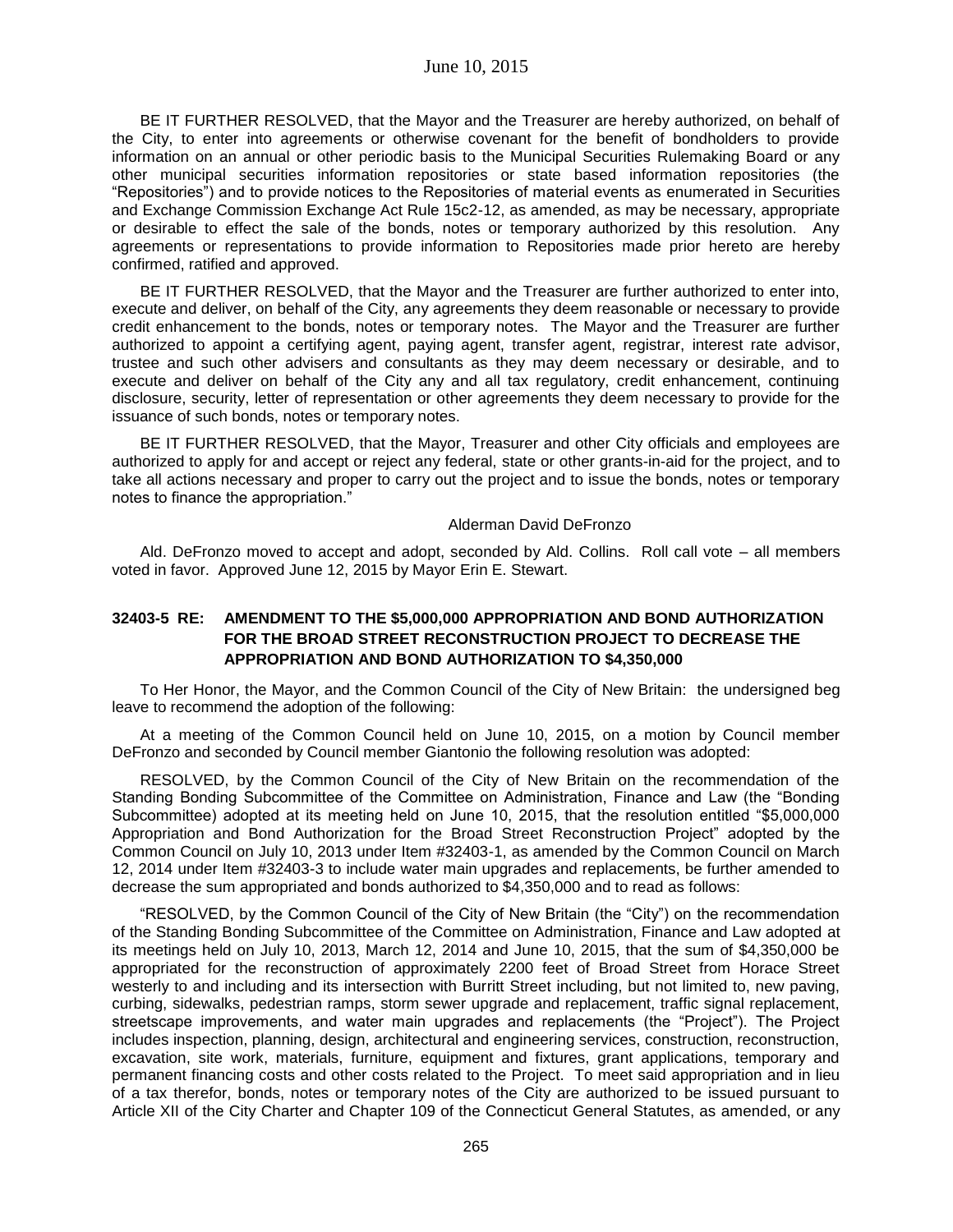BE IT FURTHER RESOLVED, that the Mayor and the Treasurer are hereby authorized, on behalf of the City, to enter into agreements or otherwise covenant for the benefit of bondholders to provide information on an annual or other periodic basis to the Municipal Securities Rulemaking Board or any other municipal securities information repositories or state based information repositories (the "Repositories") and to provide notices to the Repositories of material events as enumerated in Securities and Exchange Commission Exchange Act Rule 15c2-12, as amended, as may be necessary, appropriate or desirable to effect the sale of the bonds, notes or temporary authorized by this resolution. Any agreements or representations to provide information to Repositories made prior hereto are hereby confirmed, ratified and approved.

BE IT FURTHER RESOLVED, that the Mayor and the Treasurer are further authorized to enter into, execute and deliver, on behalf of the City, any agreements they deem reasonable or necessary to provide credit enhancement to the bonds, notes or temporary notes. The Mayor and the Treasurer are further authorized to appoint a certifying agent, paying agent, transfer agent, registrar, interest rate advisor, trustee and such other advisers and consultants as they may deem necessary or desirable, and to execute and deliver on behalf of the City any and all tax regulatory, credit enhancement, continuing disclosure, security, letter of representation or other agreements they deem necessary to provide for the issuance of such bonds, notes or temporary notes.

BE IT FURTHER RESOLVED, that the Mayor, Treasurer and other City officials and employees are authorized to apply for and accept or reject any federal, state or other grants-in-aid for the project, and to take all actions necessary and proper to carry out the project and to issue the bonds, notes or temporary notes to finance the appropriation."

Alderman David DeFronzo

Ald. DeFronzo moved to accept and adopt, seconded by Ald. Collins. Roll call vote – all members voted in favor. Approved June 12, 2015 by Mayor Erin E. Stewart.

### 32403-5 RE: AMENDMENT TO THE $5,000,000 APPROPRIATION AND BOND AUTHORIZATION FOR THE BROAD STREET RECONSTRUCTION PROJECT TO DECREASE THE APPROPRIATION AND BOND AUTHORIZATION TO $4,350,000

To Her Honor, the Mayor, and the Common Council of the City of New Britain: the undersigned beg leave to recommend the adoption of the following:

At a meeting of the Common Council held on June 10, 2015, on a motion by Council member DeFronzo and seconded by Council member Giantonio the following resolution was adopted:

RESOLVED, by the Common Council of the City of New Britain on the recommendation of the Standing Bonding Subcommittee of the Committee on Administration, Finance and Law (the "Bonding Subcommittee) adopted at its meeting held on June 10, 2015, that the resolution entitled "$5,000,000 Appropriation and Bond Authorization for the Broad Street Reconstruction Project" adopted by the Common Council on July 10, 2013 under Item #32403-1, as amended by the Common Council on March 12, 2014 under Item #32403-3 to include water main upgrades and replacements, be further amended to decrease the sum appropriated and bonds authorized to $4,350,000 and to read as follows:

"RESOLVED, by the Common Council of the City of New Britain (the "City") on the recommendation of the Standing Bonding Subcommittee of the Committee on Administration, Finance and Law adopted at its meetings held on July 10, 2013, March 12, 2014 and June 10, 2015, that the sum of $4,350,000 be appropriated for the reconstruction of approximately 2200 feet of Broad Street from Horace Street westerly to and including and its intersection with Burritt Street including, but not limited to, new paving, curbing, sidewalks, pedestrian ramps, storm sewer upgrade and replacement, traffic signal replacement, streetscape improvements, and water main upgrades and replacements (the "Project"). The Project includes inspection, planning, design, architectural and engineering services, construction, reconstruction, excavation, site work, materials, furniture, equipment and fixtures, grant applications, temporary and permanent financing costs and other costs related to the Project. To meet said appropriation and in lieu of a tax therefor, bonds, notes or temporary notes of the City are authorized to be issued pursuant to Article XII of the City Charter and Chapter 109 of the Connecticut General Statutes, as amended, or any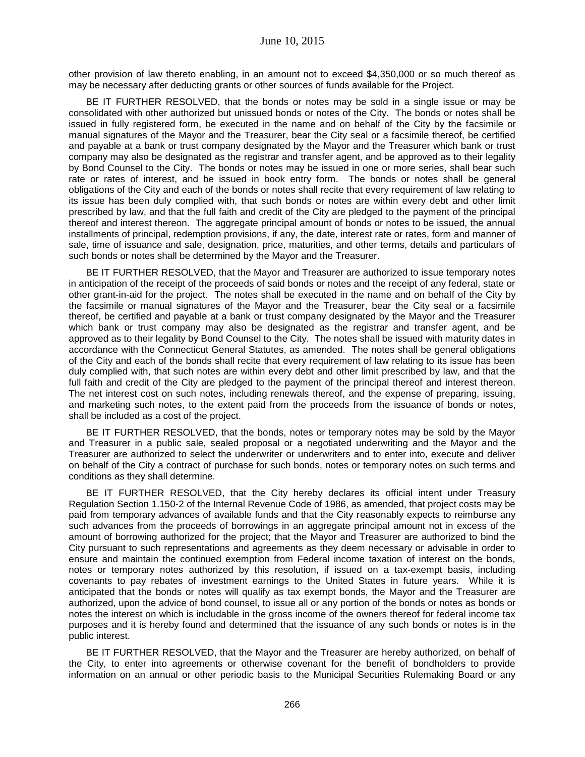other provision of law thereto enabling, in an amount not to exceed $4,350,000 or so much thereof as may be necessary after deducting grants or other sources of funds available for the Project.

BE IT FURTHER RESOLVED, that the bonds or notes may be sold in a single issue or may be consolidated with other authorized but unissued bonds or notes of the City. The bonds or notes shall be issued in fully registered form, be executed in the name and on behalf of the City by the facsimile or manual signatures of the Mayor and the Treasurer, bear the City seal or a facsimile thereof, be certified and payable at a bank or trust company designated by the Mayor and the Treasurer which bank or trust company may also be designated as the registrar and transfer agent, and be approved as to their legality by Bond Counsel to the City. The bonds or notes may be issued in one or more series, shall bear such rate or rates of interest, and be issued in book entry form. The bonds or notes shall be general obligations of the City and each of the bonds or notes shall recite that every requirement of law relating to its issue has been duly complied with, that such bonds or notes are within every debt and other limit prescribed by law, and that the full faith and credit of the City are pledged to the payment of the principal thereof and interest thereon. The aggregate principal amount of bonds or notes to be issued, the annual installments of principal, redemption provisions, if any, the date, interest rate or rates, form and manner of sale, time of issuance and sale, designation, price, maturities, and other terms, details and particulars of such bonds or notes shall be determined by the Mayor and the Treasurer.

BE IT FURTHER RESOLVED, that the Mayor and Treasurer are authorized to issue temporary notes in anticipation of the receipt of the proceeds of said bonds or notes and the receipt of any federal, state or other grant-in-aid for the project. The notes shall be executed in the name and on behalf of the City by the facsimile or manual signatures of the Mayor and the Treasurer, bear the City seal or a facsimile thereof, be certified and payable at a bank or trust company designated by the Mayor and the Treasurer which bank or trust company may also be designated as the registrar and transfer agent, and be approved as to their legality by Bond Counsel to the City. The notes shall be issued with maturity dates in accordance with the Connecticut General Statutes, as amended. The notes shall be general obligations of the City and each of the bonds shall recite that every requirement of law relating to its issue has been duly complied with, that such notes are within every debt and other limit prescribed by law, and that the full faith and credit of the City are pledged to the payment of the principal thereof and interest thereon. The net interest cost on such notes, including renewals thereof, and the expense of preparing, issuing, and marketing such notes, to the extent paid from the proceeds from the issuance of bonds or notes, shall be included as a cost of the project.

BE IT FURTHER RESOLVED, that the bonds, notes or temporary notes may be sold by the Mayor and Treasurer in a public sale, sealed proposal or a negotiated underwriting and the Mayor and the Treasurer are authorized to select the underwriter or underwriters and to enter into, execute and deliver on behalf of the City a contract of purchase for such bonds, notes or temporary notes on such terms and conditions as they shall determine.

BE IT FURTHER RESOLVED, that the City hereby declares its official intent under Treasury Regulation Section 1.150-2 of the Internal Revenue Code of 1986, as amended, that project costs may be paid from temporary advances of available funds and that the City reasonably expects to reimburse any such advances from the proceeds of borrowings in an aggregate principal amount not in excess of the amount of borrowing authorized for the project; that the Mayor and Treasurer are authorized to bind the City pursuant to such representations and agreements as they deem necessary or advisable in order to ensure and maintain the continued exemption from Federal income taxation of interest on the bonds, notes or temporary notes authorized by this resolution, if issued on a tax-exempt basis, including covenants to pay rebates of investment earnings to the United States in future years. While it is anticipated that the bonds or notes will qualify as tax exempt bonds, the Mayor and the Treasurer are authorized, upon the advice of bond counsel, to issue all or any portion of the bonds or notes as bonds or notes the interest on which is includable in the gross income of the owners thereof for federal income tax purposes and it is hereby found and determined that the issuance of any such bonds or notes is in the public interest.

BE IT FURTHER RESOLVED, that the Mayor and the Treasurer are hereby authorized, on behalf of the City, to enter into agreements or otherwise covenant for the benefit of bondholders to provide information on an annual or other periodic basis to the Municipal Securities Rulemaking Board or any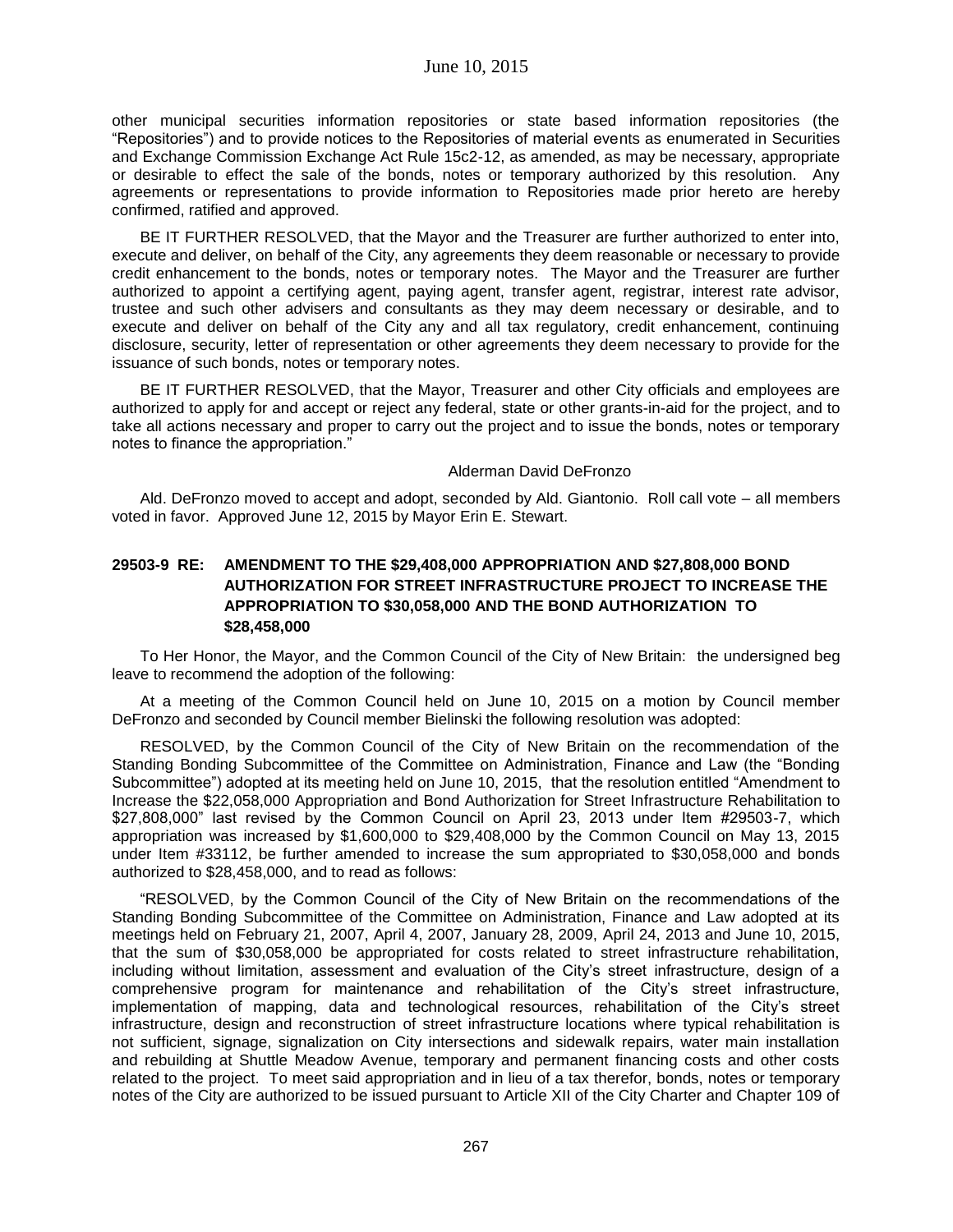other municipal securities information repositories or state based information repositories (the “Repositories”) and to provide notices to the Repositories of material events as enumerated in Securities and Exchange Commission Exchange Act Rule 15c2-12, as amended, as may be necessary, appropriate or desirable to effect the sale of the bonds, notes or temporary authorized by this resolution. Any agreements or representations to provide information to Repositories made prior hereto are hereby confirmed, ratified and approved.

BE IT FURTHER RESOLVED, that the Mayor and the Treasurer are further authorized to enter into, execute and deliver, on behalf of the City, any agreements they deem reasonable or necessary to provide credit enhancement to the bonds, notes or temporary notes. The Mayor and the Treasurer are further authorized to appoint a certifying agent, paying agent, transfer agent, registrar, interest rate advisor, trustee and such other advisers and consultants as they may deem necessary or desirable, and to execute and deliver on behalf of the City any and all tax regulatory, credit enhancement, continuing disclosure, security, letter of representation or other agreements they deem necessary to provide for the issuance of such bonds, notes or temporary notes.

BE IT FURTHER RESOLVED, that the Mayor, Treasurer and other City officials and employees are authorized to apply for and accept or reject any federal, state or other grants-in-aid for the project, and to take all actions necessary and proper to carry out the project and to issue the bonds, notes or temporary notes to finance the appropriation.”

Alderman David DeFronzo

Ald. DeFronzo moved to accept and adopt, seconded by Ald. Giantonio. Roll call vote – all members voted in favor. Approved June 12, 2015 by Mayor Erin E. Stewart.

### 29503-9 RE: AMENDMENT TO THE $29,408,000 APPROPRIATION AND $27,808,000 BOND AUTHORIZATION FOR STREET INFRASTRUCTURE PROJECT TO INCREASE THE APPROPRIATION TO $30,058,000 AND THE BOND AUTHORIZATION TO $28,458,000

To Her Honor, the Mayor, and the Common Council of the City of New Britain: the undersigned beg leave to recommend the adoption of the following:

At a meeting of the Common Council held on June 10, 2015 on a motion by Council member DeFronzo and seconded by Council member Bielinski the following resolution was adopted:

RESOLVED, by the Common Council of the City of New Britain on the recommendation of the Standing Bonding Subcommittee of the Committee on Administration, Finance and Law (the “Bonding Subcommittee”) adopted at its meeting held on June 10, 2015, that the resolution entitled “Amendment to Increase the $22,058,000 Appropriation and Bond Authorization for Street Infrastructure Rehabilitation to $27,808,000” last revised by the Common Council on April 23, 2013 under Item #29503-7, which appropriation was increased by $1,600,000 to $29,408,000 by the Common Council on May 13, 2015 under Item #33112, be further amended to increase the sum appropriated to $30,058,000 and bonds authorized to $28,458,000, and to read as follows:

“RESOLVED, by the Common Council of the City of New Britain on the recommendations of the Standing Bonding Subcommittee of the Committee on Administration, Finance and Law adopted at its meetings held on February 21, 2007, April 4, 2007, January 28, 2009, April 24, 2013 and June 10, 2015, that the sum of $30,058,000 be appropriated for costs related to street infrastructure rehabilitation, including without limitation, assessment and evaluation of the City’s street infrastructure, design of a comprehensive program for maintenance and rehabilitation of the City’s street infrastructure, implementation of mapping, data and technological resources, rehabilitation of the City’s street infrastructure, design and reconstruction of street infrastructure locations where typical rehabilitation is not sufficient, signage, signalization on City intersections and sidewalk repairs, water main installation and rebuilding at Shuttle Meadow Avenue, temporary and permanent financing costs and other costs related to the project. To meet said appropriation and in lieu of a tax therefor, bonds, notes or temporary notes of the City are authorized to be issued pursuant to Article XII of the City Charter and Chapter 109 of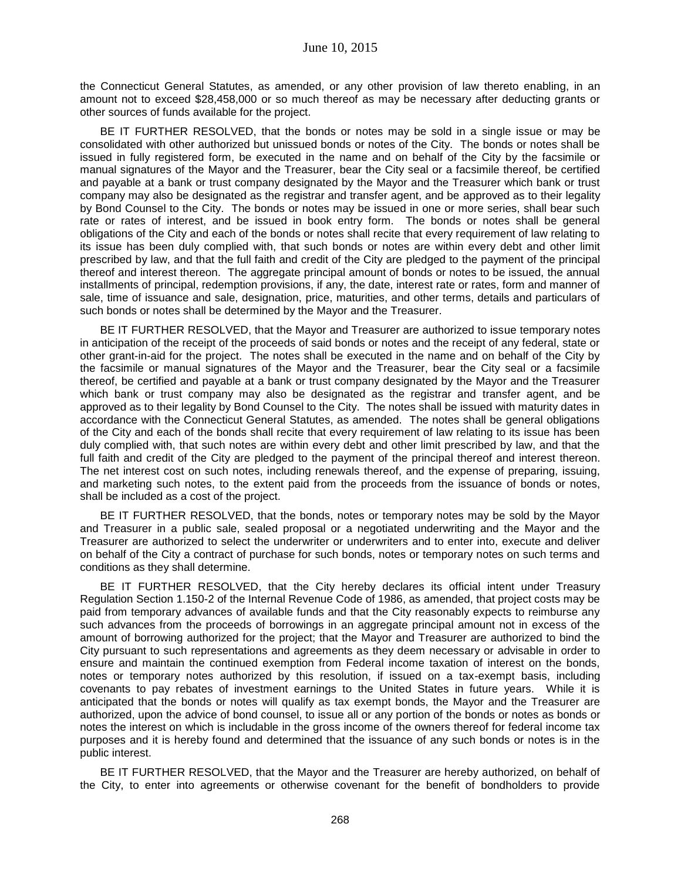the Connecticut General Statutes, as amended, or any other provision of law thereto enabling, in an amount not to exceed $28,458,000 or so much thereof as may be necessary after deducting grants or other sources of funds available for the project.

BE IT FURTHER RESOLVED, that the bonds or notes may be sold in a single issue or may be consolidated with other authorized but unissued bonds or notes of the City. The bonds or notes shall be issued in fully registered form, be executed in the name and on behalf of the City by the facsimile or manual signatures of the Mayor and the Treasurer, bear the City seal or a facsimile thereof, be certified and payable at a bank or trust company designated by the Mayor and the Treasurer which bank or trust company may also be designated as the registrar and transfer agent, and be approved as to their legality by Bond Counsel to the City. The bonds or notes may be issued in one or more series, shall bear such rate or rates of interest, and be issued in book entry form. The bonds or notes shall be general obligations of the City and each of the bonds or notes shall recite that every requirement of law relating to its issue has been duly complied with, that such bonds or notes are within every debt and other limit prescribed by law, and that the full faith and credit of the City are pledged to the payment of the principal thereof and interest thereon. The aggregate principal amount of bonds or notes to be issued, the annual installments of principal, redemption provisions, if any, the date, interest rate or rates, form and manner of sale, time of issuance and sale, designation, price, maturities, and other terms, details and particulars of such bonds or notes shall be determined by the Mayor and the Treasurer.

BE IT FURTHER RESOLVED, that the Mayor and Treasurer are authorized to issue temporary notes in anticipation of the receipt of the proceeds of said bonds or notes and the receipt of any federal, state or other grant-in-aid for the project. The notes shall be executed in the name and on behalf of the City by the facsimile or manual signatures of the Mayor and the Treasurer, bear the City seal or a facsimile thereof, be certified and payable at a bank or trust company designated by the Mayor and the Treasurer which bank or trust company may also be designated as the registrar and transfer agent, and be approved as to their legality by Bond Counsel to the City. The notes shall be issued with maturity dates in accordance with the Connecticut General Statutes, as amended. The notes shall be general obligations of the City and each of the bonds shall recite that every requirement of law relating to its issue has been duly complied with, that such notes are within every debt and other limit prescribed by law, and that the full faith and credit of the City are pledged to the payment of the principal thereof and interest thereon. The net interest cost on such notes, including renewals thereof, and the expense of preparing, issuing, and marketing such notes, to the extent paid from the proceeds from the issuance of bonds or notes, shall be included as a cost of the project.

BE IT FURTHER RESOLVED, that the bonds, notes or temporary notes may be sold by the Mayor and Treasurer in a public sale, sealed proposal or a negotiated underwriting and the Mayor and the Treasurer are authorized to select the underwriter or underwriters and to enter into, execute and deliver on behalf of the City a contract of purchase for such bonds, notes or temporary notes on such terms and conditions as they shall determine.

BE IT FURTHER RESOLVED, that the City hereby declares its official intent under Treasury Regulation Section 1.150-2 of the Internal Revenue Code of 1986, as amended, that project costs may be paid from temporary advances of available funds and that the City reasonably expects to reimburse any such advances from the proceeds of borrowings in an aggregate principal amount not in excess of the amount of borrowing authorized for the project; that the Mayor and Treasurer are authorized to bind the City pursuant to such representations and agreements as they deem necessary or advisable in order to ensure and maintain the continued exemption from Federal income taxation of interest on the bonds, notes or temporary notes authorized by this resolution, if issued on a tax-exempt basis, including covenants to pay rebates of investment earnings to the United States in future years. While it is anticipated that the bonds or notes will qualify as tax exempt bonds, the Mayor and the Treasurer are authorized, upon the advice of bond counsel, to issue all or any portion of the bonds or notes as bonds or notes the interest on which is includable in the gross income of the owners thereof for federal income tax purposes and it is hereby found and determined that the issuance of any such bonds or notes is in the public interest.

BE IT FURTHER RESOLVED, that the Mayor and the Treasurer are hereby authorized, on behalf of the City, to enter into agreements or otherwise covenant for the benefit of bondholders to provide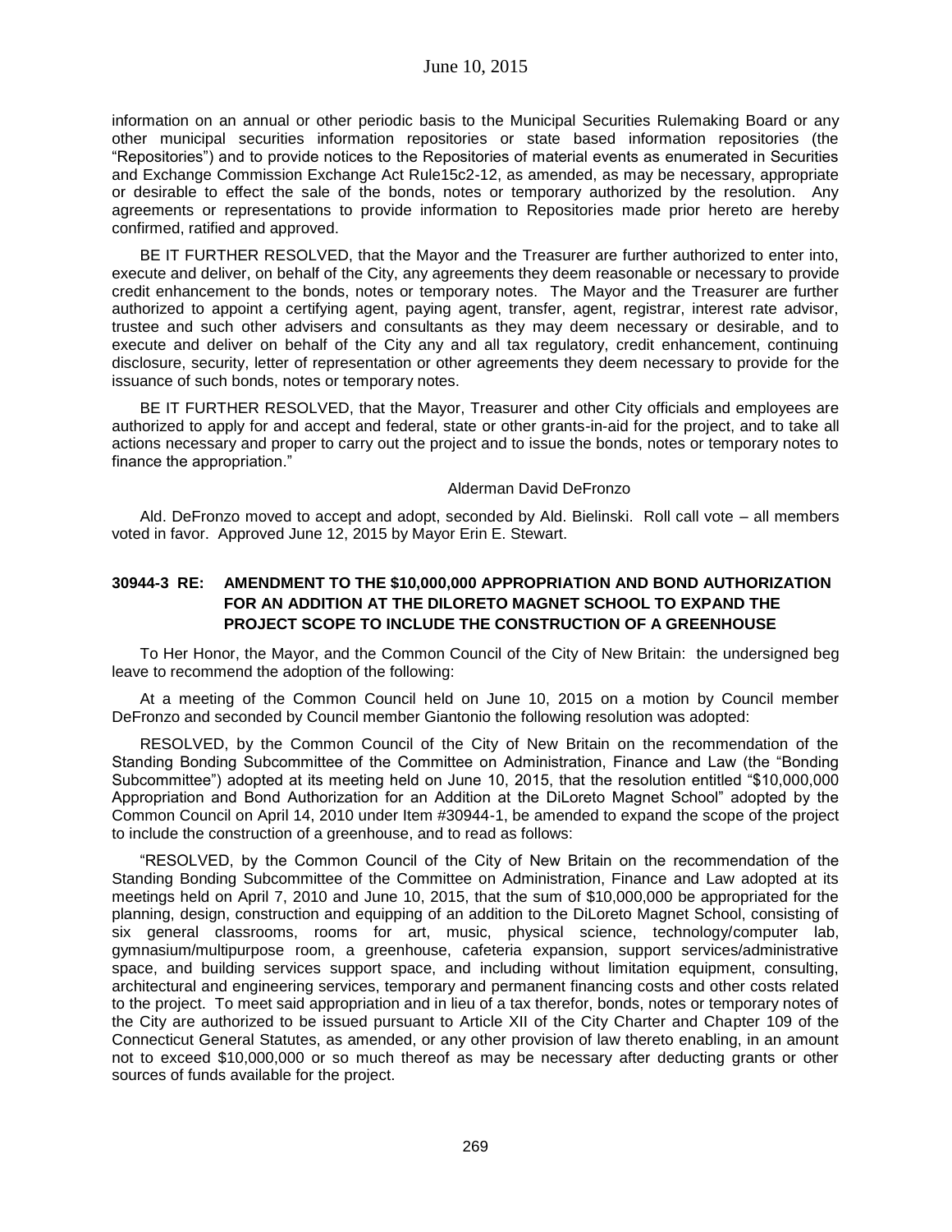information on an annual or other periodic basis to the Municipal Securities Rulemaking Board or any other municipal securities information repositories or state based information repositories (the "Repositories") and to provide notices to the Repositories of material events as enumerated in Securities and Exchange Commission Exchange Act Rule15c2-12, as amended, as may be necessary, appropriate or desirable to effect the sale of the bonds, notes or temporary authorized by the resolution. Any agreements or representations to provide information to Repositories made prior hereto are hereby confirmed, ratified and approved.

BE IT FURTHER RESOLVED, that the Mayor and the Treasurer are further authorized to enter into, execute and deliver, on behalf of the City, any agreements they deem reasonable or necessary to provide credit enhancement to the bonds, notes or temporary notes. The Mayor and the Treasurer are further authorized to appoint a certifying agent, paying agent, transfer, agent, registrar, interest rate advisor, trustee and such other advisers and consultants as they may deem necessary or desirable, and to execute and deliver on behalf of the City any and all tax regulatory, credit enhancement, continuing disclosure, security, letter of representation or other agreements they deem necessary to provide for the issuance of such bonds, notes or temporary notes.

BE IT FURTHER RESOLVED, that the Mayor, Treasurer and other City officials and employees are authorized to apply for and accept and federal, state or other grants-in-aid for the project, and to take all actions necessary and proper to carry out the project and to issue the bonds, notes or temporary notes to finance the appropriation."

Alderman David DeFronzo

Ald. DeFronzo moved to accept and adopt, seconded by Ald. Bielinski. Roll call vote – all members voted in favor. Approved June 12, 2015 by Mayor Erin E. Stewart.

### 30944-3 RE: AMENDMENT TO THE $10,000,000 APPROPRIATION AND BOND AUTHORIZATION FOR AN ADDITION AT THE DILORETO MAGNET SCHOOL TO EXPAND THE PROJECT SCOPE TO INCLUDE THE CONSTRUCTION OF A GREENHOUSE

To Her Honor, the Mayor, and the Common Council of the City of New Britain: the undersigned beg leave to recommend the adoption of the following:

At a meeting of the Common Council held on June 10, 2015 on a motion by Council member DeFronzo and seconded by Council member Giantonio the following resolution was adopted:

RESOLVED, by the Common Council of the City of New Britain on the recommendation of the Standing Bonding Subcommittee of the Committee on Administration, Finance and Law (the "Bonding Subcommittee") adopted at its meeting held on June 10, 2015, that the resolution entitled "$10,000,000 Appropriation and Bond Authorization for an Addition at the DiLoreto Magnet School" adopted by the Common Council on April 14, 2010 under Item #30944-1, be amended to expand the scope of the project to include the construction of a greenhouse, and to read as follows:

"RESOLVED, by the Common Council of the City of New Britain on the recommendation of the Standing Bonding Subcommittee of the Committee on Administration, Finance and Law adopted at its meetings held on April 7, 2010 and June 10, 2015, that the sum of $10,000,000 be appropriated for the planning, design, construction and equipping of an addition to the DiLoreto Magnet School, consisting of six general classrooms, rooms for art, music, physical science, technology/computer lab, gymnasium/multipurpose room, a greenhouse, cafeteria expansion, support services/administrative space, and building services support space, and including without limitation equipment, consulting, architectural and engineering services, temporary and permanent financing costs and other costs related to the project. To meet said appropriation and in lieu of a tax therefor, bonds, notes or temporary notes of the City are authorized to be issued pursuant to Article XII of the City Charter and Chapter 109 of the Connecticut General Statutes, as amended, or any other provision of law thereto enabling, in an amount not to exceed $10,000,000 or so much thereof as may be necessary after deducting grants or other sources of funds available for the project.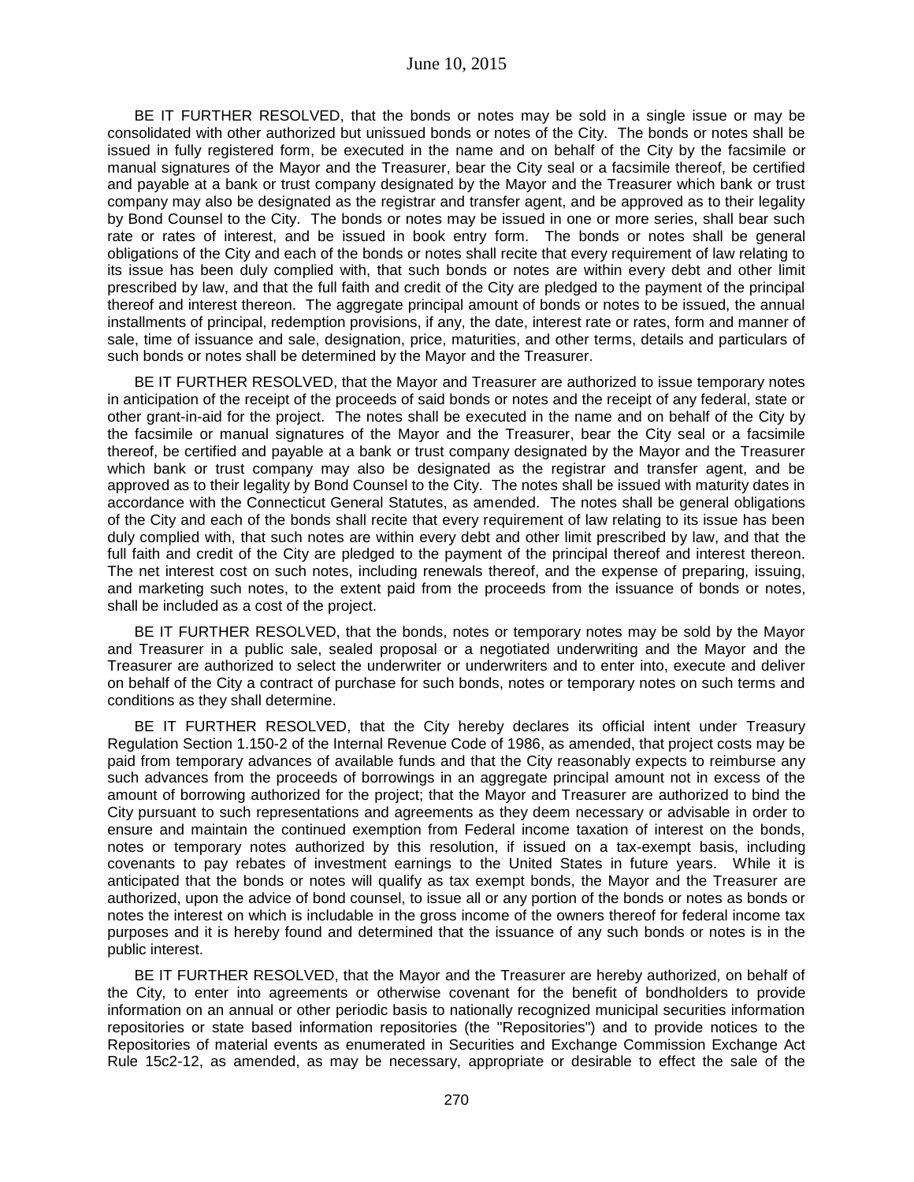BE IT FURTHER RESOLVED, that the bonds or notes may be sold in a single issue or may be consolidated with other authorized but unissued bonds or notes of the City. The bonds or notes shall be issued in fully registered form, be executed in the name and on behalf of the City by the facsimile or manual signatures of the Mayor and the Treasurer, bear the City seal or a facsimile thereof, be certified and payable at a bank or trust company designated by the Mayor and the Treasurer which bank or trust company may also be designated as the registrar and transfer agent, and be approved as to their legality by Bond Counsel to the City. The bonds or notes may be issued in one or more series, shall bear such rate or rates of interest, and be issued in book entry form. The bonds or notes shall be general obligations of the City and each of the bonds or notes shall recite that every requirement of law relating to its issue has been duly complied with, that such bonds or notes are within every debt and other limit prescribed by law, and that the full faith and credit of the City are pledged to the payment of the principal thereof and interest thereon. The aggregate principal amount of bonds or notes to be issued, the annual installments of principal, redemption provisions, if any, the date, interest rate or rates, form and manner of sale, time of issuance and sale, designation, price, maturities, and other terms, details and particulars of such bonds or notes shall be determined by the Mayor and the Treasurer.

BE IT FURTHER RESOLVED, that the Mayor and Treasurer are authorized to issue temporary notes in anticipation of the receipt of the proceeds of said bonds or notes and the receipt of any federal, state or other grant-in-aid for the project. The notes shall be executed in the name and on behalf of the City by the facsimile or manual signatures of the Mayor and the Treasurer, bear the City seal or a facsimile thereof, be certified and payable at a bank or trust company designated by the Mayor and the Treasurer which bank or trust company may also be designated as the registrar and transfer agent, and be approved as to their legality by Bond Counsel to the City. The notes shall be issued with maturity dates in accordance with the Connecticut General Statutes, as amended. The notes shall be general obligations of the City and each of the bonds shall recite that every requirement of law relating to its issue has been duly complied with, that such notes are within every debt and other limit prescribed by law, and that the full faith and credit of the City are pledged to the payment of the principal thereof and interest thereon. The net interest cost on such notes, including renewals thereof, and the expense of preparing, issuing, and marketing such notes, to the extent paid from the proceeds from the issuance of bonds or notes, shall be included as a cost of the project.

BE IT FURTHER RESOLVED, that the bonds, notes or temporary notes may be sold by the Mayor and Treasurer in a public sale, sealed proposal or a negotiated underwriting and the Mayor and the Treasurer are authorized to select the underwriter or underwriters and to enter into, execute and deliver on behalf of the City a contract of purchase for such bonds, notes or temporary notes on such terms and conditions as they shall determine.

BE IT FURTHER RESOLVED, that the City hereby declares its official intent under Treasury Regulation Section 1.150-2 of the Internal Revenue Code of 1986, as amended, that project costs may be paid from temporary advances of available funds and that the City reasonably expects to reimburse any such advances from the proceeds of borrowings in an aggregate principal amount not in excess of the amount of borrowing authorized for the project; that the Mayor and Treasurer are authorized to bind the City pursuant to such representations and agreements as they deem necessary or advisable in order to ensure and maintain the continued exemption from Federal income taxation of interest on the bonds, notes or temporary notes authorized by this resolution, if issued on a tax-exempt basis, including covenants to pay rebates of investment earnings to the United States in future years. While it is anticipated that the bonds or notes will qualify as tax exempt bonds, the Mayor and the Treasurer are authorized, upon the advice of bond counsel, to issue all or any portion of the bonds or notes as bonds or notes the interest on which is includable in the gross income of the owners thereof for federal income tax purposes and it is hereby found and determined that the issuance of any such bonds or notes is in the public interest.

BE IT FURTHER RESOLVED, that the Mayor and the Treasurer are hereby authorized, on behalf of the City, to enter into agreements or otherwise covenant for the benefit of bondholders to provide information on an annual or other periodic basis to nationally recognized municipal securities information repositories or state based information repositories (the "Repositories") and to provide notices to the Repositories of material events as enumerated in Securities and Exchange Commission Exchange Act Rule 15c2-12, as amended, as may be necessary, appropriate or desirable to effect the sale of the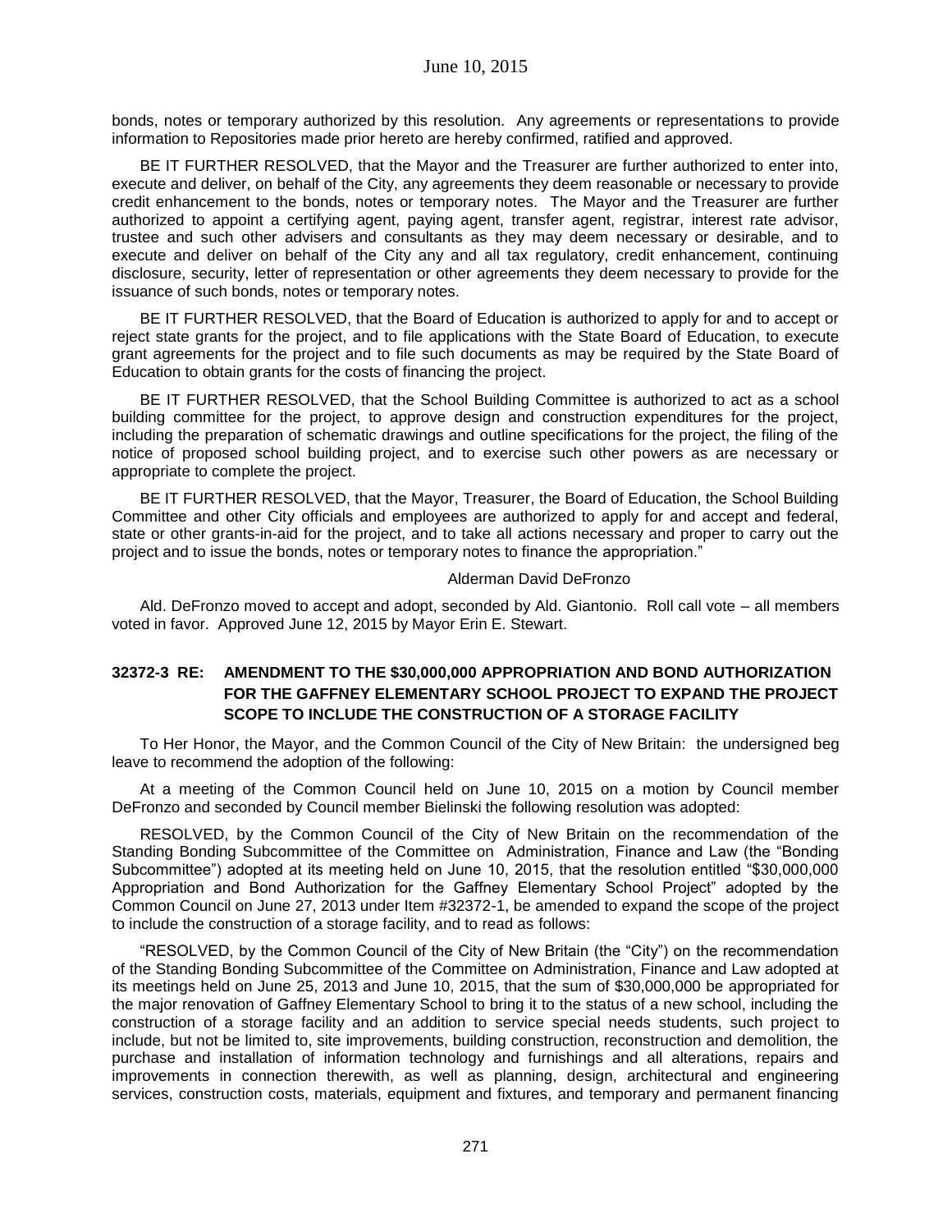bonds, notes or temporary authorized by this resolution. Any agreements or representations to provide information to Repositories made prior hereto are hereby confirmed, ratified and approved.

BE IT FURTHER RESOLVED, that the Mayor and the Treasurer are further authorized to enter into, execute and deliver, on behalf of the City, any agreements they deem reasonable or necessary to provide credit enhancement to the bonds, notes or temporary notes. The Mayor and the Treasurer are further authorized to appoint a certifying agent, paying agent, transfer agent, registrar, interest rate advisor, trustee and such other advisers and consultants as they may deem necessary or desirable, and to execute and deliver on behalf of the City any and all tax regulatory, credit enhancement, continuing disclosure, security, letter of representation or other agreements they deem necessary to provide for the issuance of such bonds, notes or temporary notes.

BE IT FURTHER RESOLVED, that the Board of Education is authorized to apply for and to accept or reject state grants for the project, and to file applications with the State Board of Education, to execute grant agreements for the project and to file such documents as may be required by the State Board of Education to obtain grants for the costs of financing the project.

BE IT FURTHER RESOLVED, that the School Building Committee is authorized to act as a school building committee for the project, to approve design and construction expenditures for the project, including the preparation of schematic drawings and outline specifications for the project, the filing of the notice of proposed school building project, and to exercise such other powers as are necessary or appropriate to complete the project.

BE IT FURTHER RESOLVED, that the Mayor, Treasurer, the Board of Education, the School Building Committee and other City officials and employees are authorized to apply for and accept and federal, state or other grants-in-aid for the project, and to take all actions necessary and proper to carry out the project and to issue the bonds, notes or temporary notes to finance the appropriation."

Alderman David DeFronzo

Ald. DeFronzo moved to accept and adopt, seconded by Ald. Giantonio. Roll call vote – all members voted in favor. Approved June 12, 2015 by Mayor Erin E. Stewart.

**32372-3 RE: AMENDMENT TO THE $30,000,000 APPROPRIATION AND BOND AUTHORIZATION FOR THE GAFFNEY ELEMENTARY SCHOOL PROJECT TO EXPAND THE PROJECT SCOPE TO INCLUDE THE CONSTRUCTION OF A STORAGE FACILITY**

To Her Honor, the Mayor, and the Common Council of the City of New Britain: the undersigned beg leave to recommend the adoption of the following:

At a meeting of the Common Council held on June 10, 2015 on a motion by Council member DeFronzo and seconded by Council member Bielinski the following resolution was adopted:

RESOLVED, by the Common Council of the City of New Britain on the recommendation of the Standing Bonding Subcommittee of the Committee on Administration, Finance and Law (the "Bonding Subcommittee") adopted at its meeting held on June 10, 2015, that the resolution entitled "$30,000,000 Appropriation and Bond Authorization for the Gaffney Elementary School Project" adopted by the Common Council on June 27, 2013 under Item #32372-1, be amended to expand the scope of the project to include the construction of a storage facility, and to read as follows:

"RESOLVED, by the Common Council of the City of New Britain (the "City") on the recommendation of the Standing Bonding Subcommittee of the Committee on Administration, Finance and Law adopted at its meetings held on June 25, 2013 and June 10, 2015, that the sum of $30,000,000 be appropriated for the major renovation of Gaffney Elementary School to bring it to the status of a new school, including the construction of a storage facility and an addition to service special needs students, such project to include, but not be limited to, site improvements, building construction, reconstruction and demolition, the purchase and installation of information technology and furnishings and all alterations, repairs and improvements in connection therewith, as well as planning, design, architectural and engineering services, construction costs, materials, equipment and fixtures, and temporary and permanent financing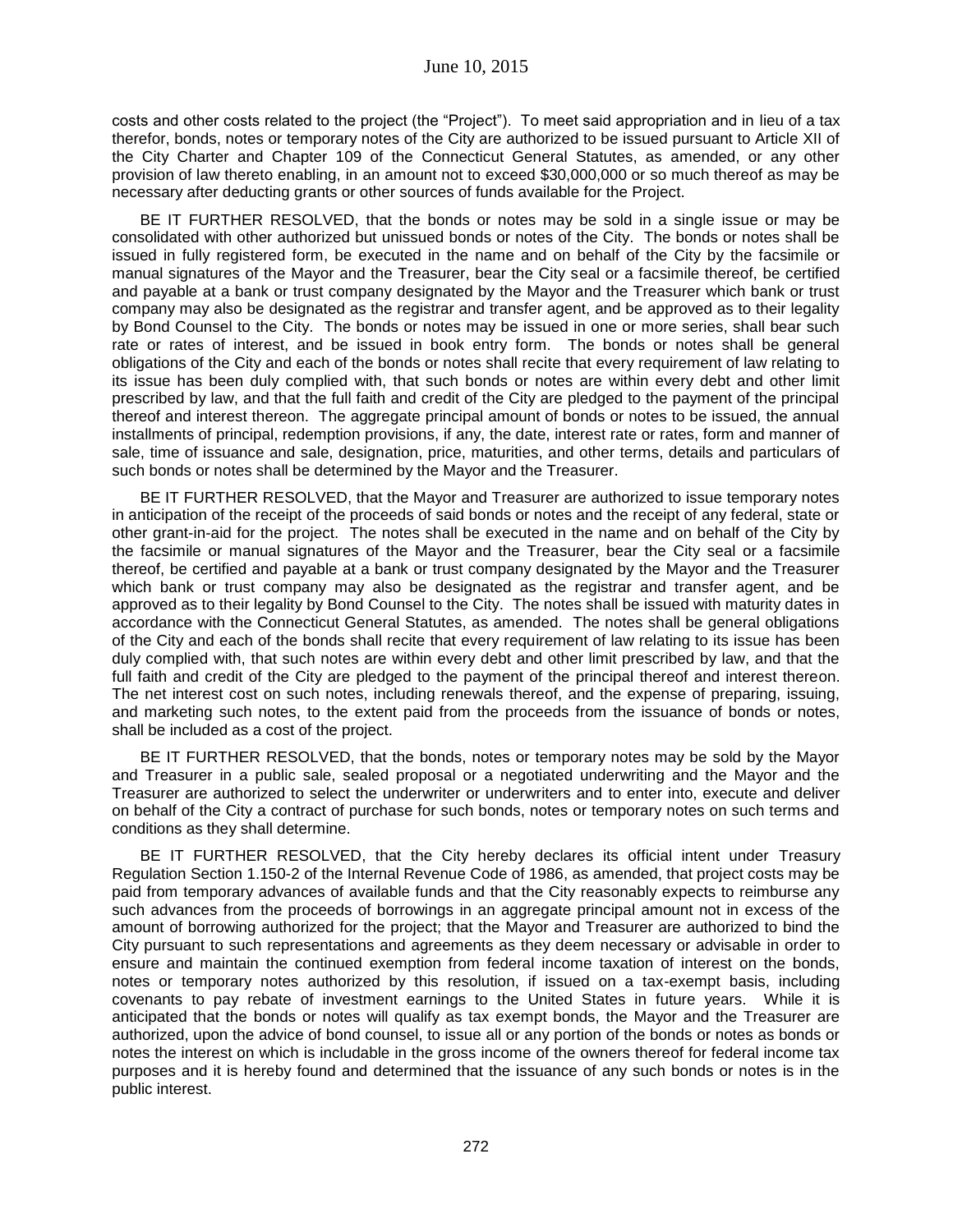costs and other costs related to the project (the "Project"). To meet said appropriation and in lieu of a tax therefor, bonds, notes or temporary notes of the City are authorized to be issued pursuant to Article XII of the City Charter and Chapter 109 of the Connecticut General Statutes, as amended, or any other provision of law thereto enabling, in an amount not to exceed $30,000,000 or so much thereof as may be necessary after deducting grants or other sources of funds available for the Project.

BE IT FURTHER RESOLVED, that the bonds or notes may be sold in a single issue or may be consolidated with other authorized but unissued bonds or notes of the City. The bonds or notes shall be issued in fully registered form, be executed in the name and on behalf of the City by the facsimile or manual signatures of the Mayor and the Treasurer, bear the City seal or a facsimile thereof, be certified and payable at a bank or trust company designated by the Mayor and the Treasurer which bank or trust company may also be designated as the registrar and transfer agent, and be approved as to their legality by Bond Counsel to the City. The bonds or notes may be issued in one or more series, shall bear such rate or rates of interest, and be issued in book entry form. The bonds or notes shall be general obligations of the City and each of the bonds or notes shall recite that every requirement of law relating to its issue has been duly complied with, that such bonds or notes are within every debt and other limit prescribed by law, and that the full faith and credit of the City are pledged to the payment of the principal thereof and interest thereon. The aggregate principal amount of bonds or notes to be issued, the annual installments of principal, redemption provisions, if any, the date, interest rate or rates, form and manner of sale, time of issuance and sale, designation, price, maturities, and other terms, details and particulars of such bonds or notes shall be determined by the Mayor and the Treasurer.

BE IT FURTHER RESOLVED, that the Mayor and Treasurer are authorized to issue temporary notes in anticipation of the receipt of the proceeds of said bonds or notes and the receipt of any federal, state or other grant-in-aid for the project. The notes shall be executed in the name and on behalf of the City by the facsimile or manual signatures of the Mayor and the Treasurer, bear the City seal or a facsimile thereof, be certified and payable at a bank or trust company designated by the Mayor and the Treasurer which bank or trust company may also be designated as the registrar and transfer agent, and be approved as to their legality by Bond Counsel to the City. The notes shall be issued with maturity dates in accordance with the Connecticut General Statutes, as amended. The notes shall be general obligations of the City and each of the bonds shall recite that every requirement of law relating to its issue has been duly complied with, that such notes are within every debt and other limit prescribed by law, and that the full faith and credit of the City are pledged to the payment of the principal thereof and interest thereon. The net interest cost on such notes, including renewals thereof, and the expense of preparing, issuing, and marketing such notes, to the extent paid from the proceeds from the issuance of bonds or notes, shall be included as a cost of the project.

BE IT FURTHER RESOLVED, that the bonds, notes or temporary notes may be sold by the Mayor and Treasurer in a public sale, sealed proposal or a negotiated underwriting and the Mayor and the Treasurer are authorized to select the underwriter or underwriters and to enter into, execute and deliver on behalf of the City a contract of purchase for such bonds, notes or temporary notes on such terms and conditions as they shall determine.

BE IT FURTHER RESOLVED, that the City hereby declares its official intent under Treasury Regulation Section 1.150-2 of the Internal Revenue Code of 1986, as amended, that project costs may be paid from temporary advances of available funds and that the City reasonably expects to reimburse any such advances from the proceeds of borrowings in an aggregate principal amount not in excess of the amount of borrowing authorized for the project; that the Mayor and Treasurer are authorized to bind the City pursuant to such representations and agreements as they deem necessary or advisable in order to ensure and maintain the continued exemption from federal income taxation of interest on the bonds, notes or temporary notes authorized by this resolution, if issued on a tax-exempt basis, including covenants to pay rebate of investment earnings to the United States in future years. While it is anticipated that the bonds or notes will qualify as tax exempt bonds, the Mayor and the Treasurer are authorized, upon the advice of bond counsel, to issue all or any portion of the bonds or notes as bonds or notes the interest on which is includable in the gross income of the owners thereof for federal income tax purposes and it is hereby found and determined that the issuance of any such bonds or notes is in the public interest.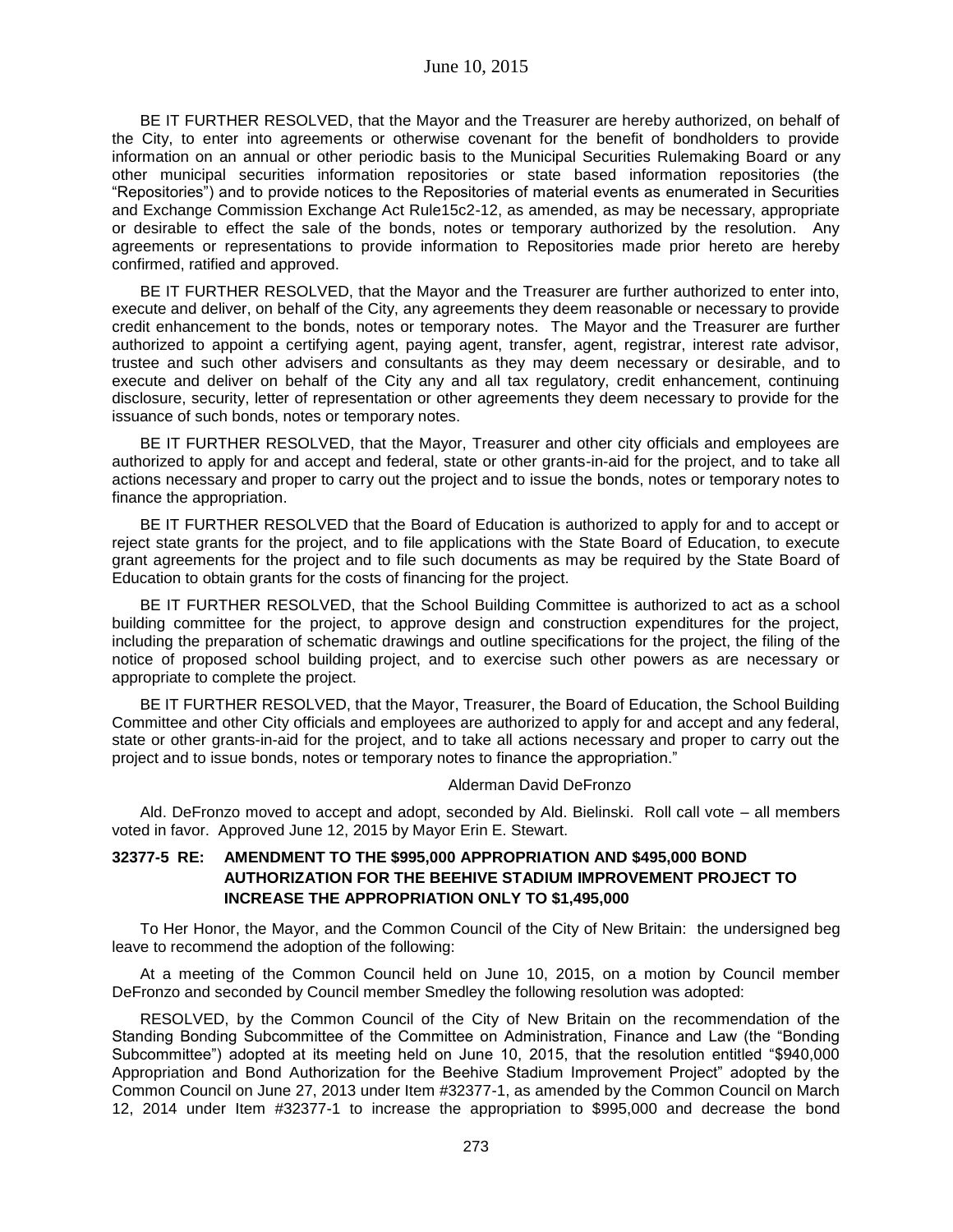BE IT FURTHER RESOLVED, that the Mayor and the Treasurer are hereby authorized, on behalf of the City, to enter into agreements or otherwise covenant for the benefit of bondholders to provide information on an annual or other periodic basis to the Municipal Securities Rulemaking Board or any other municipal securities information repositories or state based information repositories (the "Repositories") and to provide notices to the Repositories of material events as enumerated in Securities and Exchange Commission Exchange Act Rule15c2-12, as amended, as may be necessary, appropriate or desirable to effect the sale of the bonds, notes or temporary authorized by the resolution. Any agreements or representations to provide information to Repositories made prior hereto are hereby confirmed, ratified and approved.

BE IT FURTHER RESOLVED, that the Mayor and the Treasurer are further authorized to enter into, execute and deliver, on behalf of the City, any agreements they deem reasonable or necessary to provide credit enhancement to the bonds, notes or temporary notes. The Mayor and the Treasurer are further authorized to appoint a certifying agent, paying agent, transfer, agent, registrar, interest rate advisor, trustee and such other advisers and consultants as they may deem necessary or desirable, and to execute and deliver on behalf of the City any and all tax regulatory, credit enhancement, continuing disclosure, security, letter of representation or other agreements they deem necessary to provide for the issuance of such bonds, notes or temporary notes.

BE IT FURTHER RESOLVED, that the Mayor, Treasurer and other city officials and employees are authorized to apply for and accept and federal, state or other grants-in-aid for the project, and to take all actions necessary and proper to carry out the project and to issue the bonds, notes or temporary notes to finance the appropriation.

BE IT FURTHER RESOLVED that the Board of Education is authorized to apply for and to accept or reject state grants for the project, and to file applications with the State Board of Education, to execute grant agreements for the project and to file such documents as may be required by the State Board of Education to obtain grants for the costs of financing for the project.

BE IT FURTHER RESOLVED, that the School Building Committee is authorized to act as a school building committee for the project, to approve design and construction expenditures for the project, including the preparation of schematic drawings and outline specifications for the project, the filing of the notice of proposed school building project, and to exercise such other powers as are necessary or appropriate to complete the project.

BE IT FURTHER RESOLVED, that the Mayor, Treasurer, the Board of Education, the School Building Committee and other City officials and employees are authorized to apply for and accept and any federal, state or other grants-in-aid for the project, and to take all actions necessary and proper to carry out the project and to issue bonds, notes or temporary notes to finance the appropriation."

Alderman David DeFronzo

Ald. DeFronzo moved to accept and adopt, seconded by Ald. Bielinski. Roll call vote – all members voted in favor. Approved June 12, 2015 by Mayor Erin E. Stewart.

**32377-5 RE: AMENDMENT TO THE $995,000 APPROPRIATION AND $495,000 BOND AUTHORIZATION FOR THE BEEHIVE STADIUM IMPROVEMENT PROJECT TO INCREASE THE APPROPRIATION ONLY TO $1,495,000**

To Her Honor, the Mayor, and the Common Council of the City of New Britain: the undersigned beg leave to recommend the adoption of the following:

At a meeting of the Common Council held on June 10, 2015, on a motion by Council member DeFronzo and seconded by Council member Smedley the following resolution was adopted:

RESOLVED, by the Common Council of the City of New Britain on the recommendation of the Standing Bonding Subcommittee of the Committee on Administration, Finance and Law (the "Bonding Subcommittee") adopted at its meeting held on June 10, 2015, that the resolution entitled "$940,000 Appropriation and Bond Authorization for the Beehive Stadium Improvement Project" adopted by the Common Council on June 27, 2013 under Item #32377-1, as amended by the Common Council on March 12, 2014 under Item #32377-1 to increase the appropriation to $995,000 and decrease the bond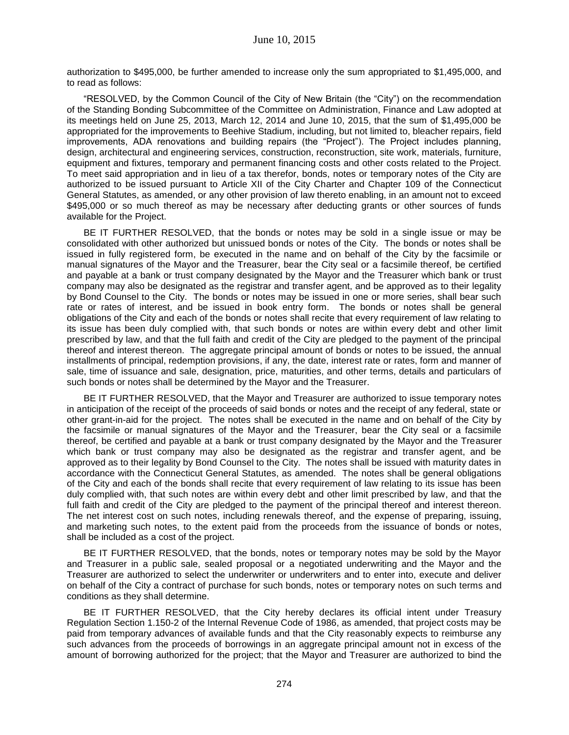authorization to $495,000, be further amended to increase only the sum appropriated to $1,495,000, and to read as follows:

"RESOLVED, by the Common Council of the City of New Britain (the "City") on the recommendation of the Standing Bonding Subcommittee of the Committee on Administration, Finance and Law adopted at its meetings held on June 25, 2013, March 12, 2014 and June 10, 2015, that the sum of $1,495,000 be appropriated for the improvements to Beehive Stadium, including, but not limited to, bleacher repairs, field improvements, ADA renovations and building repairs (the "Project"). The Project includes planning, design, architectural and engineering services, construction, reconstruction, site work, materials, furniture, equipment and fixtures, temporary and permanent financing costs and other costs related to the Project. To meet said appropriation and in lieu of a tax therefor, bonds, notes or temporary notes of the City are authorized to be issued pursuant to Article XII of the City Charter and Chapter 109 of the Connecticut General Statutes, as amended, or any other provision of law thereto enabling, in an amount not to exceed $495,000 or so much thereof as may be necessary after deducting grants or other sources of funds available for the Project.

BE IT FURTHER RESOLVED, that the bonds or notes may be sold in a single issue or may be consolidated with other authorized but unissued bonds or notes of the City. The bonds or notes shall be issued in fully registered form, be executed in the name and on behalf of the City by the facsimile or manual signatures of the Mayor and the Treasurer, bear the City seal or a facsimile thereof, be certified and payable at a bank or trust company designated by the Mayor and the Treasurer which bank or trust company may also be designated as the registrar and transfer agent, and be approved as to their legality by Bond Counsel to the City. The bonds or notes may be issued in one or more series, shall bear such rate or rates of interest, and be issued in book entry form. The bonds or notes shall be general obligations of the City and each of the bonds or notes shall recite that every requirement of law relating to its issue has been duly complied with, that such bonds or notes are within every debt and other limit prescribed by law, and that the full faith and credit of the City are pledged to the payment of the principal thereof and interest thereon. The aggregate principal amount of bonds or notes to be issued, the annual installments of principal, redemption provisions, if any, the date, interest rate or rates, form and manner of sale, time of issuance and sale, designation, price, maturities, and other terms, details and particulars of such bonds or notes shall be determined by the Mayor and the Treasurer.

BE IT FURTHER RESOLVED, that the Mayor and Treasurer are authorized to issue temporary notes in anticipation of the receipt of the proceeds of said bonds or notes and the receipt of any federal, state or other grant-in-aid for the project. The notes shall be executed in the name and on behalf of the City by the facsimile or manual signatures of the Mayor and the Treasurer, bear the City seal or a facsimile thereof, be certified and payable at a bank or trust company designated by the Mayor and the Treasurer which bank or trust company may also be designated as the registrar and transfer agent, and be approved as to their legality by Bond Counsel to the City. The notes shall be issued with maturity dates in accordance with the Connecticut General Statutes, as amended. The notes shall be general obligations of the City and each of the bonds shall recite that every requirement of law relating to its issue has been duly complied with, that such notes are within every debt and other limit prescribed by law, and that the full faith and credit of the City are pledged to the payment of the principal thereof and interest thereon. The net interest cost on such notes, including renewals thereof, and the expense of preparing, issuing, and marketing such notes, to the extent paid from the proceeds from the issuance of bonds or notes, shall be included as a cost of the project.

BE IT FURTHER RESOLVED, that the bonds, notes or temporary notes may be sold by the Mayor and Treasurer in a public sale, sealed proposal or a negotiated underwriting and the Mayor and the Treasurer are authorized to select the underwriter or underwriters and to enter into, execute and deliver on behalf of the City a contract of purchase for such bonds, notes or temporary notes on such terms and conditions as they shall determine.

BE IT FURTHER RESOLVED, that the City hereby declares its official intent under Treasury Regulation Section 1.150-2 of the Internal Revenue Code of 1986, as amended, that project costs may be paid from temporary advances of available funds and that the City reasonably expects to reimburse any such advances from the proceeds of borrowings in an aggregate principal amount not in excess of the amount of borrowing authorized for the project; that the Mayor and Treasurer are authorized to bind the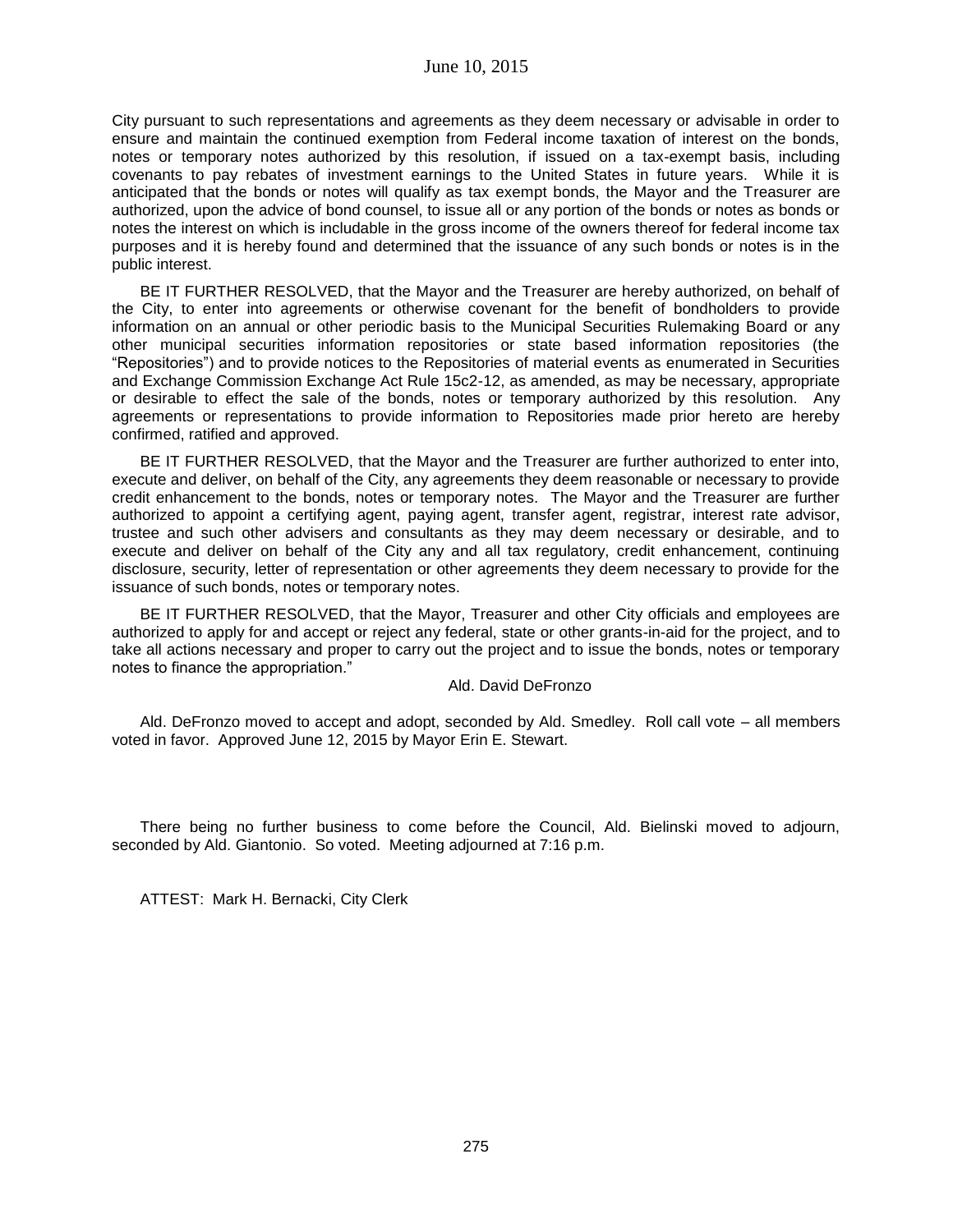City pursuant to such representations and agreements as they deem necessary or advisable in order to ensure and maintain the continued exemption from Federal income taxation of interest on the bonds, notes or temporary notes authorized by this resolution, if issued on a tax-exempt basis, including covenants to pay rebates of investment earnings to the United States in future years. While it is anticipated that the bonds or notes will qualify as tax exempt bonds, the Mayor and the Treasurer are authorized, upon the advice of bond counsel, to issue all or any portion of the bonds or notes as bonds or notes the interest on which is includable in the gross income of the owners thereof for federal income tax purposes and it is hereby found and determined that the issuance of any such bonds or notes is in the public interest.

BE IT FURTHER RESOLVED, that the Mayor and the Treasurer are hereby authorized, on behalf of the City, to enter into agreements or otherwise covenant for the benefit of bondholders to provide information on an annual or other periodic basis to the Municipal Securities Rulemaking Board or any other municipal securities information repositories or state based information repositories (the "Repositories") and to provide notices to the Repositories of material events as enumerated in Securities and Exchange Commission Exchange Act Rule 15c2-12, as amended, as may be necessary, appropriate or desirable to effect the sale of the bonds, notes or temporary authorized by this resolution. Any agreements or representations to provide information to Repositories made prior hereto are hereby confirmed, ratified and approved.

BE IT FURTHER RESOLVED, that the Mayor and the Treasurer are further authorized to enter into, execute and deliver, on behalf of the City, any agreements they deem reasonable or necessary to provide credit enhancement to the bonds, notes or temporary notes. The Mayor and the Treasurer are further authorized to appoint a certifying agent, paying agent, transfer agent, registrar, interest rate advisor, trustee and such other advisers and consultants as they may deem necessary or desirable, and to execute and deliver on behalf of the City any and all tax regulatory, credit enhancement, continuing disclosure, security, letter of representation or other agreements they deem necessary to provide for the issuance of such bonds, notes or temporary notes.

BE IT FURTHER RESOLVED, that the Mayor, Treasurer and other City officials and employees are authorized to apply for and accept or reject any federal, state or other grants-in-aid for the project, and to take all actions necessary and proper to carry out the project and to issue the bonds, notes or temporary notes to finance the appropriation."

Ald. David DeFronzo

Ald. DeFronzo moved to accept and adopt, seconded by Ald. Smedley. Roll call vote – all members voted in favor. Approved June 12, 2015 by Mayor Erin E. Stewart.

There being no further business to come before the Council, Ald. Bielinski moved to adjourn, seconded by Ald. Giantonio. So voted. Meeting adjourned at 7:16 p.m.

ATTEST: Mark H. Bernacki, City Clerk